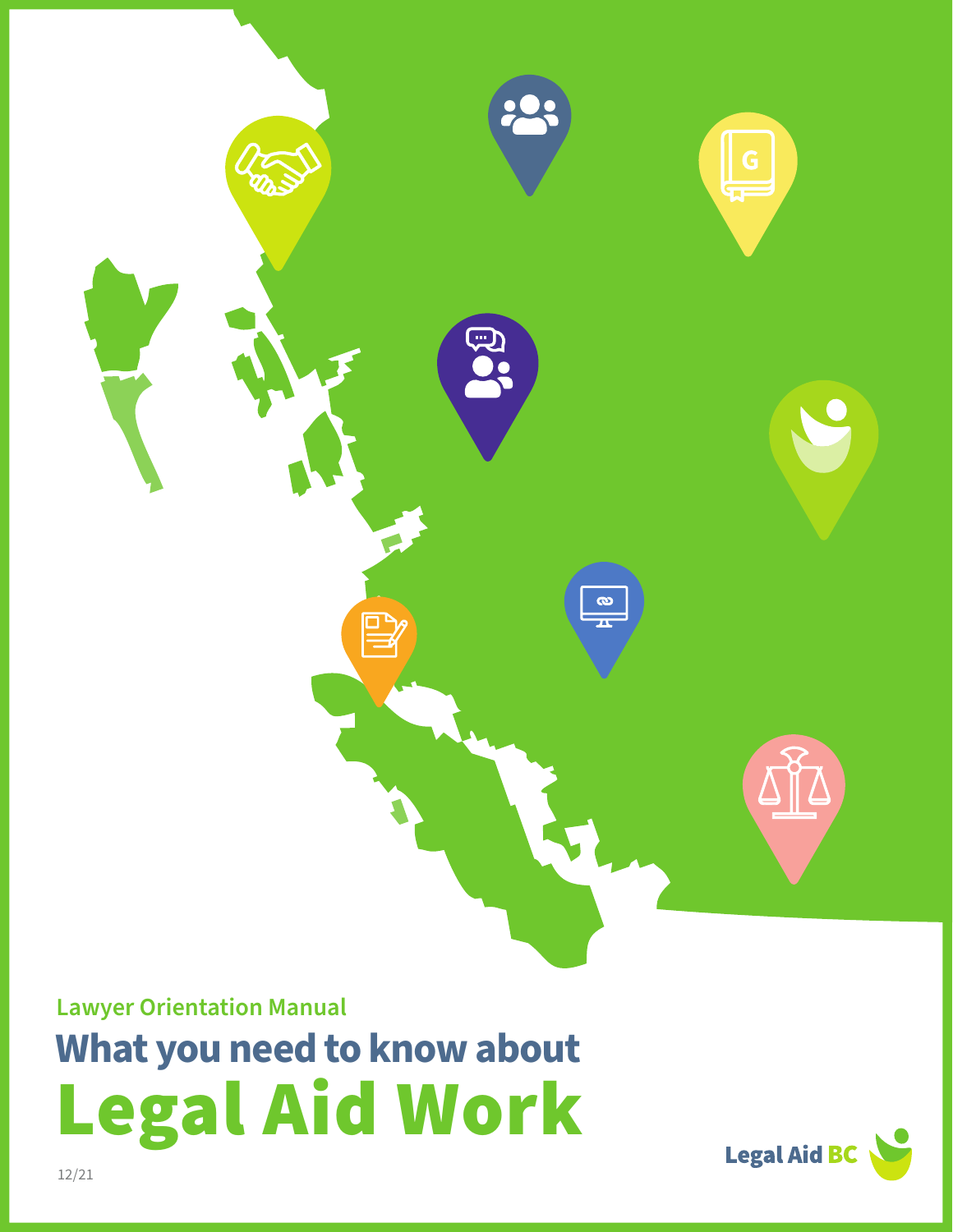Lawyer Orientation Manual

# What you need to know about Legal Aid Work

12/21

Legal Aid BC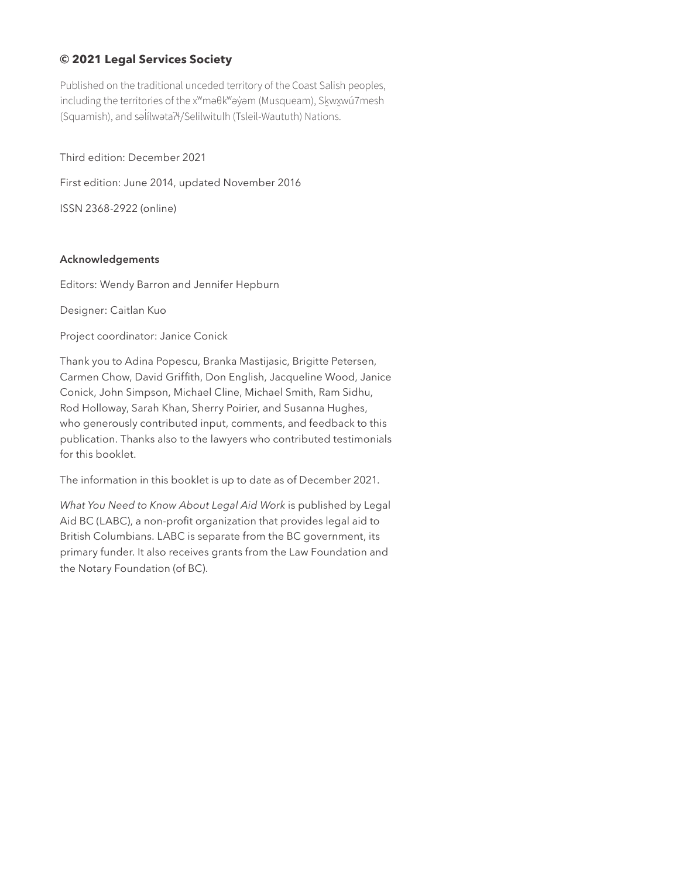**© 2021 Legal Services Society**

Published on the traditional unceded territory of the Coast Salish peoples, including the territories of the xʷməθkʷəy̓əm (Musqueam), Sḵwx̱wú7mesh (Squamish), and səl̓ílwətaʔɬ/Selilwitulh (Tsleil-Waututh) Nations.

Third edition: December 2021

First edition: June 2014, updated November 2016

ISSN 2368-2922 (online)

**Acknowledgements**

Editors: Wendy Barron and Jennifer Hepburn

Designer: Caitlan Kuo

Project coordinator: Janice Conick

Thank you to Adina Popescu, Branka Mastijasic, Brigitte Petersen, Carmen Chow, David Griffith, Don English, Jacqueline Wood, Janice Conick, John Simpson, Michael Cline, Michael Smith, Ram Sidhu, Rod Holloway, Sarah Khan, Sherry Poirier, and Susanna Hughes, who generously contributed input, comments, and feedback to this publication. Thanks also to the lawyers who contributed testimonials for this booklet.

The information in this booklet is up to date as of December 2021.

*What You Need to Know About Legal Aid Work* is published by Legal Aid BC (LABC), a non-profit organization that provides legal aid to British Columbians. LABC is separate from the BC government, its primary funder. It also receives grants from the Law Foundation and the Notary Foundation (of BC).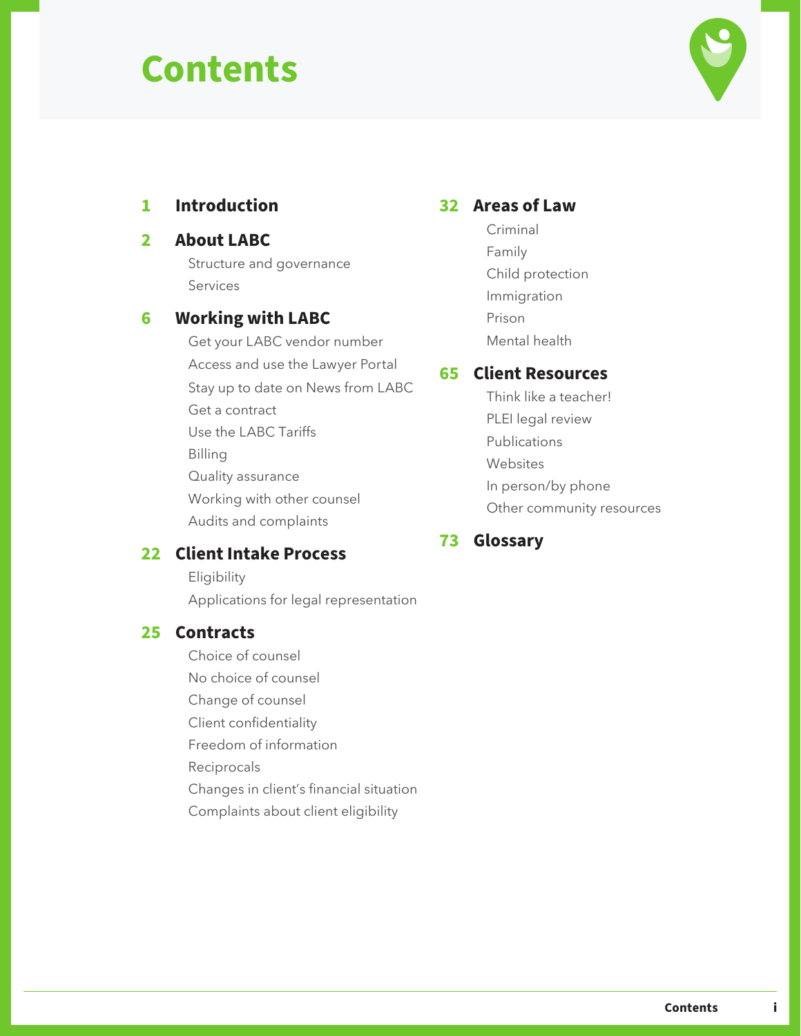# Contents

**1 Introduction**

**2 About LABC**

- Structure and governance
- Services

**6 Working with LABC**

- Get your LABC vendor number
- Access and use the Lawyer Portal
- Stay up to date on News from LABC
- Get a contract
- Use the LABC Tariffs
- Billing
- Quality assurance
- Working with other counsel
- Audits and complaints

**22 Client Intake Process**

- Eligibility
- Applications for legal representation

**25 Contracts**

- Choice of counsel
- No choice of counsel
- Change of counsel
- Client confidentiality
- Freedom of information
- Reciprocals
- Changes in client's financial situation
- Complaints about client eligibility

**32 Areas of Law**

- Criminal
- Family
- Child protection
- Immigration
- Prison
- Mental health

**65 Client Resources**

- Think like a teacher!
- PLEI legal review
- Publications
- Websites
- In person/by phone
- Other community resources

**73 Glossary**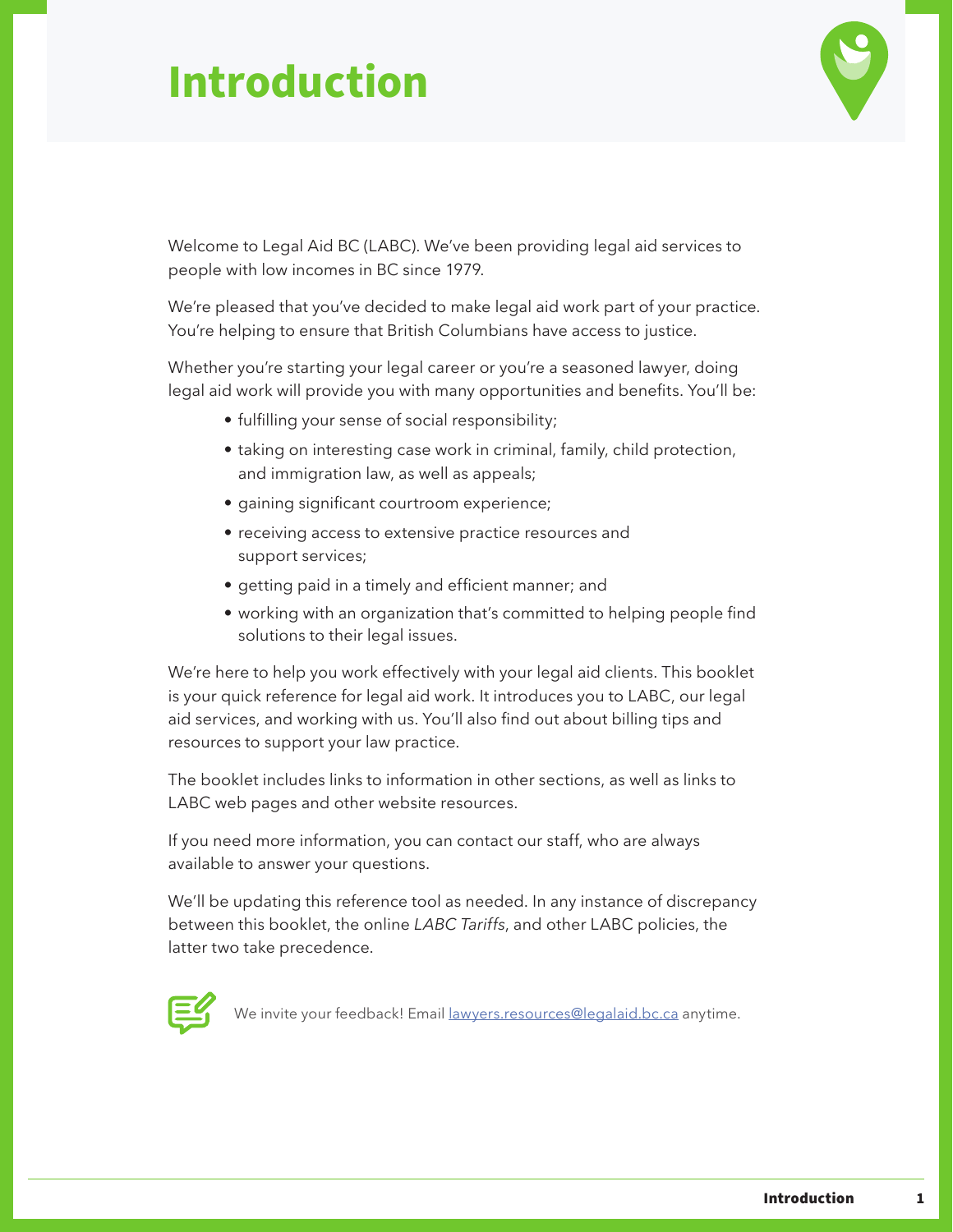# Introduction

Welcome to Legal Aid BC (LABC). We've been providing legal aid services to people with low incomes in BC since 1979.

We're pleased that you've decided to make legal aid work part of your practice. You're helping to ensure that British Columbians have access to justice.

Whether you're starting your legal career or you're a seasoned lawyer, doing legal aid work will provide you with many opportunities and benefits. You'll be:

- fulfilling your sense of social responsibility;
- taking on interesting case work in criminal, family, child protection, and immigration law, as well as appeals;
- gaining significant courtroom experience;
- receiving access to extensive practice resources and support services;
- getting paid in a timely and efficient manner; and
- working with an organization that's committed to helping people find solutions to their legal issues.

We're here to help you work effectively with your legal aid clients. This booklet is your quick reference for legal aid work. It introduces you to LABC, our legal aid services, and working with us. You'll also find out about billing tips and resources to support your law practice.

The booklet includes links to information in other sections, as well as links to LABC web pages and other website resources.

If you need more information, you can contact our staff, who are always available to answer your questions.

We'll be updating this reference tool as needed. In any instance of discrepancy between this booklet, the online *LABC Tariffs*, and other LABC policies, the latter two take precedence.

We invite your feedback! Email lawyers.resources@legalaid.bc.ca anytime.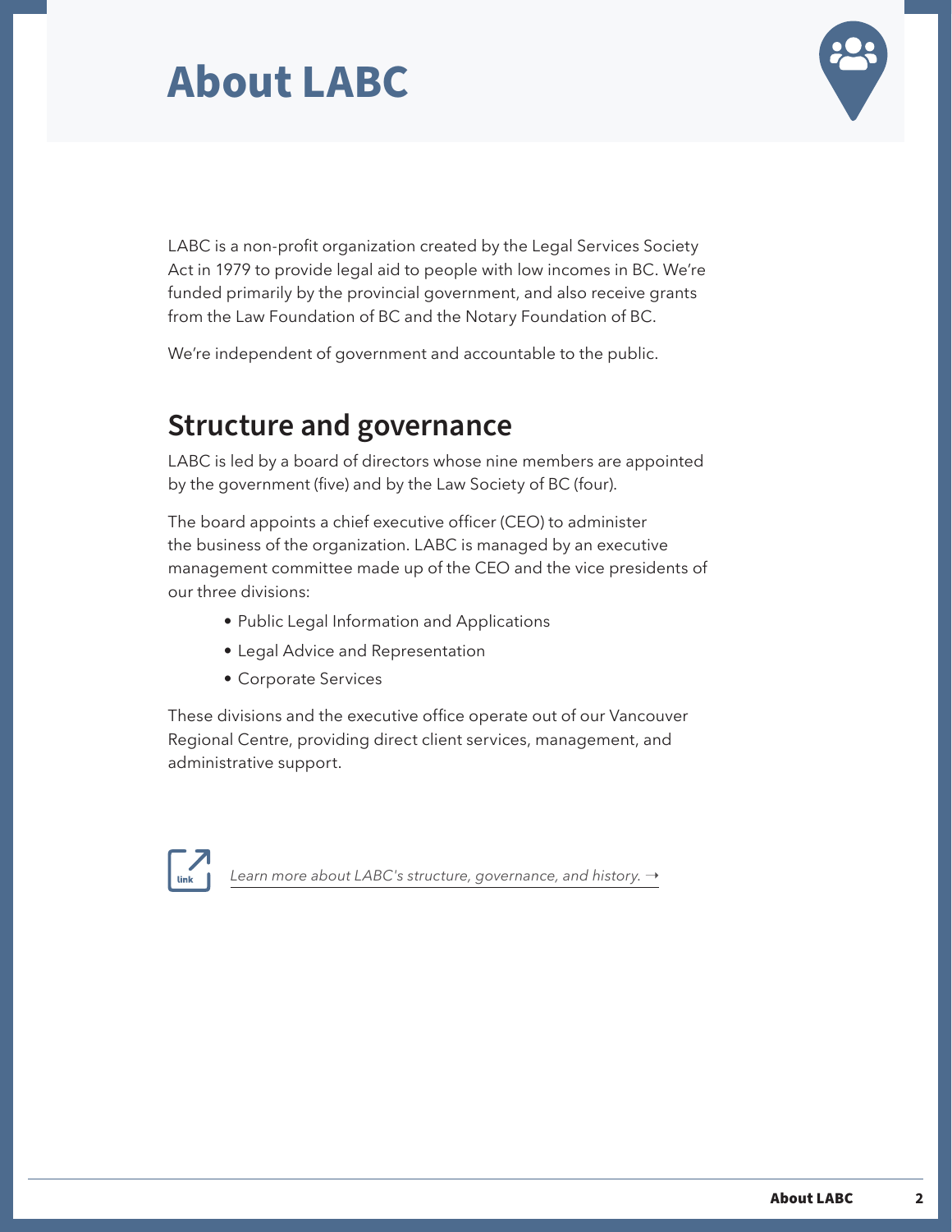# About LABC

LABC is a non-profit organization created by the Legal Services Society Act in 1979 to provide legal aid to people with low incomes in BC. We're funded primarily by the provincial government, and also receive grants from the Law Foundation of BC and the Notary Foundation of BC.

We're independent of government and accountable to the public.

## Structure and governance

LABC is led by a board of directors whose nine members are appointed by the government (five) and by the Law Society of BC (four).

The board appoints a chief executive officer (CEO) to administer the business of the organization. LABC is managed by an executive management committee made up of the CEO and the vice presidents of our three divisions:

- Public Legal Information and Applications
- Legal Advice and Representation
- Corporate Services

These divisions and the executive office operate out of our Vancouver Regional Centre, providing direct client services, management, and administrative support.

*Learn more about LABC's structure, governance, and history. →*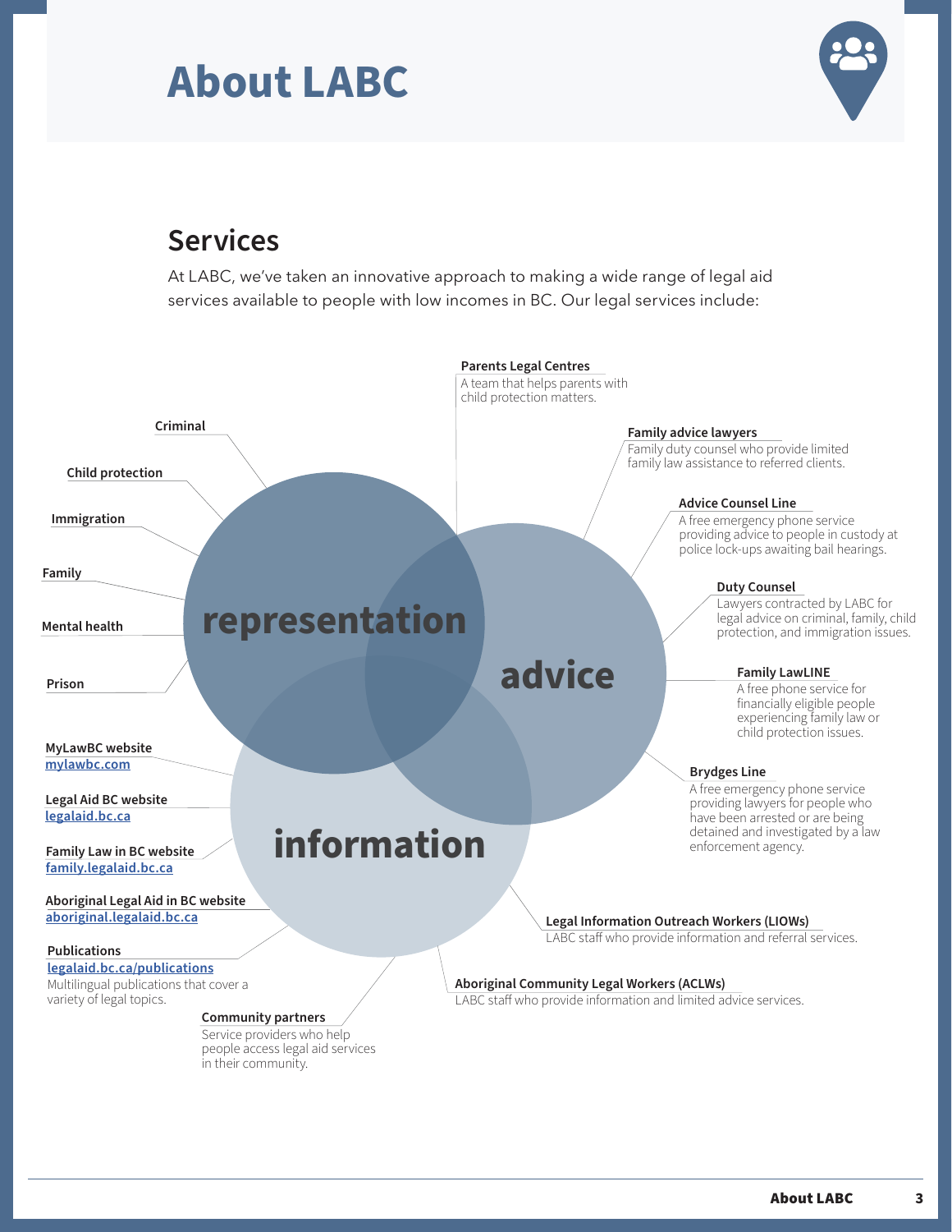# About LABC

## Services

At LABC, we've taken an innovative approach to making a wide range of legal aid services available to people with low incomes in BC. Our legal services include:

### representation

- **Criminal**
- **Child protection**
- **Immigration**
- **Family**
- **Mental health**
- **Prison**

### advice

**Parents Legal Centres**
A team that helps parents with child protection matters.

**Family advice lawyers**
Family duty counsel who provide limited family law assistance to referred clients.

**Advice Counsel Line**
A free emergency phone service providing advice to people in custody at police lock-ups awaiting bail hearings.

**Duty Counsel**
Lawyers contracted by LABC for legal advice on criminal, family, child protection, and immigration issues.

**Family LawLINE**
A free phone service for financially eligible people experiencing family law or child protection issues.

**Brydges Line**
A free emergency phone service providing lawyers for people who have been arrested or are being detained and investigated by a law enforcement agency.

### information

**MyLawBC website**
mylawbc.com

**Legal Aid BC website**
legalaid.bc.ca

**Family Law in BC website**
family.legalaid.bc.ca

**Aboriginal Legal Aid in BC website**
aboriginal.legalaid.bc.ca

**Publications**
legalaid.bc.ca/publications
Multilingual publications that cover a variety of legal topics.

**Community partners**
Service providers who help people access legal aid services in their community.

**Legal Information Outreach Workers (LIOWs)**
LABC staff who provide information and referral services.

**Aboriginal Community Legal Workers (ACLWs)**
LABC staff who provide information and limited advice services.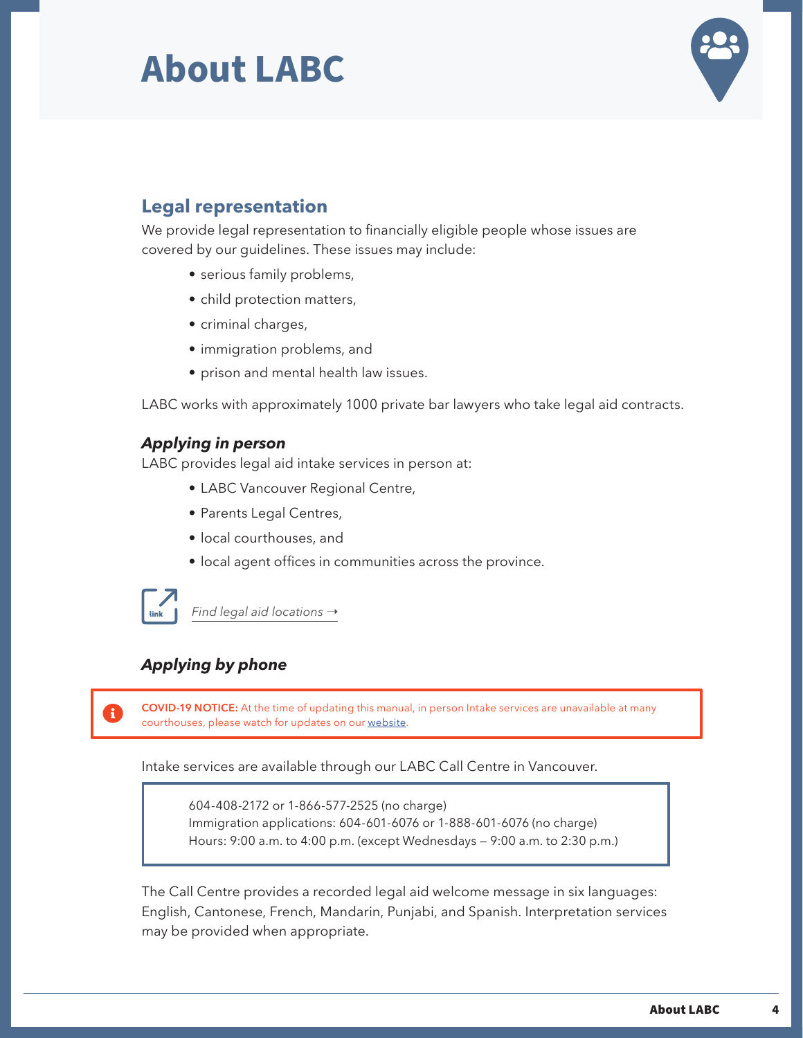# About LABC

## Legal representation

We provide legal representation to financially eligible people whose issues are covered by our guidelines. These issues may include:

- serious family problems,
- child protection matters,
- criminal charges,
- immigration problems, and
- prison and mental health law issues.

LABC works with approximately 1000 private bar lawyers who take legal aid contracts.

### *Applying in person*

LABC provides legal aid intake services in person at:

- LABC Vancouver Regional Centre,
- Parents Legal Centres,
- local courthouses, and
- local agent offices in communities across the province.

*Find legal aid locations →*

### *Applying by phone*

**COVID-19 NOTICE:** At the time of updating this manual, in person Intake services are unavailable at many courthouses, please watch for updates on our website.

Intake services are available through our LABC Call Centre in Vancouver.

> 604-408-2172 or 1-866-577-2525 (no charge)
> Immigration applications: 604-601-6076 or 1-888-601-6076 (no charge)
> Hours: 9:00 a.m. to 4:00 p.m. (except Wednesdays – 9:00 a.m. to 2:30 p.m.)

The Call Centre provides a recorded legal aid welcome message in six languages: English, Cantonese, French, Mandarin, Punjabi, and Spanish. Interpretation services may be provided when appropriate.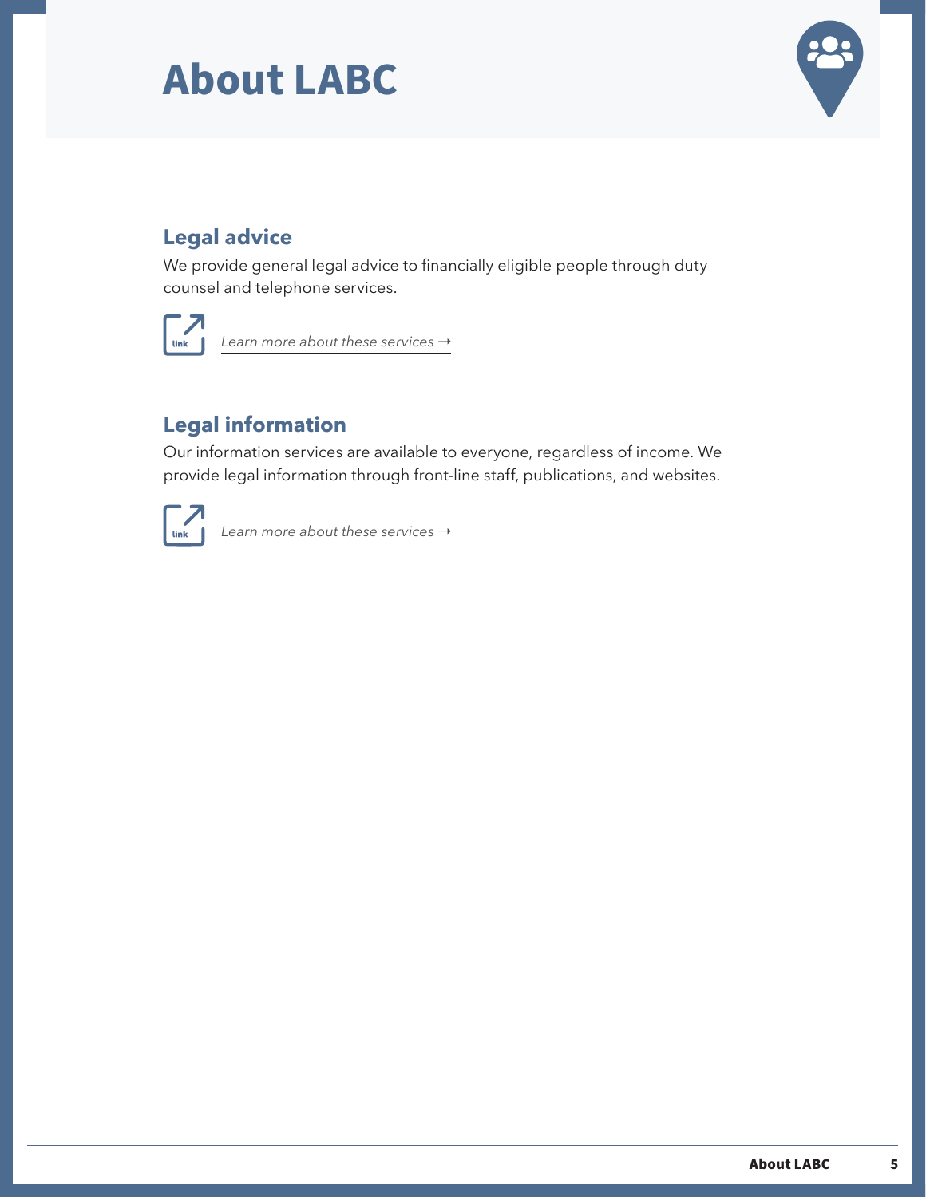# About LABC

## Legal advice

We provide general legal advice to financially eligible people through duty counsel and telephone services.

*Learn more about these services →*

## Legal information

Our information services are available to everyone, regardless of income. We provide legal information through front-line staff, publications, and websites.

*Learn more about these services →*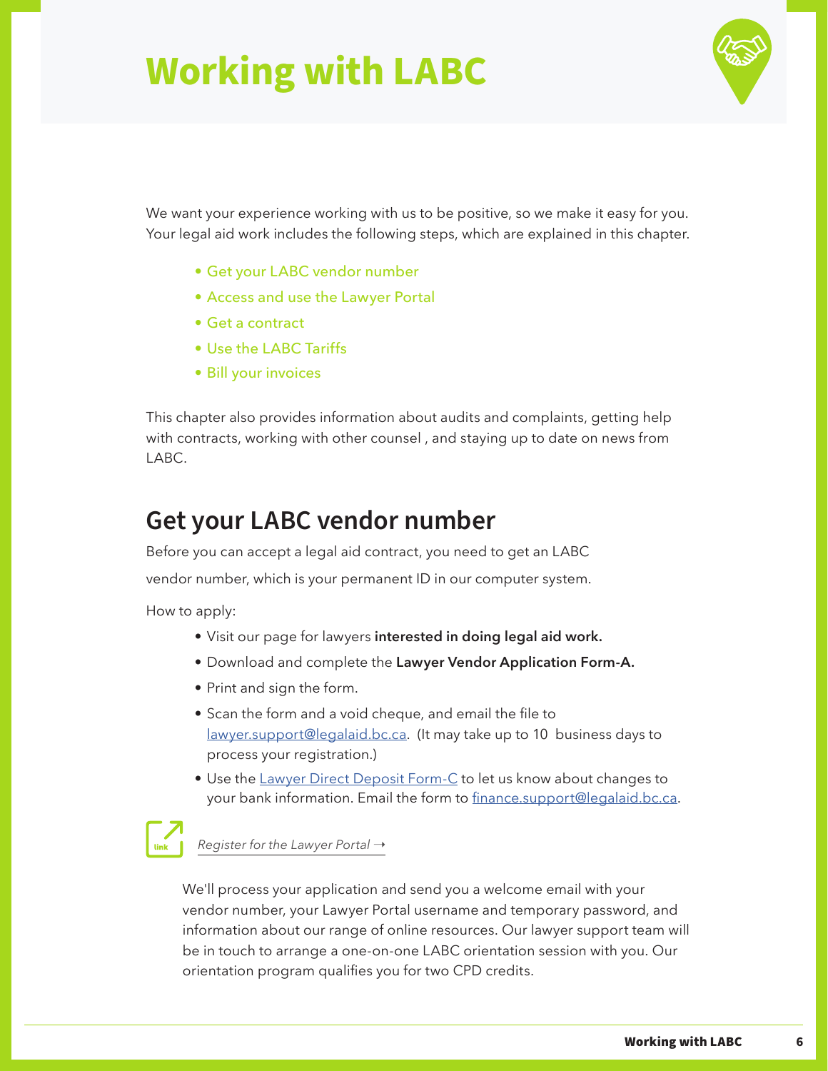# Working with LABC

We want your experience working with us to be positive, so we make it easy for you. Your legal aid work includes the following steps, which are explained in this chapter.

- Get your LABC vendor number
- Access and use the Lawyer Portal
- Get a contract
- Use the LABC Tariffs
- Bill your invoices

This chapter also provides information about audits and complaints, getting help with contracts, working with other counsel , and staying up to date on news from LABC.

## Get your LABC vendor number

Before you can accept a legal aid contract, you need to get an LABC vendor number, which is your permanent ID in our computer system.

How to apply:

- Visit our page for lawyers **interested in doing legal aid work.**
- Download and complete the **Lawyer Vendor Application Form-A.**
- Print and sign the form.
- Scan the form and a void cheque, and email the file to lawyer.support@legalaid.bc.ca. (It may take up to 10 business days to process your registration.)
- Use the Lawyer Direct Deposit Form-C to let us know about changes to your bank information. Email the form to finance.support@legalaid.bc.ca.

link *Register for the Lawyer Portal →*

We'll process your application and send you a welcome email with your vendor number, your Lawyer Portal username and temporary password, and information about our range of online resources. Our lawyer support team will be in touch to arrange a one-on-one LABC orientation session with you. Our orientation program qualifies you for two CPD credits.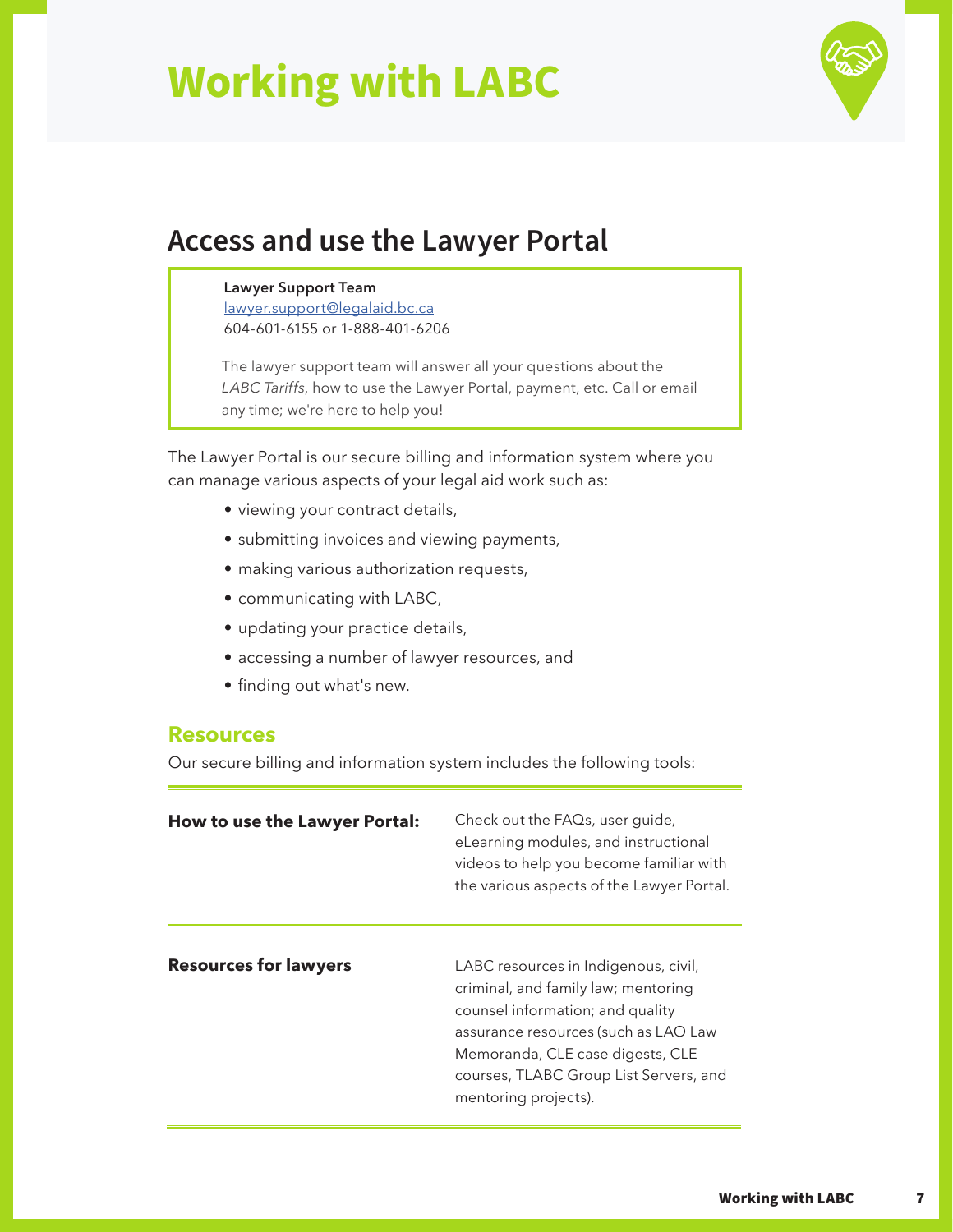# Working with LABC

## Access and use the Lawyer Portal

**Lawyer Support Team**
lawyer.support@legalaid.bc.ca
604-601-6155 or 1-888-401-6206

The lawyer support team will answer all your questions about the *LABC Tariffs*, how to use the Lawyer Portal, payment, etc. Call or email any time; we're here to help you!

The Lawyer Portal is our secure billing and information system where you can manage various aspects of your legal aid work such as:

- viewing your contract details,
- submitting invoices and viewing payments,
- making various authorization requests,
- communicating with LABC,
- updating your practice details,
- accessing a number of lawyer resources, and
- finding out what's new.

### Resources

Our secure billing and information system includes the following tools:

| | |
|---|---|
| **How to use the Lawyer Portal:** | Check out the FAQs, user guide, eLearning modules, and instructional videos to help you become familiar with the various aspects of the Lawyer Portal. |
| **Resources for lawyers** | LABC resources in Indigenous, civil, criminal, and family law; mentoring counsel information; and quality assurance resources (such as LAO Law Memoranda, CLE case digests, CLE courses, TLABC Group List Servers, and mentoring projects). |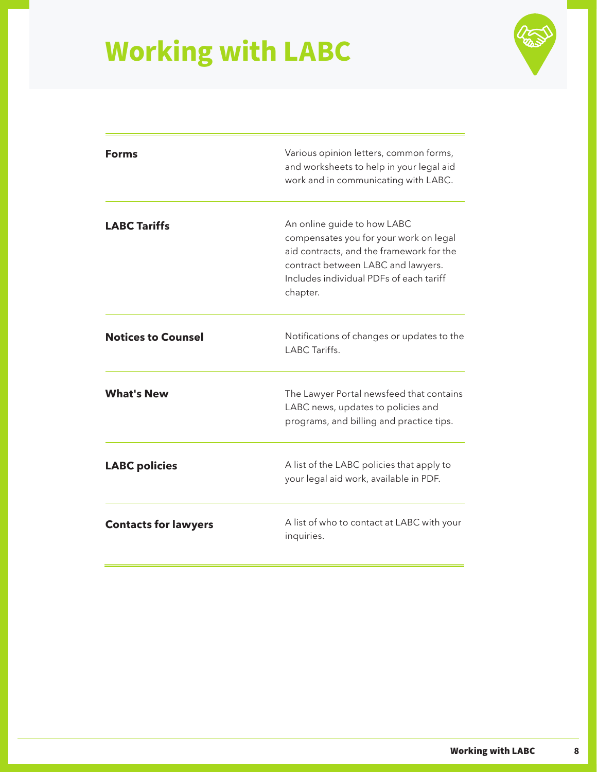# Working with LABC

| | |
|---|---|
| **Forms** | Various opinion letters, common forms, and worksheets to help in your legal aid work and in communicating with LABC. |
| **LABC Tariffs** | An online guide to how LABC compensates you for your work on legal aid contracts, and the framework for the contract between LABC and lawyers. Includes individual PDFs of each tariff chapter. |
| **Notices to Counsel** | Notifications of changes or updates to the LABC Tariffs. |
| **What's New** | The Lawyer Portal newsfeed that contains LABC news, updates to policies and programs, and billing and practice tips. |
| **LABC policies** | A list of the LABC policies that apply to your legal aid work, available in PDF. |
| **Contacts for lawyers** | A list of who to contact at LABC with your inquiries. |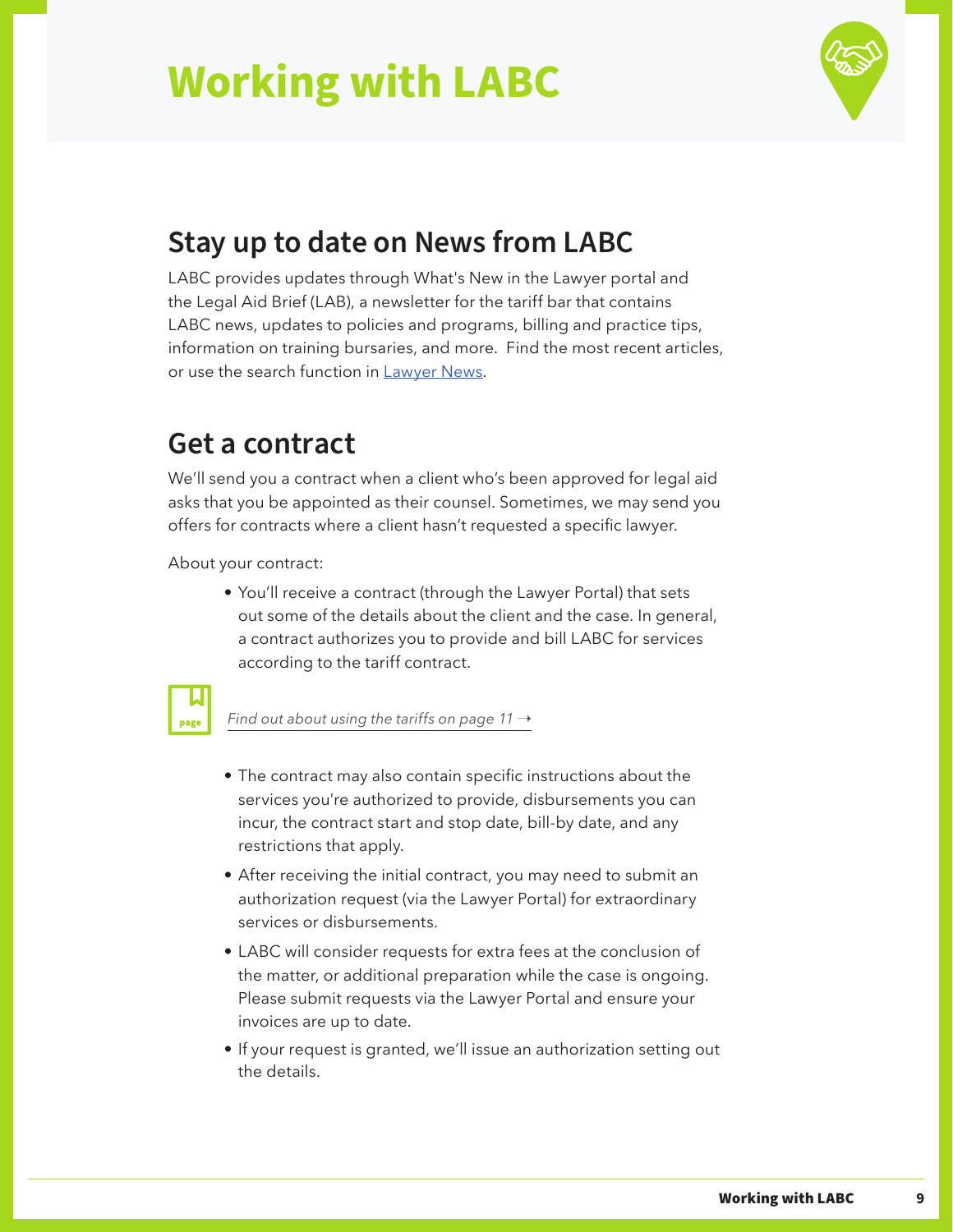# Working with LABC

## Stay up to date on News from LABC

LABC provides updates through What's New in the Lawyer portal and the Legal Aid Brief (LAB), a newsletter for the tariff bar that contains LABC news, updates to policies and programs, billing and practice tips, information on training bursaries, and more. Find the most recent articles, or use the search function in [Lawyer News](Lawyer News).

## Get a contract

We'll send you a contract when a client who's been approved for legal aid asks that you be appointed as their counsel. Sometimes, we may send you offers for contracts where a client hasn't requested a specific lawyer.

About your contract:

- You'll receive a contract (through the Lawyer Portal) that sets out some of the details about the client and the case. In general, a contract authorizes you to provide and bill LABC for services according to the tariff contract.

*Find out about using the tariffs on page 11 →*

- The contract may also contain specific instructions about the services you're authorized to provide, disbursements you can incur, the contract start and stop date, bill-by date, and any restrictions that apply.
- After receiving the initial contract, you may need to submit an authorization request (via the Lawyer Portal) for extraordinary services or disbursements.
- LABC will consider requests for extra fees at the conclusion of the matter, or additional preparation while the case is ongoing. Please submit requests via the Lawyer Portal and ensure your invoices are up to date.
- If your request is granted, we'll issue an authorization setting out the details.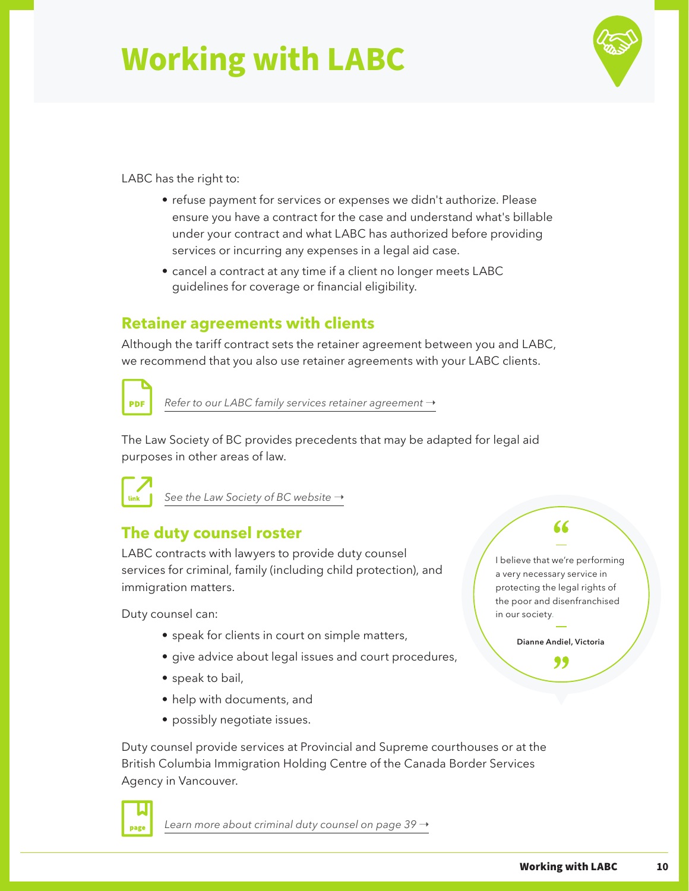# Working with LABC

LABC has the right to:

- refuse payment for services or expenses we didn't authorize. Please ensure you have a contract for the case and understand what's billable under your contract and what LABC has authorized before providing services or incurring any expenses in a legal aid case.
- cancel a contract at any time if a client no longer meets LABC guidelines for coverage or financial eligibility.

## Retainer agreements with clients

Although the tariff contract sets the retainer agreement between you and LABC, we recommend that you also use retainer agreements with your LABC clients.

*Refer to our LABC family services retainer agreement →*

The Law Society of BC provides precedents that may be adapted for legal aid purposes in other areas of law.

*See the Law Society of BC website →*

## The duty counsel roster

LABC contracts with lawyers to provide duty counsel services for criminal, family (including child protection), and immigration matters.

Duty counsel can:

- speak for clients in court on simple matters,
- give advice about legal issues and court procedures,
- speak to bail,
- help with documents, and
- possibly negotiate issues.

Duty counsel provide services at Provincial and Supreme courthouses or at the British Columbia Immigration Holding Centre of the Canada Border Services Agency in Vancouver.

*Learn more about criminal duty counsel on page 39 →*

> "I believe that we're performing a very necessary service in protecting the legal rights of the poor and disenfranchised in our society."
>
> **Dianne Andiel, Victoria**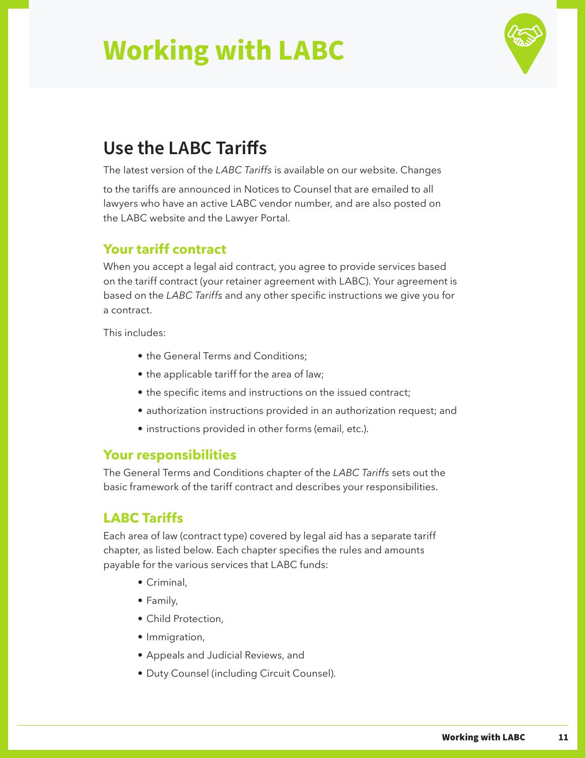# Working with LABC

## Use the LABC Tariffs

The latest version of the *LABC Tariffs* is available on our website. Changes to the tariffs are announced in Notices to Counsel that are emailed to all lawyers who have an active LABC vendor number, and are also posted on the LABC website and the Lawyer Portal.

### Your tariff contract

When you accept a legal aid contract, you agree to provide services based on the tariff contract (your retainer agreement with LABC). Your agreement is based on the *LABC Tariffs* and any other specific instructions we give you for a contract.

This includes:

- the General Terms and Conditions;
- the applicable tariff for the area of law;
- the specific items and instructions on the issued contract;
- authorization instructions provided in an authorization request; and
- instructions provided in other forms (email, etc.).

### Your responsibilities

The General Terms and Conditions chapter of the *LABC Tariffs* sets out the basic framework of the tariff contract and describes your responsibilities.

### LABC Tariffs

Each area of law (contract type) covered by legal aid has a separate tariff chapter, as listed below. Each chapter specifies the rules and amounts payable for the various services that LABC funds:

- Criminal,
- Family,
- Child Protection,
- Immigration,
- Appeals and Judicial Reviews, and
- Duty Counsel (including Circuit Counsel).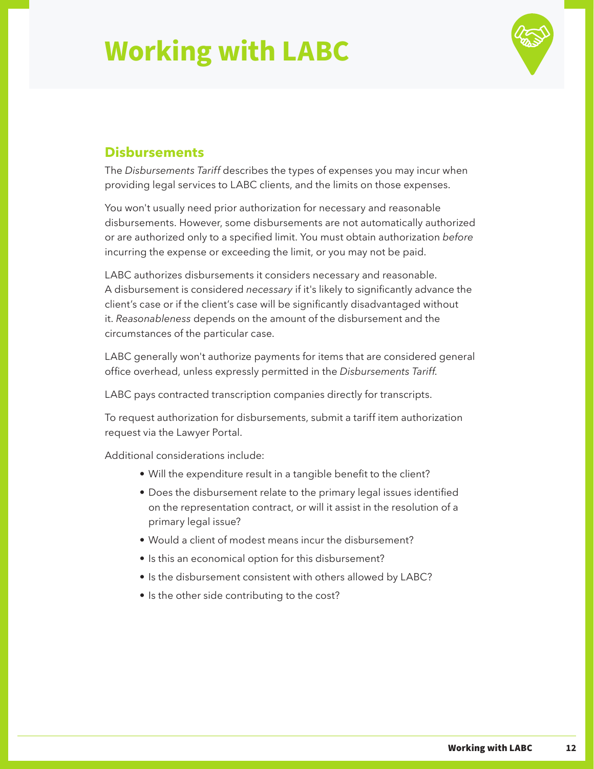# Working with LABC

## Disbursements

The *Disbursements Tariff* describes the types of expenses you may incur when providing legal services to LABC clients, and the limits on those expenses.

You won't usually need prior authorization for necessary and reasonable disbursements. However, some disbursements are not automatically authorized or are authorized only to a specified limit. You must obtain authorization *before* incurring the expense or exceeding the limit, or you may not be paid.

LABC authorizes disbursements it considers necessary and reasonable. A disbursement is considered *necessary* if it's likely to significantly advance the client's case or if the client's case will be significantly disadvantaged without it. *Reasonableness* depends on the amount of the disbursement and the circumstances of the particular case.

LABC generally won't authorize payments for items that are considered general office overhead, unless expressly permitted in the *Disbursements Tariff*.

LABC pays contracted transcription companies directly for transcripts.

To request authorization for disbursements, submit a tariff item authorization request via the Lawyer Portal.

Additional considerations include:

- Will the expenditure result in a tangible benefit to the client?
- Does the disbursement relate to the primary legal issues identified on the representation contract, or will it assist in the resolution of a primary legal issue?
- Would a client of modest means incur the disbursement?
- Is this an economical option for this disbursement?
- Is the disbursement consistent with others allowed by LABC?
- Is the other side contributing to the cost?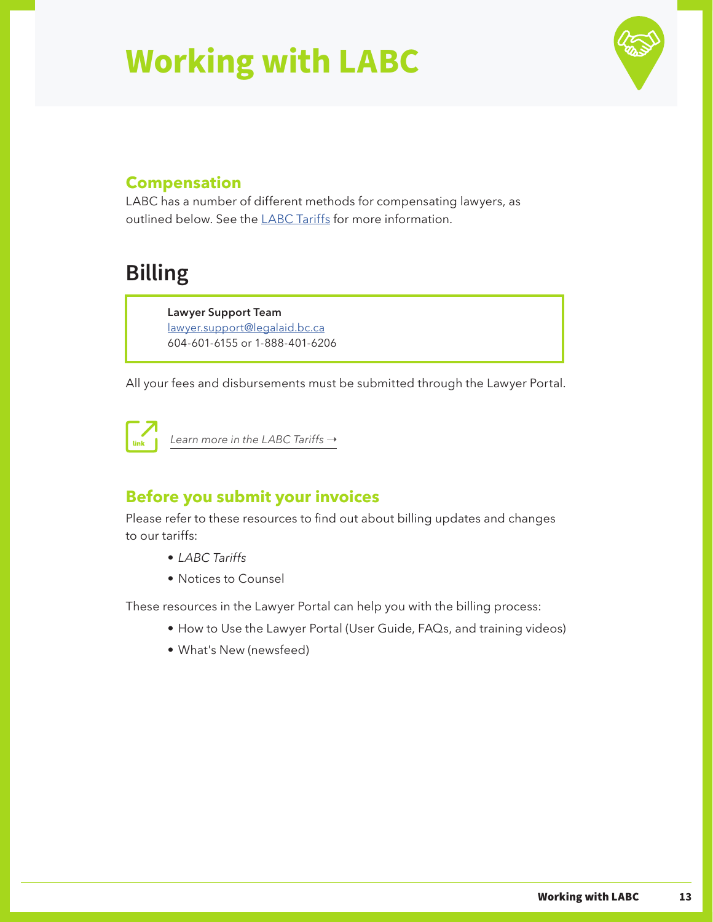# Working with LABC

### Compensation

LABC has a number of different methods for compensating lawyers, as outlined below. See the [LABC Tariffs](#) for more information.

## Billing

> **Lawyer Support Team**
> lawyer.support@legalaid.bc.ca
> 604-601-6155 or 1-888-401-6206

All your fees and disbursements must be submitted through the Lawyer Portal.

*Learn more in the LABC Tariffs →*

### Before you submit your invoices

Please refer to these resources to find out about billing updates and changes to our tariffs:

- *LABC Tariffs*
- Notices to Counsel

These resources in the Lawyer Portal can help you with the billing process:

- How to Use the Lawyer Portal (User Guide, FAQs, and training videos)
- What's New (newsfeed)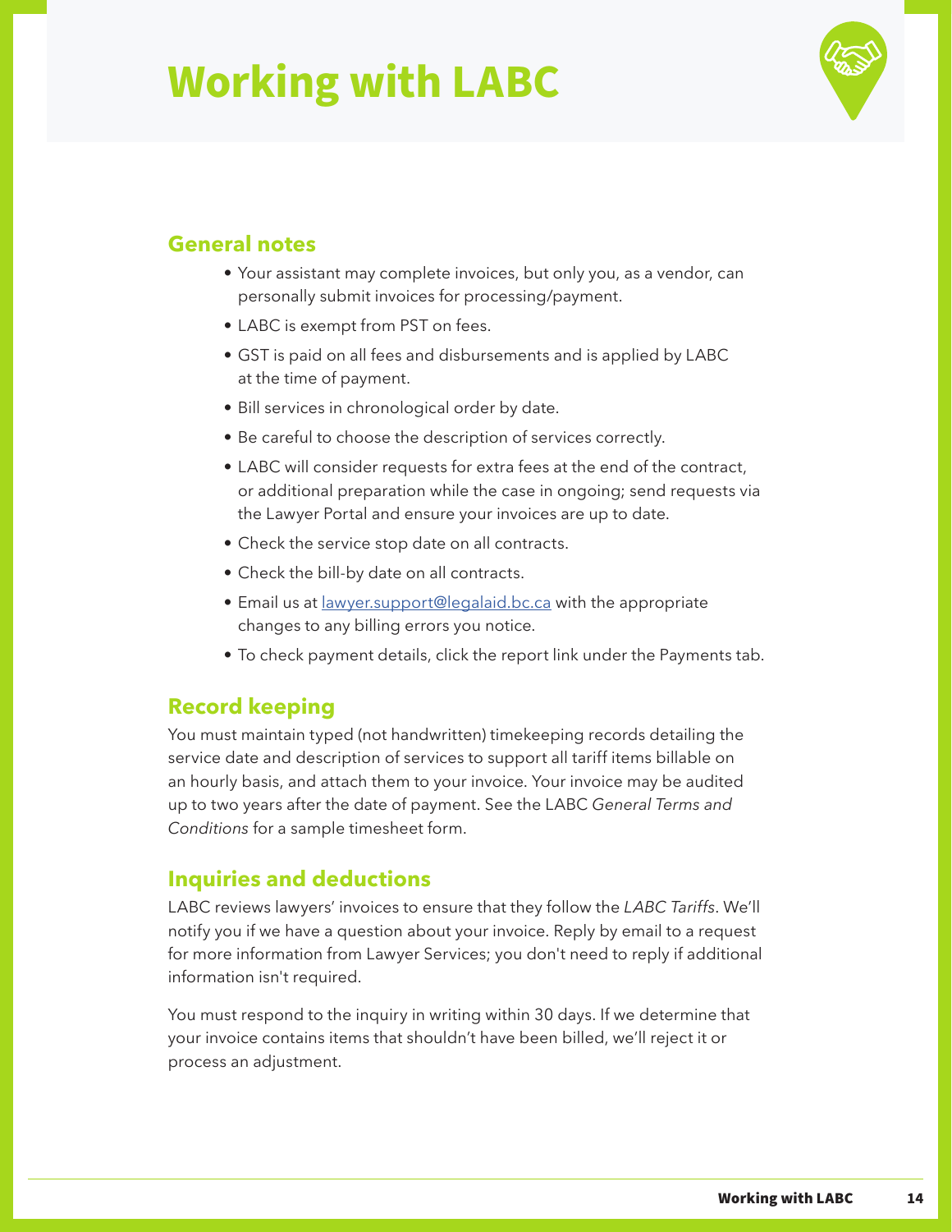# Working with LABC

## General notes

- Your assistant may complete invoices, but only you, as a vendor, can personally submit invoices for processing/payment.
- LABC is exempt from PST on fees.
- GST is paid on all fees and disbursements and is applied by LABC at the time of payment.
- Bill services in chronological order by date.
- Be careful to choose the description of services correctly.
- LABC will consider requests for extra fees at the end of the contract, or additional preparation while the case in ongoing; send requests via the Lawyer Portal and ensure your invoices are up to date.
- Check the service stop date on all contracts.
- Check the bill-by date on all contracts.
- Email us at lawyer.support@legalaid.bc.ca with the appropriate changes to any billing errors you notice.
- To check payment details, click the report link under the Payments tab.

## Record keeping

You must maintain typed (not handwritten) timekeeping records detailing the service date and description of services to support all tariff items billable on an hourly basis, and attach them to your invoice. Your invoice may be audited up to two years after the date of payment. See the LABC *General Terms and Conditions* for a sample timesheet form.

## Inquiries and deductions

LABC reviews lawyers' invoices to ensure that they follow the *LABC Tariffs*. We'll notify you if we have a question about your invoice. Reply by email to a request for more information from Lawyer Services; you don't need to reply if additional information isn't required.

You must respond to the inquiry in writing within 30 days. If we determine that your invoice contains items that shouldn't have been billed, we'll reject it or process an adjustment.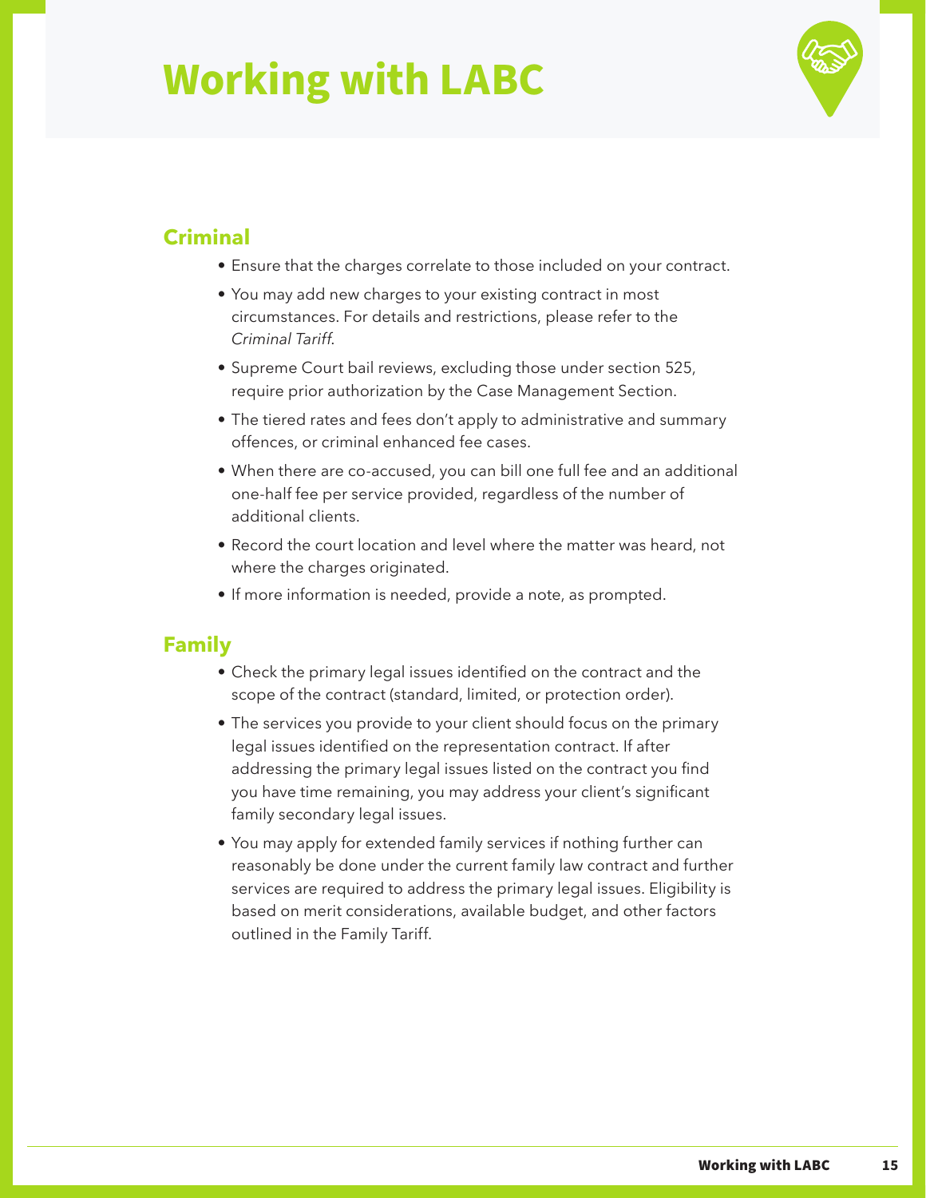# Working with LABC

## Criminal

- Ensure that the charges correlate to those included on your contract.
- You may add new charges to your existing contract in most circumstances. For details and restrictions, please refer to the *Criminal Tariff*.
- Supreme Court bail reviews, excluding those under section 525, require prior authorization by the Case Management Section.
- The tiered rates and fees don't apply to administrative and summary offences, or criminal enhanced fee cases.
- When there are co-accused, you can bill one full fee and an additional one-half fee per service provided, regardless of the number of additional clients.
- Record the court location and level where the matter was heard, not where the charges originated.
- If more information is needed, provide a note, as prompted.

## Family

- Check the primary legal issues identified on the contract and the scope of the contract (standard, limited, or protection order).
- The services you provide to your client should focus on the primary legal issues identified on the representation contract. If after addressing the primary legal issues listed on the contract you find you have time remaining, you may address your client's significant family secondary legal issues.
- You may apply for extended family services if nothing further can reasonably be done under the current family law contract and further services are required to address the primary legal issues. Eligibility is based on merit considerations, available budget, and other factors outlined in the Family Tariff.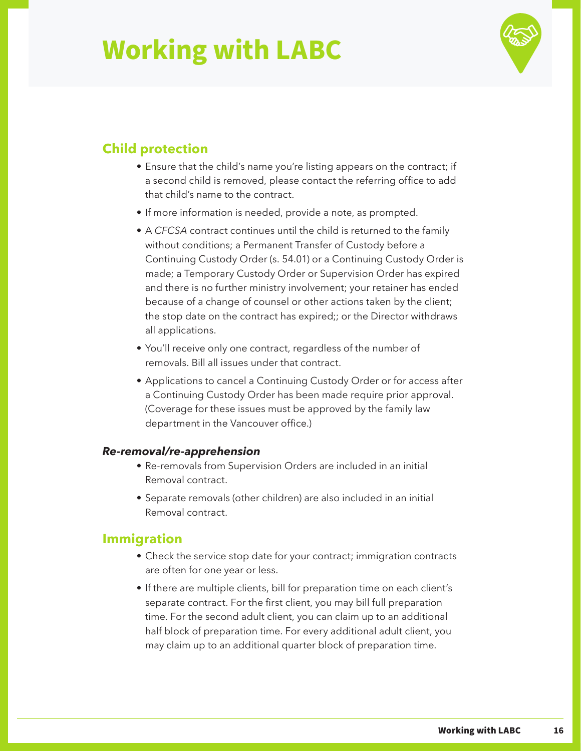# Working with LABC

## Child protection

- Ensure that the child's name you're listing appears on the contract; if a second child is removed, please contact the referring office to add that child's name to the contract.
- If more information is needed, provide a note, as prompted.
- A *CFCSA* contract continues until the child is returned to the family without conditions; a Permanent Transfer of Custody before a Continuing Custody Order (s. 54.01) or a Continuing Custody Order is made; a Temporary Custody Order or Supervision Order has expired and there is no further ministry involvement; your retainer has ended because of a change of counsel or other actions taken by the client; the stop date on the contract has expired;; or the Director withdraws all applications.
- You'll receive only one contract, regardless of the number of removals. Bill all issues under that contract.
- Applications to cancel a Continuing Custody Order or for access after a Continuing Custody Order has been made require prior approval. (Coverage for these issues must be approved by the family law department in the Vancouver office.)

### *Re-removal/re-apprehension*

- Re-removals from Supervision Orders are included in an initial Removal contract.
- Separate removals (other children) are also included in an initial Removal contract.

## Immigration

- Check the service stop date for your contract; immigration contracts are often for one year or less.
- If there are multiple clients, bill for preparation time on each client's separate contract. For the first client, you may bill full preparation time. For the second adult client, you can claim up to an additional half block of preparation time. For every additional adult client, you may claim up to an additional quarter block of preparation time.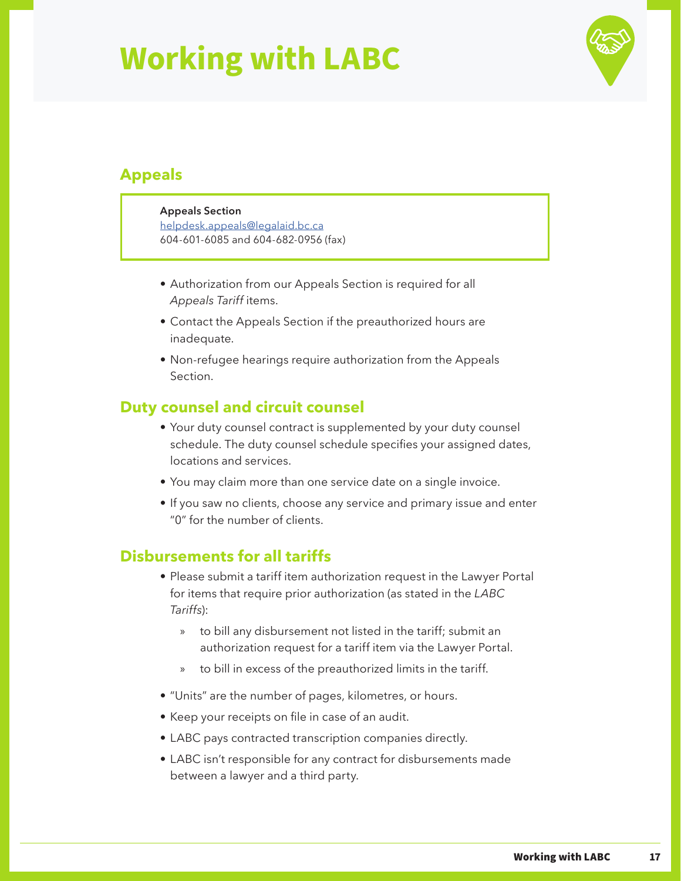# Working with LABC

## Appeals

**Appeals Section**
helpdesk.appeals@legalaid.bc.ca
604-601-6085 and 604-682-0956 (fax)

- Authorization from our Appeals Section is required for all *Appeals Tariff* items.
- Contact the Appeals Section if the preauthorized hours are inadequate.
- Non-refugee hearings require authorization from the Appeals Section.

## Duty counsel and circuit counsel

- Your duty counsel contract is supplemented by your duty counsel schedule. The duty counsel schedule specifies your assigned dates, locations and services.
- You may claim more than one service date on a single invoice.
- If you saw no clients, choose any service and primary issue and enter "0" for the number of clients.

## Disbursements for all tariffs

- Please submit a tariff item authorization request in the Lawyer Portal for items that require prior authorization (as stated in the *LABC Tariffs*):
  - to bill any disbursement not listed in the tariff; submit an authorization request for a tariff item via the Lawyer Portal.
  - to bill in excess of the preauthorized limits in the tariff.
- "Units" are the number of pages, kilometres, or hours.
- Keep your receipts on file in case of an audit.
- LABC pays contracted transcription companies directly.
- LABC isn't responsible for any contract for disbursements made between a lawyer and a third party.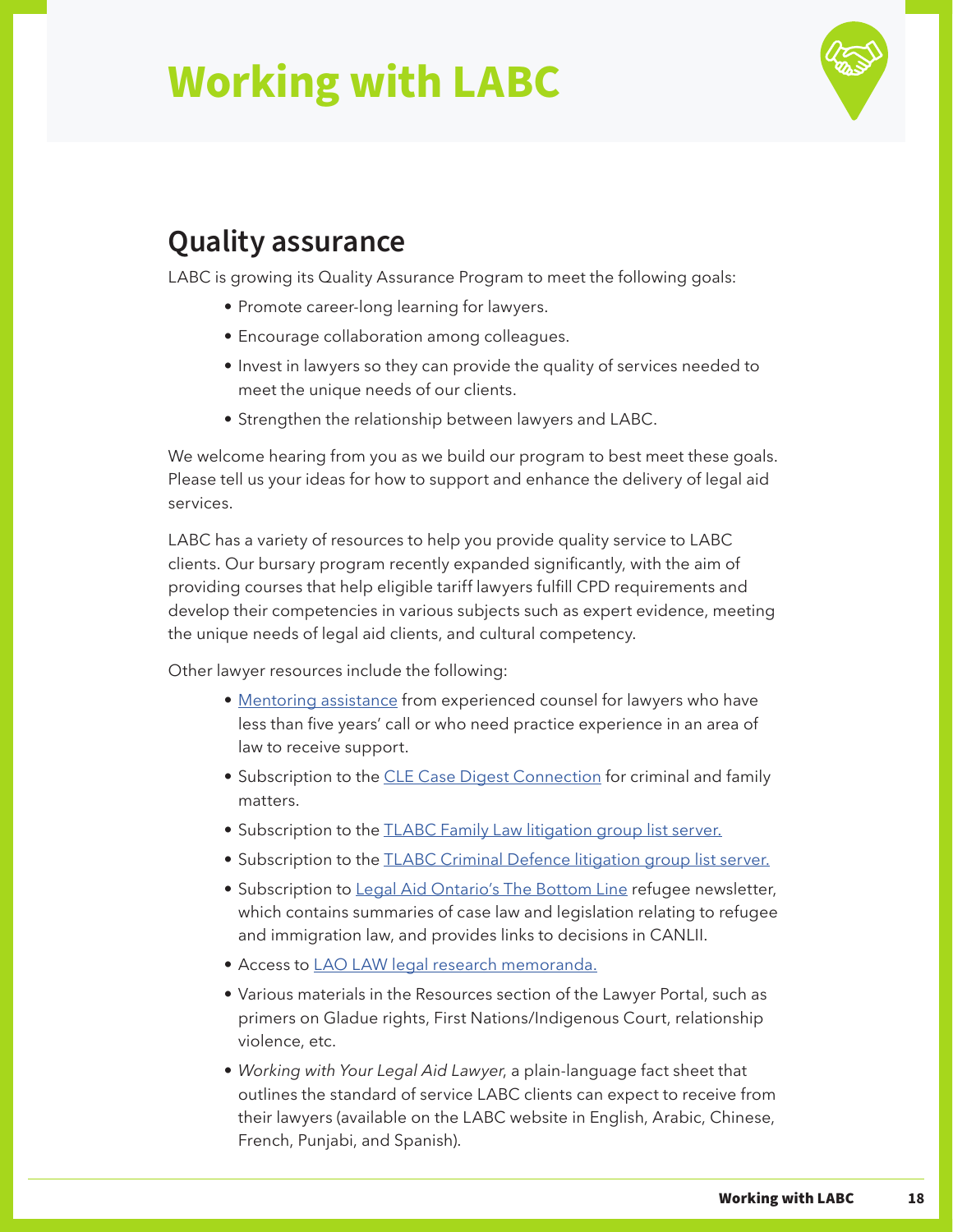# Working with LABC

## Quality assurance

LABC is growing its Quality Assurance Program to meet the following goals:

- Promote career-long learning for lawyers.
- Encourage collaboration among colleagues.
- Invest in lawyers so they can provide the quality of services needed to meet the unique needs of our clients.
- Strengthen the relationship between lawyers and LABC.

We welcome hearing from you as we build our program to best meet these goals. Please tell us your ideas for how to support and enhance the delivery of legal aid services.

LABC has a variety of resources to help you provide quality service to LABC clients. Our bursary program recently expanded significantly, with the aim of providing courses that help eligible tariff lawyers fulfill CPD requirements and develop their competencies in various subjects such as expert evidence, meeting the unique needs of legal aid clients, and cultural competency.

Other lawyer resources include the following:

- Mentoring assistance from experienced counsel for lawyers who have less than five years' call or who need practice experience in an area of law to receive support.
- Subscription to the CLE Case Digest Connection for criminal and family matters.
- Subscription to the TLABC Family Law litigation group list server.
- Subscription to the TLABC Criminal Defence litigation group list server.
- Subscription to Legal Aid Ontario's The Bottom Line refugee newsletter, which contains summaries of case law and legislation relating to refugee and immigration law, and provides links to decisions in CANLII.
- Access to LAO LAW legal research memoranda.
- Various materials in the Resources section of the Lawyer Portal, such as primers on Gladue rights, First Nations/Indigenous Court, relationship violence, etc.
- *Working with Your Legal Aid Lawyer*, a plain-language fact sheet that outlines the standard of service LABC clients can expect to receive from their lawyers (available on the LABC website in English, Arabic, Chinese, French, Punjabi, and Spanish).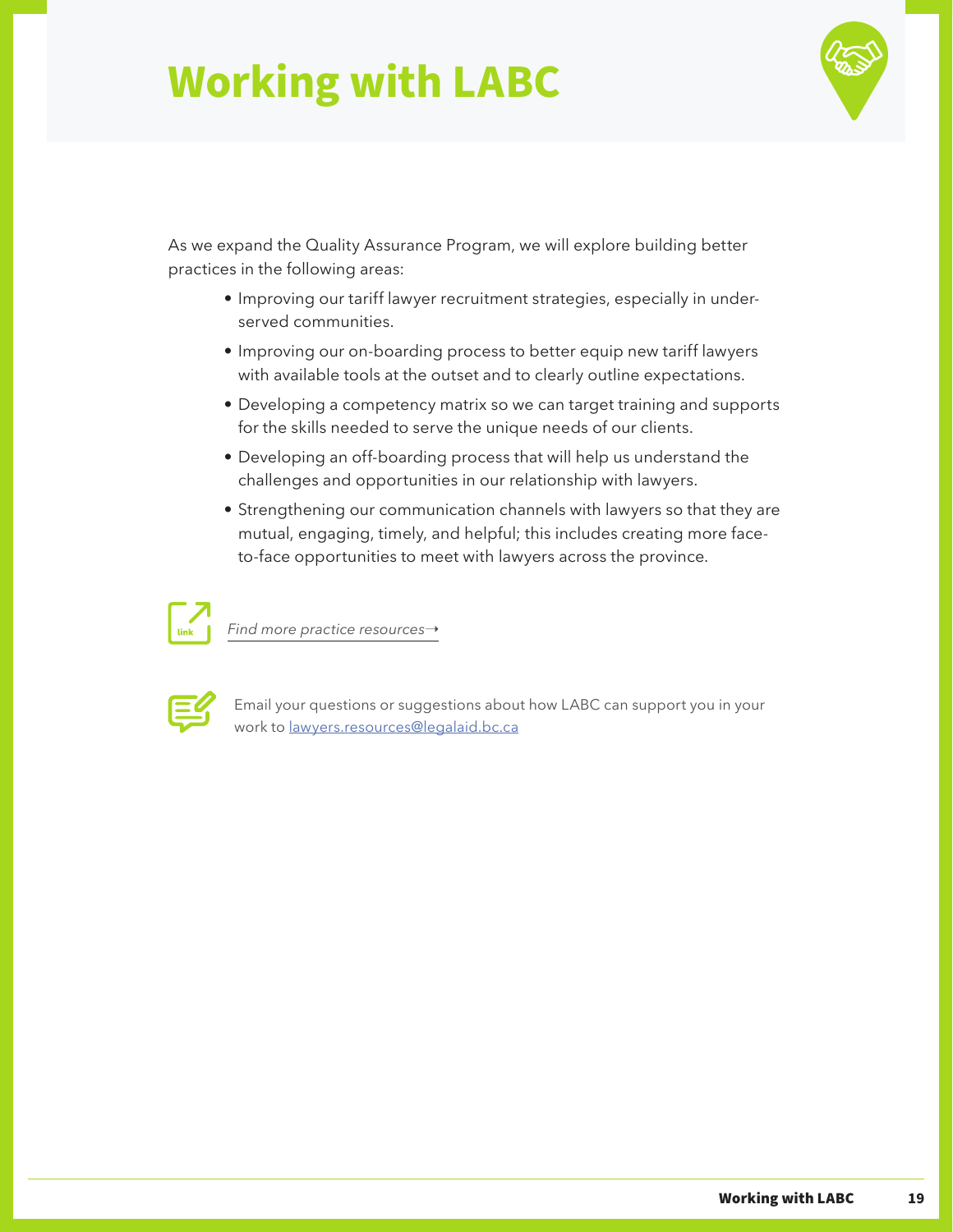# Working with LABC

As we expand the Quality Assurance Program, we will explore building better practices in the following areas:

- Improving our tariff lawyer recruitment strategies, especially in under-served communities.
- Improving our on-boarding process to better equip new tariff lawyers with available tools at the outset and to clearly outline expectations.
- Developing a competency matrix so we can target training and supports for the skills needed to serve the unique needs of our clients.
- Developing an off-boarding process that will help us understand the challenges and opportunities in our relationship with lawyers.
- Strengthening our communication channels with lawyers so that they are mutual, engaging, timely, and helpful; this includes creating more face-to-face opportunities to meet with lawyers across the province.

*Find more practice resources→*

Email your questions or suggestions about how LABC can support you in your work to lawyers.resources@legalaid.bc.ca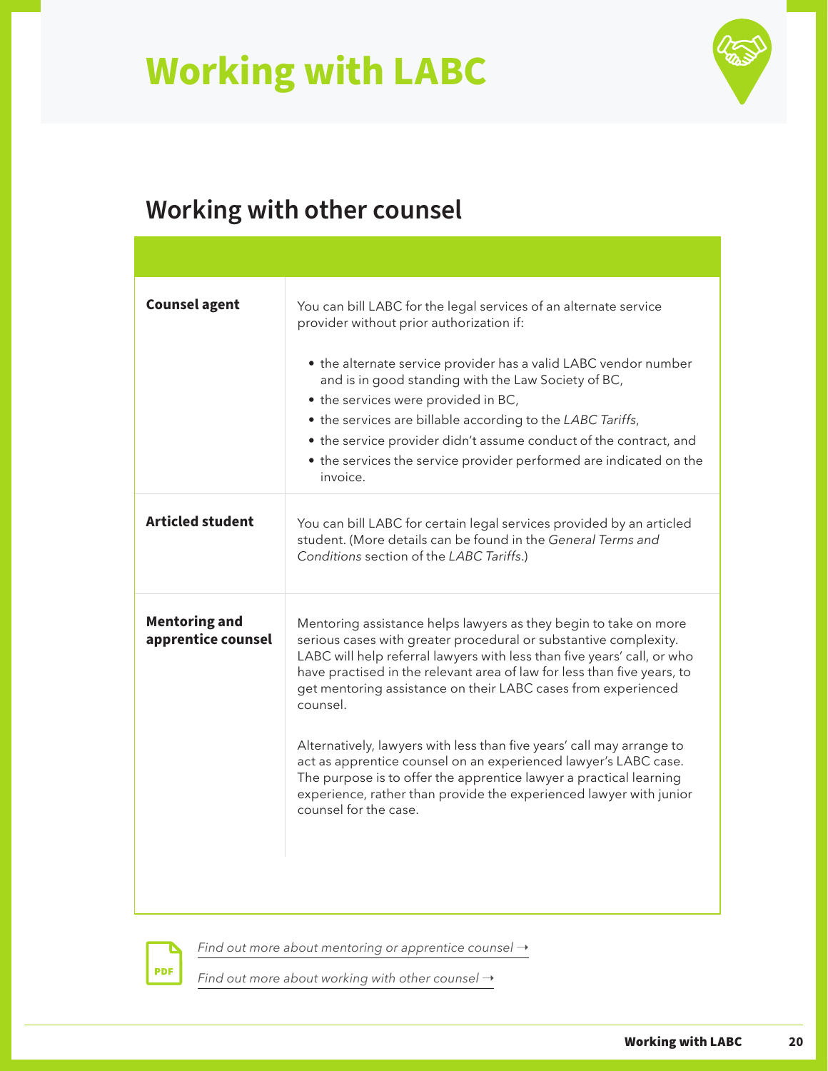# Working with LABC

## Working with other counsel

| | |
|---|---|
| **Counsel agent** | You can bill LABC for the legal services of an alternate service provider without prior authorization if:<br><br>• the alternate service provider has a valid LABC vendor number and is in good standing with the Law Society of BC,<br>• the services were provided in BC,<br>• the services are billable according to the *LABC Tariffs*,<br>• the service provider didn't assume conduct of the contract, and<br>• the services the service provider performed are indicated on the invoice. |
| **Articled student** | You can bill LABC for certain legal services provided by an articled student. (More details can be found in the *General Terms and Conditions* section of the *LABC Tariffs*.) |
| **Mentoring and apprentice counsel** | Mentoring assistance helps lawyers as they begin to take on more serious cases with greater procedural or substantive complexity. LABC will help referral lawyers with less than five years' call, or who have practised in the relevant area of law for less than five years, to get mentoring assistance on their LABC cases from experienced counsel.<br><br>Alternatively, lawyers with less than five years' call may arrange to act as apprentice counsel on an experienced lawyer's LABC case. The purpose is to offer the apprentice lawyer a practical learning experience, rather than provide the experienced lawyer with junior counsel for the case. |

*Find out more about mentoring or apprentice counsel →*

*Find out more about working with other counsel →*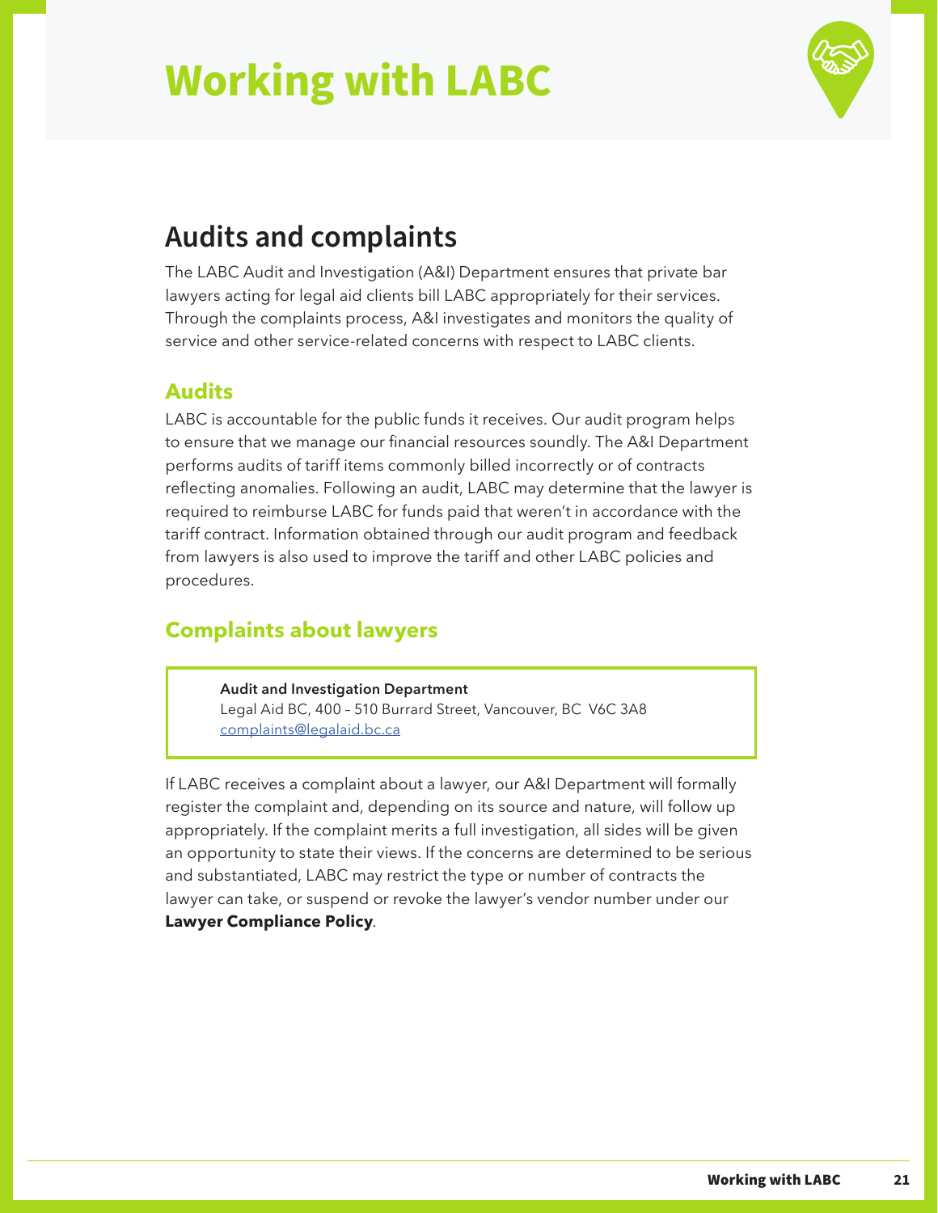# Working with LABC

## Audits and complaints

The LABC Audit and Investigation (A&I) Department ensures that private bar lawyers acting for legal aid clients bill LABC appropriately for their services. Through the complaints process, A&I investigates and monitors the quality of service and other service-related concerns with respect to LABC clients.

### Audits

LABC is accountable for the public funds it receives. Our audit program helps to ensure that we manage our financial resources soundly. The A&I Department performs audits of tariff items commonly billed incorrectly or of contracts reflecting anomalies. Following an audit, LABC may determine that the lawyer is required to reimburse LABC for funds paid that weren't in accordance with the tariff contract. Information obtained through our audit program and feedback from lawyers is also used to improve the tariff and other LABC policies and procedures.

### Complaints about lawyers

> **Audit and Investigation Department**
> Legal Aid BC, 400 – 510 Burrard Street, Vancouver, BC V6C 3A8
> complaints@legalaid.bc.ca

If LABC receives a complaint about a lawyer, our A&I Department will formally register the complaint and, depending on its source and nature, will follow up appropriately. If the complaint merits a full investigation, all sides will be given an opportunity to state their views. If the concerns are determined to be serious and substantiated, LABC may restrict the type or number of contracts the lawyer can take, or suspend or revoke the lawyer's vendor number under our **Lawyer Compliance Policy**.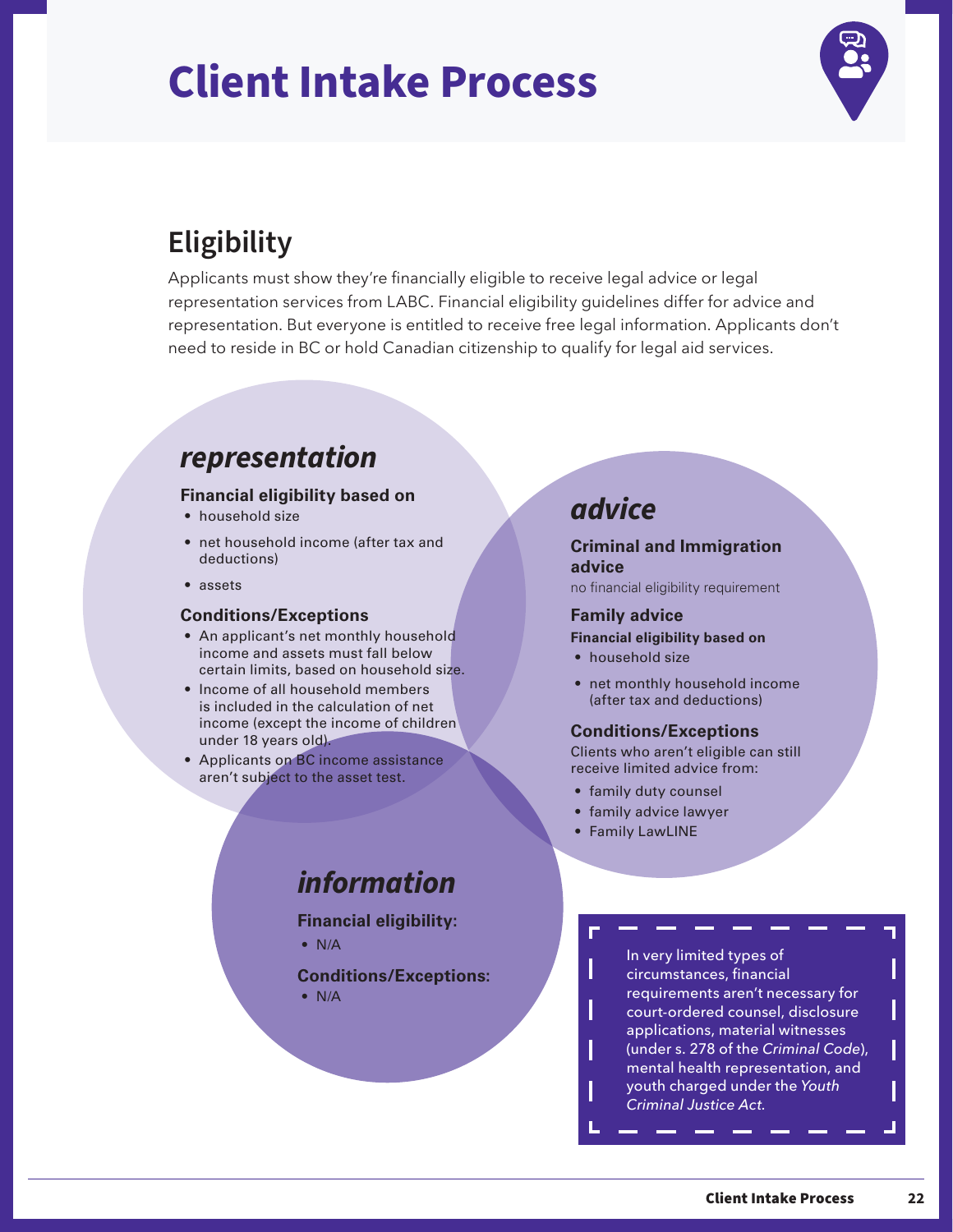# Client Intake Process

## Eligibility

Applicants must show they're financially eligible to receive legal advice or legal representation services from LABC. Financial eligibility guidelines differ for advice and representation. But everyone is entitled to receive free legal information. Applicants don't need to reside in BC or hold Canadian citizenship to qualify for legal aid services.

### *representation*

**Financial eligibility based on**

- household size
- net household income (after tax and deductions)
- assets

**Conditions/Exceptions**

- An applicant's net monthly household income and assets must fall below certain limits, based on household size.
- Income of all household members is included in the calculation of net income (except the income of children under 18 years old).
- Applicants on BC income assistance aren't subject to the asset test.

### *advice*

**Criminal and Immigration advice**

no financial eligibility requirement

**Family advice**

**Financial eligibility based on**

- household size
- net monthly household income (after tax and deductions)

**Conditions/Exceptions**

Clients who aren't eligible can still receive limited advice from:

- family duty counsel
- family advice lawyer
- Family LawLINE

### *information*

**Financial eligibility:**

- N/A

**Conditions/Exceptions:**

- N/A

In very limited types of circumstances, financial requirements aren't necessary for court-ordered counsel, disclosure applications, material witnesses (under s. 278 of the *Criminal Code*), mental health representation, and youth charged under the *Youth Criminal Justice Act*.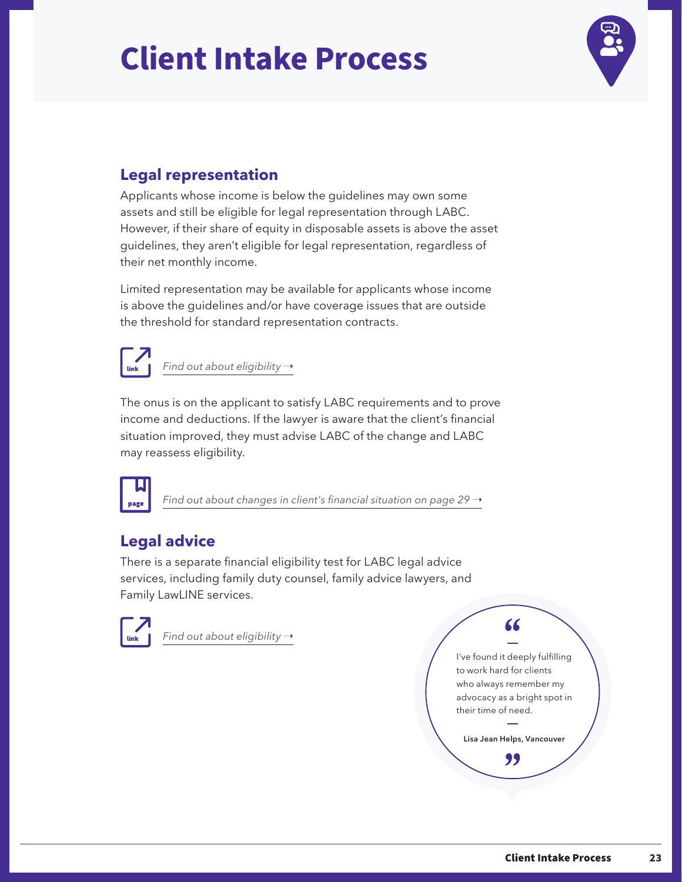# Client Intake Process

## Legal representation

Applicants whose income is below the guidelines may own some assets and still be eligible for legal representation through LABC. However, if their share of equity in disposable assets is above the asset guidelines, they aren't eligible for legal representation, regardless of their net monthly income.

Limited representation may be available for applicants whose income is above the guidelines and/or have coverage issues that are outside the threshold for standard representation contracts.

*Find out about eligibility →*

The onus is on the applicant to satisfy LABC requirements and to prove income and deductions. If the lawyer is aware that the client's financial situation improved, they must advise LABC of the change and LABC may reassess eligibility.

*Find out about changes in client's financial situation on page 29 →*

## Legal advice

There is a separate financial eligibility test for LABC legal advice services, including family duty counsel, family advice lawyers, and Family LawLINE services.

*Find out about eligibility →*

> "I've found it deeply fulfilling to work hard for clients who always remember my advocacy as a bright spot in their time of need."
>
> **Lisa Jean Helps, Vancouver**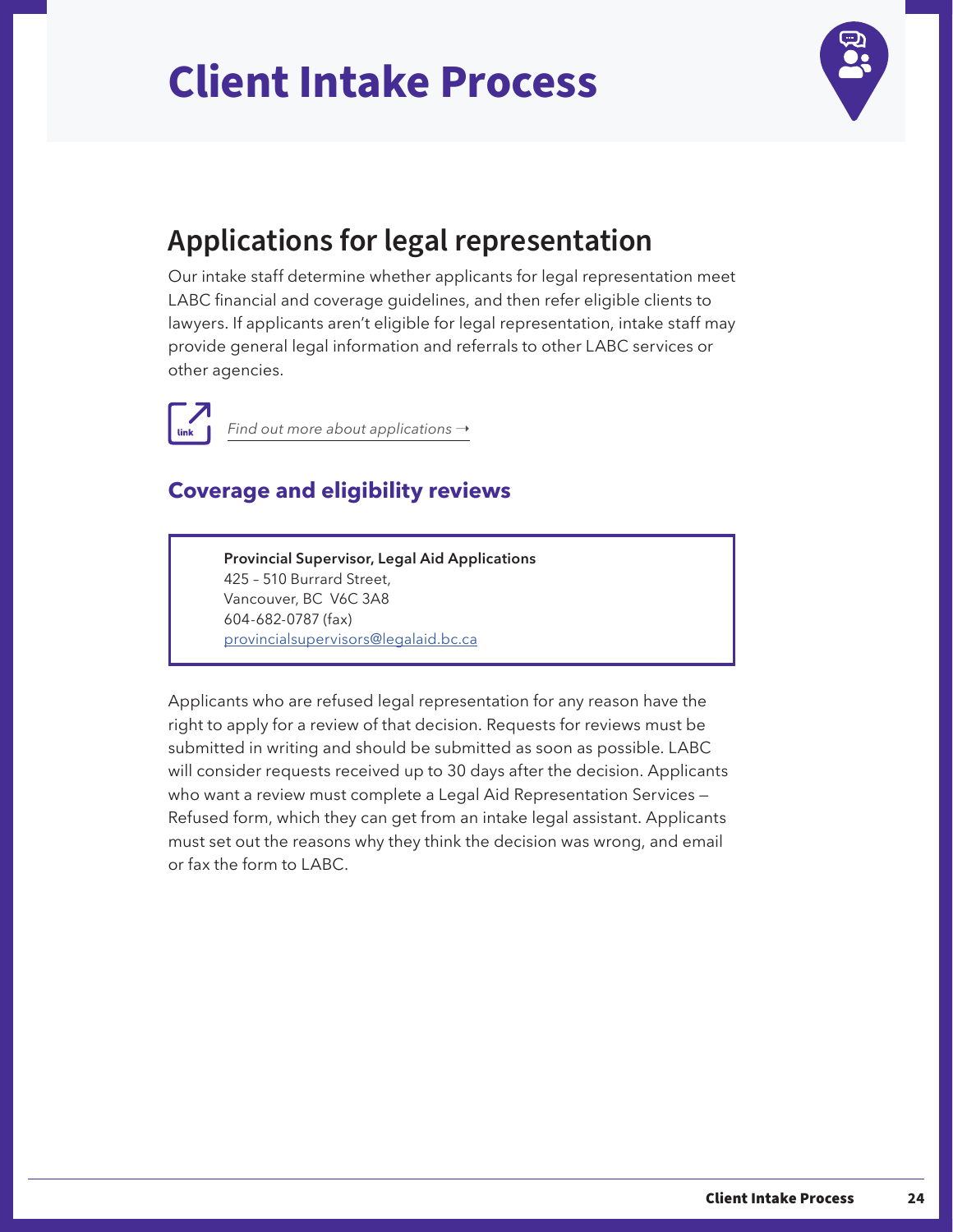# Client Intake Process

## Applications for legal representation

Our intake staff determine whether applicants for legal representation meet LABC financial and coverage guidelines, and then refer eligible clients to lawyers. If applicants aren't eligible for legal representation, intake staff may provide general legal information and referrals to other LABC services or other agencies.

link *Find out more about applications →*

### Coverage and eligibility reviews

**Provincial Supervisor, Legal Aid Applications**
425 – 510 Burrard Street,
Vancouver, BC V6C 3A8
604-682-0787 (fax)
provincialsupervisors@legalaid.bc.ca

Applicants who are refused legal representation for any reason have the right to apply for a review of that decision. Requests for reviews must be submitted in writing and should be submitted as soon as possible. LABC will consider requests received up to 30 days after the decision. Applicants who want a review must complete a Legal Aid Representation Services — Refused form, which they can get from an intake legal assistant. Applicants must set out the reasons why they think the decision was wrong, and email or fax the form to LABC.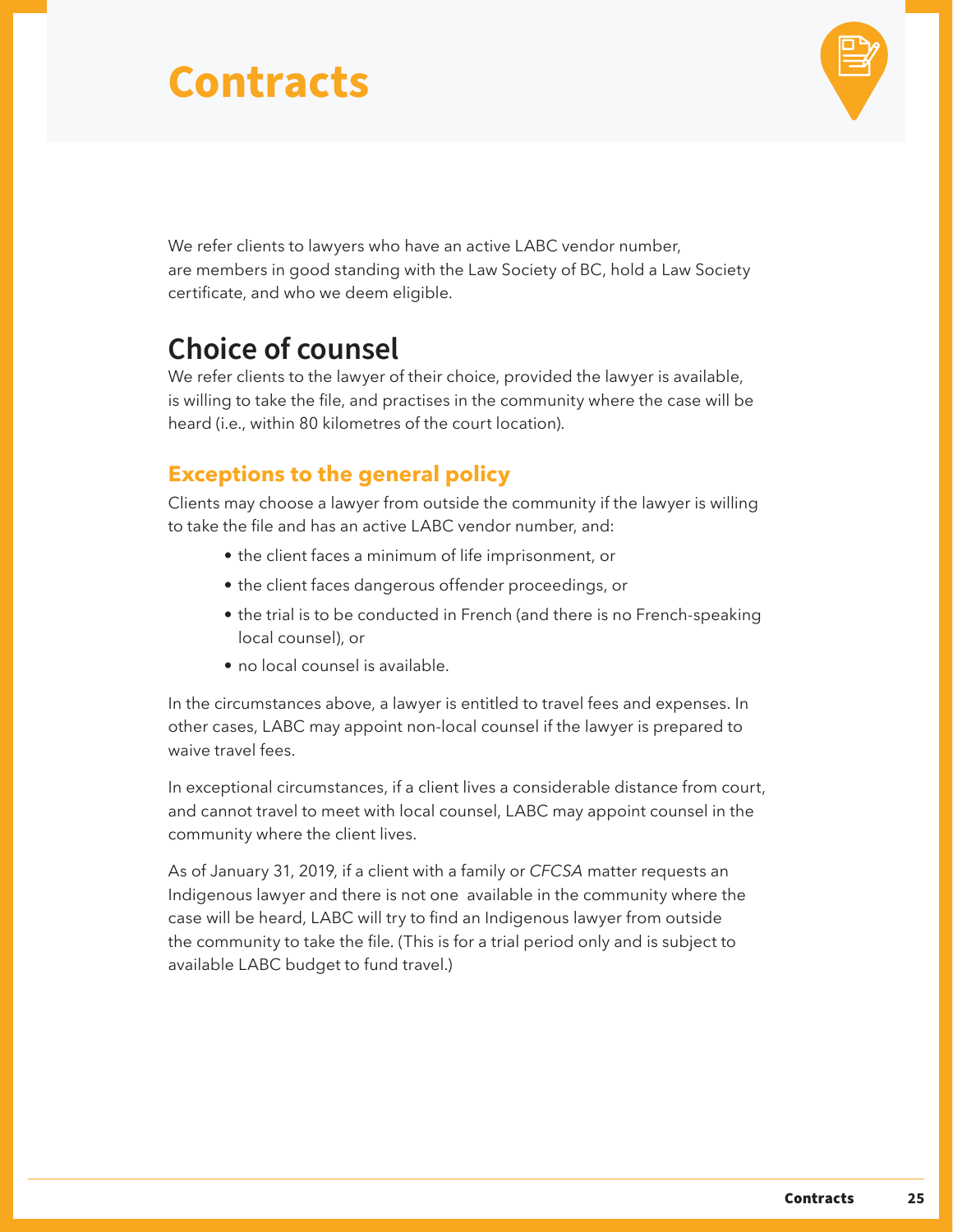# Contracts

We refer clients to lawyers who have an active LABC vendor number, are members in good standing with the Law Society of BC, hold a Law Society certificate, and who we deem eligible.

## Choice of counsel

We refer clients to the lawyer of their choice, provided the lawyer is available, is willing to take the file, and practises in the community where the case will be heard (i.e., within 80 kilometres of the court location).

### Exceptions to the general policy

Clients may choose a lawyer from outside the community if the lawyer is willing to take the file and has an active LABC vendor number, and:

- the client faces a minimum of life imprisonment, or
- the client faces dangerous offender proceedings, or
- the trial is to be conducted in French (and there is no French-speaking local counsel), or
- no local counsel is available.

In the circumstances above, a lawyer is entitled to travel fees and expenses. In other cases, LABC may appoint non-local counsel if the lawyer is prepared to waive travel fees.

In exceptional circumstances, if a client lives a considerable distance from court, and cannot travel to meet with local counsel, LABC may appoint counsel in the community where the client lives.

As of January 31, 2019, if a client with a family or *CFCSA* matter requests an Indigenous lawyer and there is not one available in the community where the case will be heard, LABC will try to find an Indigenous lawyer from outside the community to take the file. (This is for a trial period only and is subject to available LABC budget to fund travel.)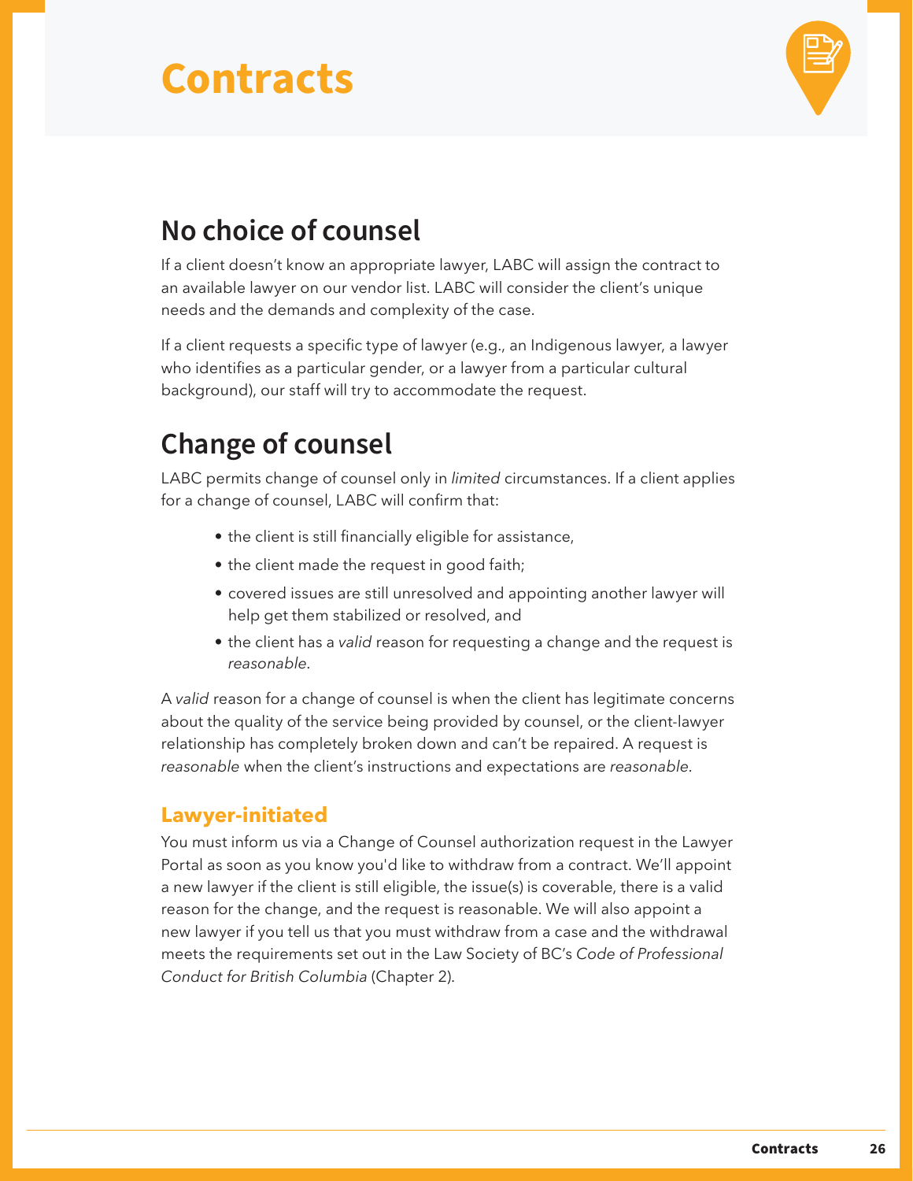# Contracts

## No choice of counsel

If a client doesn't know an appropriate lawyer, LABC will assign the contract to an available lawyer on our vendor list. LABC will consider the client's unique needs and the demands and complexity of the case.

If a client requests a specific type of lawyer (e.g., an Indigenous lawyer, a lawyer who identifies as a particular gender, or a lawyer from a particular cultural background), our staff will try to accommodate the request.

## Change of counsel

LABC permits change of counsel only in *limited* circumstances. If a client applies for a change of counsel, LABC will confirm that:

- the client is still financially eligible for assistance,
- the client made the request in good faith;
- covered issues are still unresolved and appointing another lawyer will help get them stabilized or resolved, and
- the client has a *valid* reason for requesting a change and the request is *reasonable*.

A *valid* reason for a change of counsel is when the client has legitimate concerns about the quality of the service being provided by counsel, or the client-lawyer relationship has completely broken down and can't be repaired. A request is *reasonable* when the client's instructions and expectations are *reasonable*.

### Lawyer-initiated

You must inform us via a Change of Counsel authorization request in the Lawyer Portal as soon as you know you'd like to withdraw from a contract. We'll appoint a new lawyer if the client is still eligible, the issue(s) is coverable, there is a valid reason for the change, and the request is reasonable. We will also appoint a new lawyer if you tell us that you must withdraw from a case and the withdrawal meets the requirements set out in the Law Society of BC's *Code of Professional Conduct for British Columbia* (Chapter 2).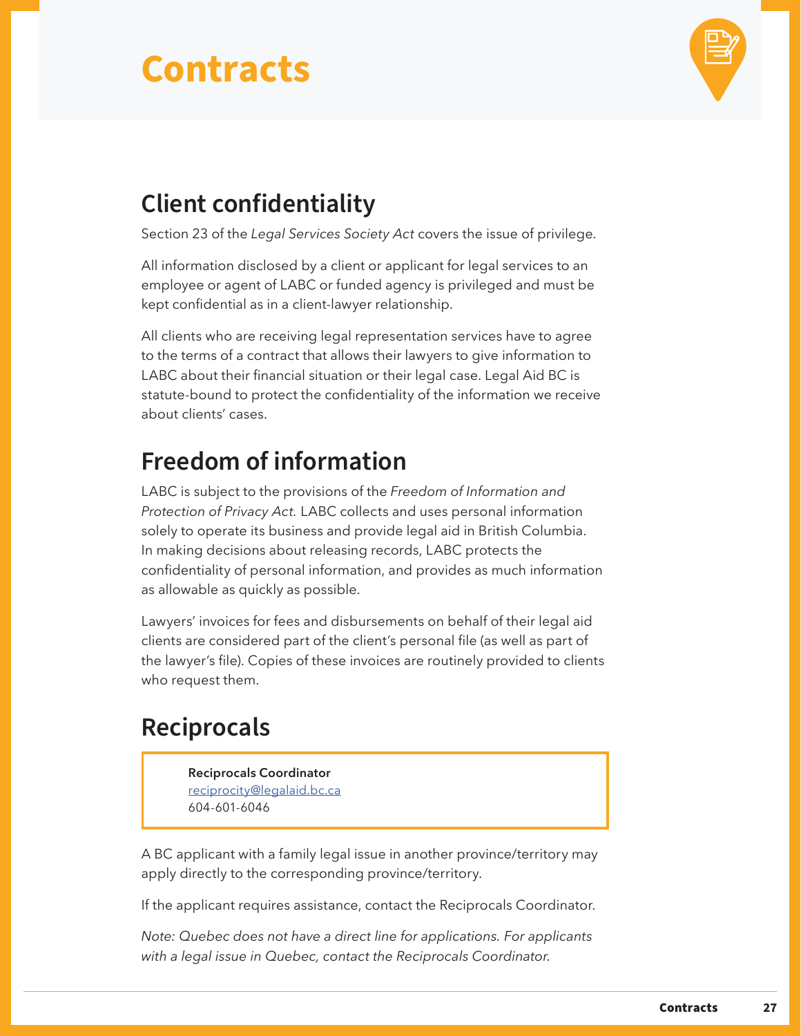# Contracts

## Client confidentiality

Section 23 of the *Legal Services Society Act* covers the issue of privilege.

All information disclosed by a client or applicant for legal services to an employee or agent of LABC or funded agency is privileged and must be kept confidential as in a client-lawyer relationship.

All clients who are receiving legal representation services have to agree to the terms of a contract that allows their lawyers to give information to LABC about their financial situation or their legal case. Legal Aid BC is statute-bound to protect the confidentiality of the information we receive about clients' cases.

## Freedom of information

LABC is subject to the provisions of the *Freedom of Information and Protection of Privacy Act.* LABC collects and uses personal information solely to operate its business and provide legal aid in British Columbia. In making decisions about releasing records, LABC protects the confidentiality of personal information, and provides as much information as allowable as quickly as possible.

Lawyers' invoices for fees and disbursements on behalf of their legal aid clients are considered part of the client's personal file (as well as part of the lawyer's file). Copies of these invoices are routinely provided to clients who request them.

## Reciprocals

**Reciprocals Coordinator**
reciprocity@legalaid.bc.ca
604-601-6046

A BC applicant with a family legal issue in another province/territory may apply directly to the corresponding province/territory.

If the applicant requires assistance, contact the Reciprocals Coordinator.

*Note: Quebec does not have a direct line for applications. For applicants with a legal issue in Quebec, contact the Reciprocals Coordinator.*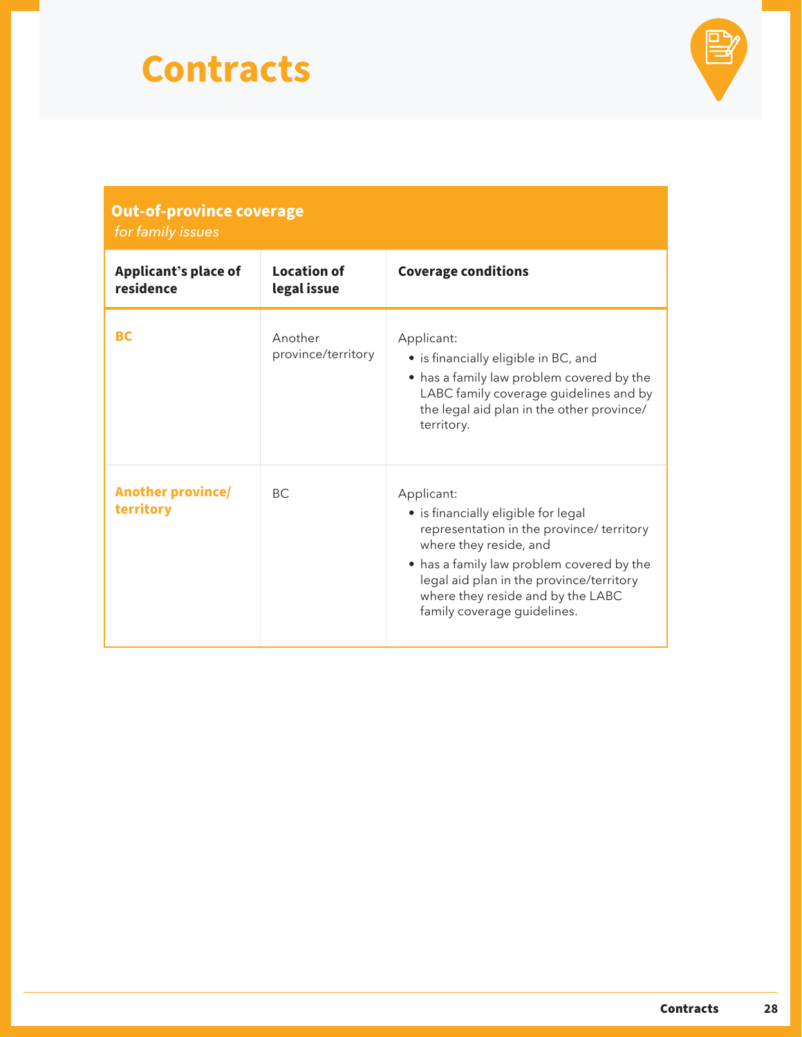# Contracts

| **Out-of-province coverage** *for family issues* | | |
|---|---|---|
| **Applicant's place of residence** | **Location of legal issue** | **Coverage conditions** |
| **BC** | Another province/territory | Applicant:<br>• is financially eligible in BC, and<br>• has a family law problem covered by the LABC family coverage guidelines and by the legal aid plan in the other province/ territory. |
| **Another province/ territory** | BC | Applicant:<br>• is financially eligible for legal representation in the province/ territory where they reside, and<br>• has a family law problem covered by the legal aid plan in the province/territory where they reside and by the LABC family coverage guidelines. |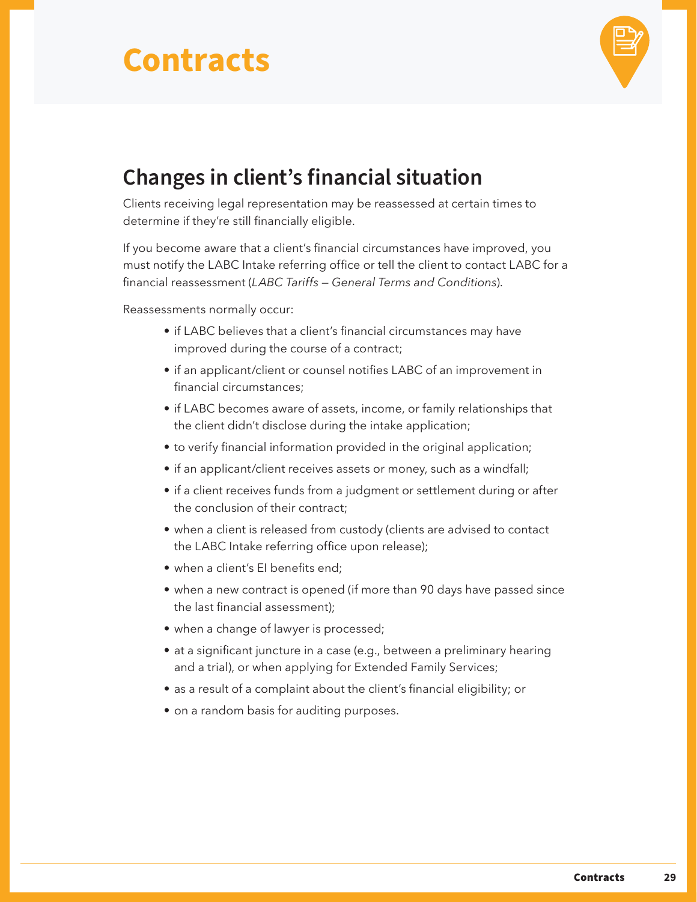# Contracts

## Changes in client's financial situation

Clients receiving legal representation may be reassessed at certain times to determine if they're still financially eligible.

If you become aware that a client's financial circumstances have improved, you must notify the LABC Intake referring office or tell the client to contact LABC for a financial reassessment (*LABC Tariffs — General Terms and Conditions*).

Reassessments normally occur:

- if LABC believes that a client's financial circumstances may have improved during the course of a contract;
- if an applicant/client or counsel notifies LABC of an improvement in financial circumstances;
- if LABC becomes aware of assets, income, or family relationships that the client didn't disclose during the intake application;
- to verify financial information provided in the original application;
- if an applicant/client receives assets or money, such as a windfall;
- if a client receives funds from a judgment or settlement during or after the conclusion of their contract;
- when a client is released from custody (clients are advised to contact the LABC Intake referring office upon release);
- when a client's EI benefits end;
- when a new contract is opened (if more than 90 days have passed since the last financial assessment);
- when a change of lawyer is processed;
- at a significant juncture in a case (e.g., between a preliminary hearing and a trial), or when applying for Extended Family Services;
- as a result of a complaint about the client's financial eligibility; or
- on a random basis for auditing purposes.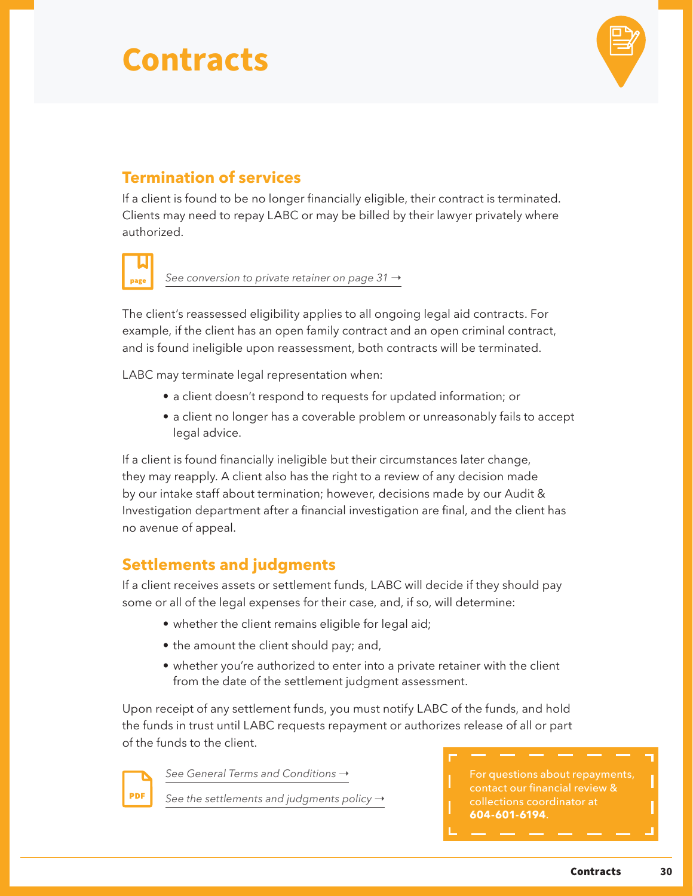# Contracts

## Termination of services

If a client is found to be no longer financially eligible, their contract is terminated. Clients may need to repay LABC or may be billed by their lawyer privately where authorized.

*See conversion to private retainer on page 31 →*

The client's reassessed eligibility applies to all ongoing legal aid contracts. For example, if the client has an open family contract and an open criminal contract, and is found ineligible upon reassessment, both contracts will be terminated.

LABC may terminate legal representation when:

- a client doesn't respond to requests for updated information; or
- a client no longer has a coverable problem or unreasonably fails to accept legal advice.

If a client is found financially ineligible but their circumstances later change, they may reapply. A client also has the right to a review of any decision made by our intake staff about termination; however, decisions made by our Audit & Investigation department after a financial investigation are final, and the client has no avenue of appeal.

## Settlements and judgments

If a client receives assets or settlement funds, LABC will decide if they should pay some or all of the legal expenses for their case, and, if so, will determine:

- whether the client remains eligible for legal aid;
- the amount the client should pay; and,
- whether you're authorized to enter into a private retainer with the client from the date of the settlement judgment assessment.

Upon receipt of any settlement funds, you must notify LABC of the funds, and hold the funds in trust until LABC requests repayment or authorizes release of all or part of the funds to the client.

*See General Terms and Conditions →*

*See the settlements and judgments policy →*

For questions about repayments, contact our financial review & collections coordinator at **604-601-6194**.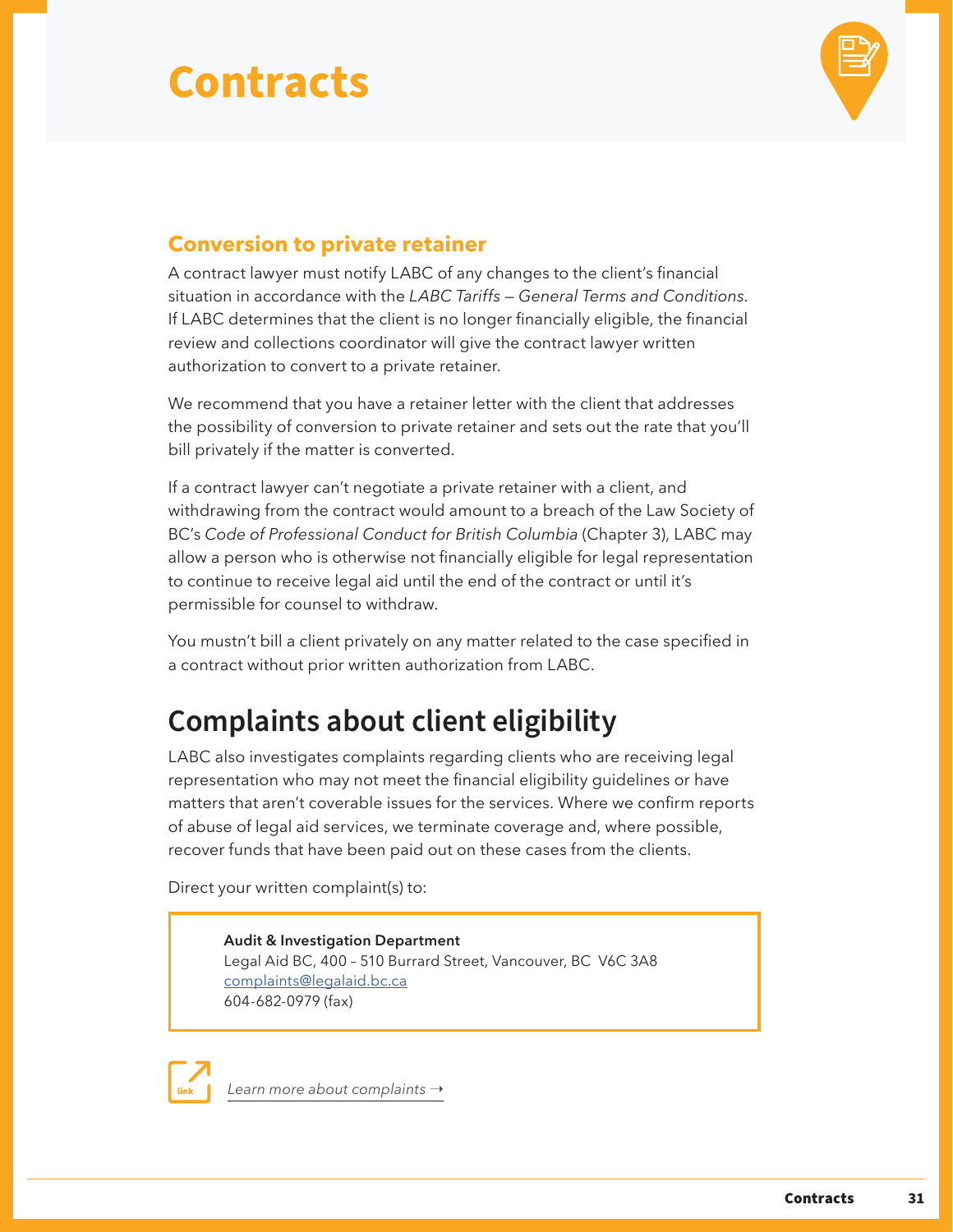# Contracts

### Conversion to private retainer

A contract lawyer must notify LABC of any changes to the client's financial situation in accordance with the *LABC Tariffs — General Terms and Conditions*. If LABC determines that the client is no longer financially eligible, the financial review and collections coordinator will give the contract lawyer written authorization to convert to a private retainer.

We recommend that you have a retainer letter with the client that addresses the possibility of conversion to private retainer and sets out the rate that you'll bill privately if the matter is converted.

If a contract lawyer can't negotiate a private retainer with a client, and withdrawing from the contract would amount to a breach of the Law Society of BC's *Code of Professional Conduct for British Columbia* (Chapter 3), LABC may allow a person who is otherwise not financially eligible for legal representation to continue to receive legal aid until the end of the contract or until it's permissible for counsel to withdraw.

You mustn't bill a client privately on any matter related to the case specified in a contract without prior written authorization from LABC.

## Complaints about client eligibility

LABC also investigates complaints regarding clients who are receiving legal representation who may not meet the financial eligibility guidelines or have matters that aren't coverable issues for the services. Where we confirm reports of abuse of legal aid services, we terminate coverage and, where possible, recover funds that have been paid out on these cases from the clients.

Direct your written complaint(s) to:

> **Audit & Investigation Department**
> Legal Aid BC, 400 – 510 Burrard Street, Vancouver, BC V6C 3A8
> complaints@legalaid.bc.ca
> 604-682-0979 (fax)

link *Learn more about complaints →*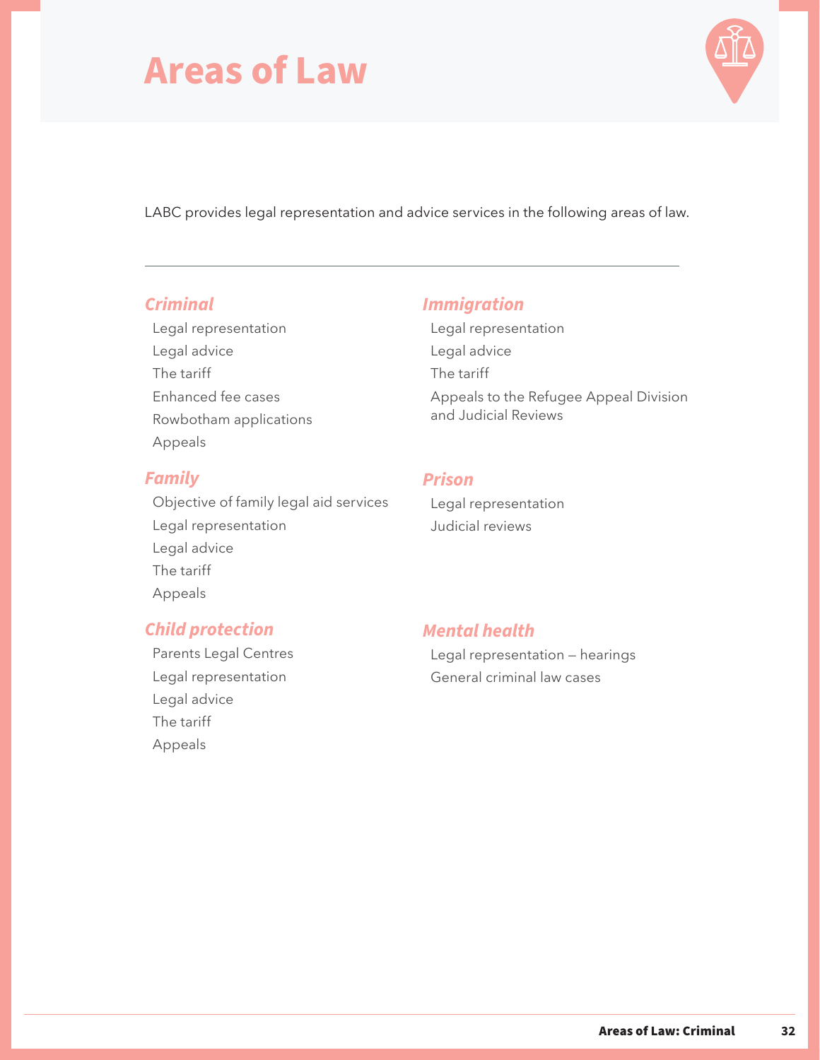# Areas of Law

LABC provides legal representation and advice services in the following areas of law.

---

### *Criminal*

- Legal representation
- Legal advice
- The tariff
- Enhanced fee cases
- Rowbotham applications
- Appeals

### *Family*

- Objective of family legal aid services
- Legal representation
- Legal advice
- The tariff
- Appeals

### *Child protection*

- Parents Legal Centres
- Legal representation
- Legal advice
- The tariff
- Appeals

### *Immigration*

- Legal representation
- Legal advice
- The tariff
- Appeals to the Refugee Appeal Division and Judicial Reviews

### *Prison*

- Legal representation
- Judicial reviews

### *Mental health*

- Legal representation — hearings
- General criminal law cases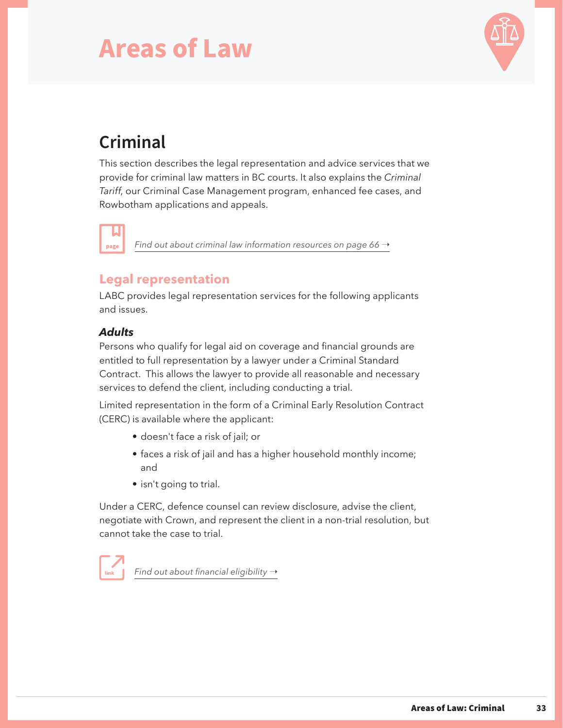# Areas of Law

## Criminal

This section describes the legal representation and advice services that we provide for criminal law matters in BC courts. It also explains the *Criminal Tariff*, our Criminal Case Management program, enhanced fee cases, and Rowbotham applications and appeals.

*Find out about criminal law information resources on page 66 →*

### Legal representation

LABC provides legal representation services for the following applicants and issues.

#### ***Adults***

Persons who qualify for legal aid on coverage and financial grounds are entitled to full representation by a lawyer under a Criminal Standard Contract. This allows the lawyer to provide all reasonable and necessary services to defend the client, including conducting a trial.

Limited representation in the form of a Criminal Early Resolution Contract (CERC) is available where the applicant:

- doesn't face a risk of jail; or
- faces a risk of jail and has a higher household monthly income; and
- isn't going to trial.

Under a CERC, defence counsel can review disclosure, advise the client, negotiate with Crown, and represent the client in a non-trial resolution, but cannot take the case to trial.

*Find out about financial eligibility →*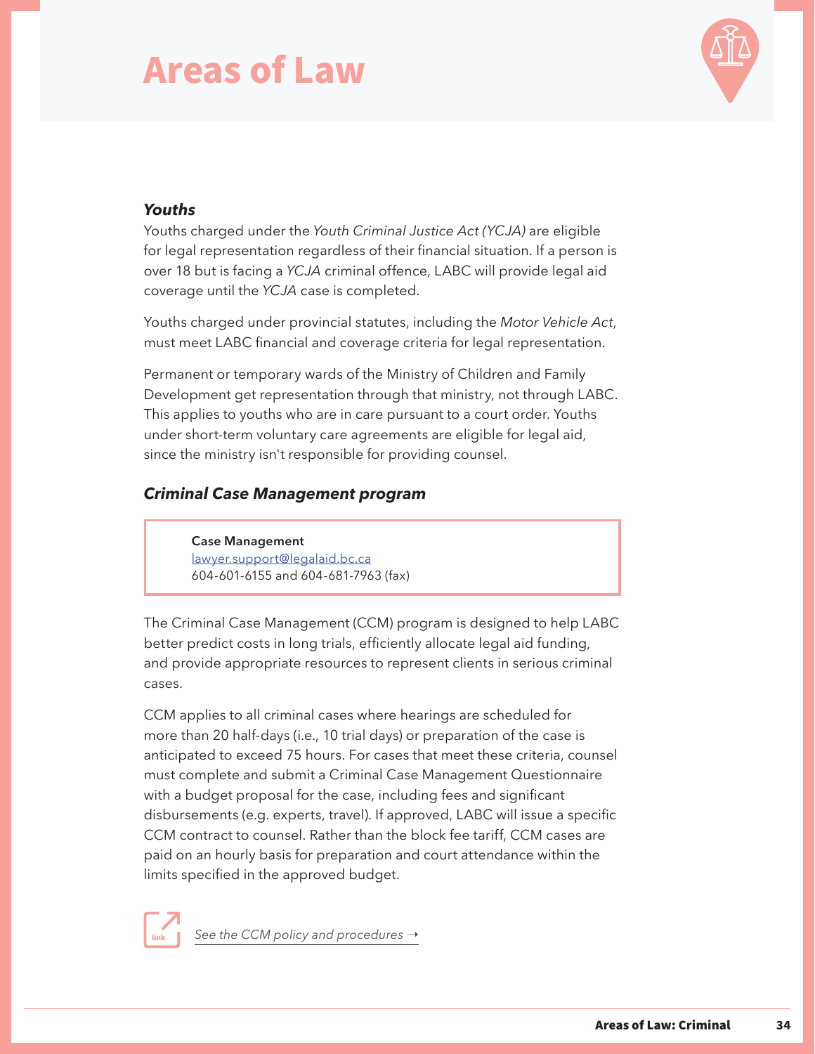# Areas of Law

### *Youths*

Youths charged under the *Youth Criminal Justice Act (YCJA)* are eligible for legal representation regardless of their financial situation. If a person is over 18 but is facing a *YCJA* criminal offence, LABC will provide legal aid coverage until the *YCJA* case is completed.

Youths charged under provincial statutes, including the *Motor Vehicle Act*, must meet LABC financial and coverage criteria for legal representation.

Permanent or temporary wards of the Ministry of Children and Family Development get representation through that ministry, not through LABC. This applies to youths who are in care pursuant to a court order. Youths under short-term voluntary care agreements are eligible for legal aid, since the ministry isn't responsible for providing counsel.

### *Criminal Case Management program*

> **Case Management**
> lawyer.support@legalaid.bc.ca
> 604-601-6155 and 604-681-7963 (fax)

The Criminal Case Management (CCM) program is designed to help LABC better predict costs in long trials, efficiently allocate legal aid funding, and provide appropriate resources to represent clients in serious criminal cases.

CCM applies to all criminal cases where hearings are scheduled for more than 20 half-days (i.e., 10 trial days) or preparation of the case is anticipated to exceed 75 hours. For cases that meet these criteria, counsel must complete and submit a Criminal Case Management Questionnaire with a budget proposal for the case, including fees and significant disbursements (e.g. experts, travel). If approved, LABC will issue a specific CCM contract to counsel. Rather than the block fee tariff, CCM cases are paid on an hourly basis for preparation and court attendance within the limits specified in the approved budget.

*See the CCM policy and procedures →*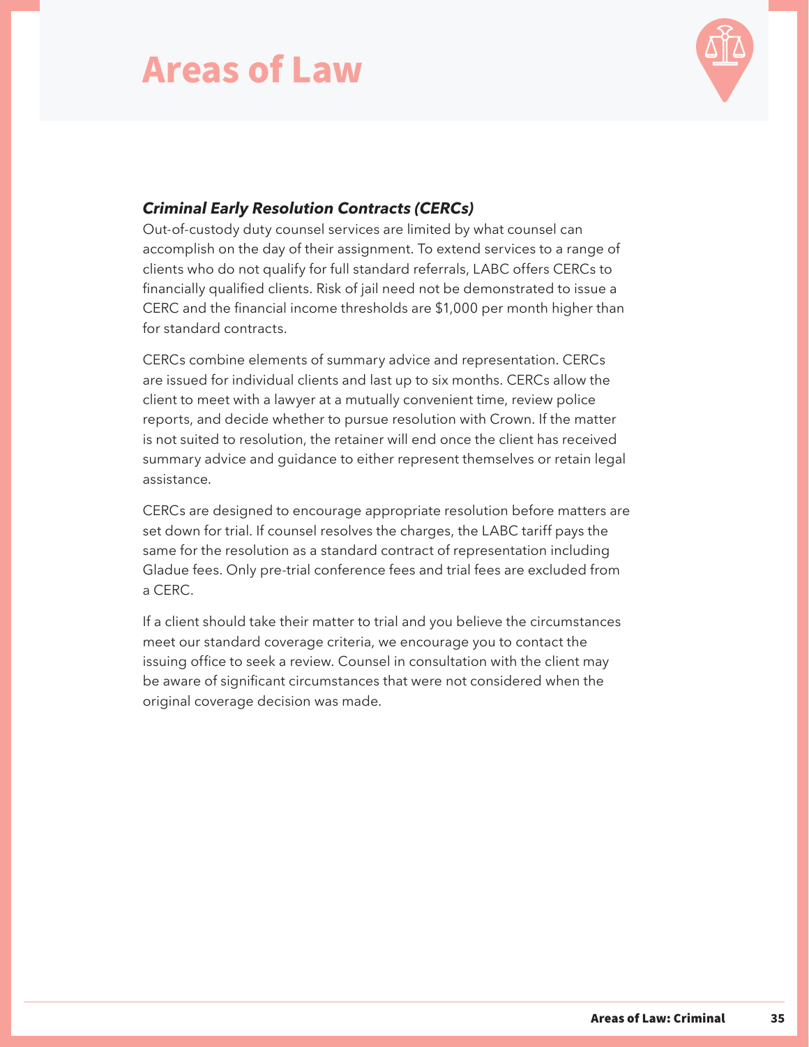# Areas of Law

***Criminal Early Resolution Contracts (CERCs)***

Out-of-custody duty counsel services are limited by what counsel can accomplish on the day of their assignment. To extend services to a range of clients who do not qualify for full standard referrals, LABC offers CERCs to financially qualified clients. Risk of jail need not be demonstrated to issue a CERC and the financial income thresholds are $1,000 per month higher than for standard contracts.

CERCs combine elements of summary advice and representation. CERCs are issued for individual clients and last up to six months. CERCs allow the client to meet with a lawyer at a mutually convenient time, review police reports, and decide whether to pursue resolution with Crown. If the matter is not suited to resolution, the retainer will end once the client has received summary advice and guidance to either represent themselves or retain legal assistance.

CERCs are designed to encourage appropriate resolution before matters are set down for trial. If counsel resolves the charges, the LABC tariff pays the same for the resolution as a standard contract of representation including Gladue fees. Only pre-trial conference fees and trial fees are excluded from a CERC.

If a client should take their matter to trial and you believe the circumstances meet our standard coverage criteria, we encourage you to contact the issuing office to seek a review. Counsel in consultation with the client may be aware of significant circumstances that were not considered when the original coverage decision was made.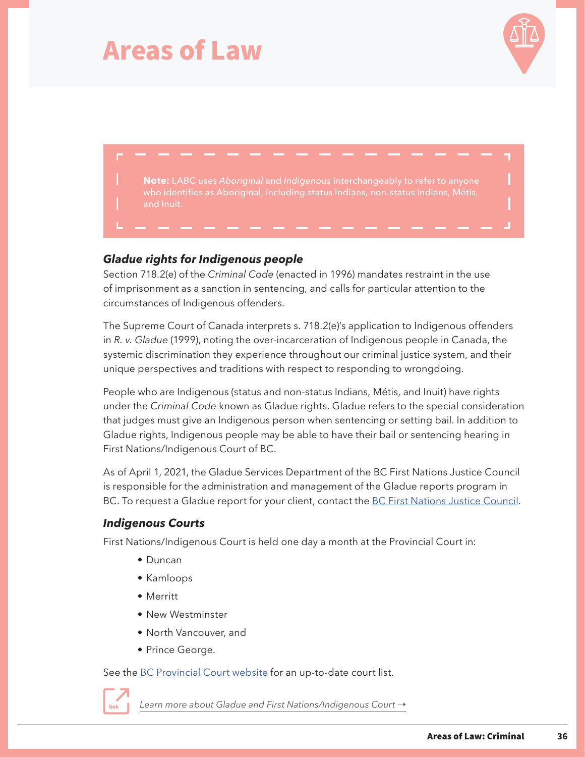# Areas of Law

**Note:** LABC uses *Aboriginal* and *Indigenous* interchangeably to refer to anyone who identifies as Aboriginal, including status Indians, non-status Indians, Métis, and Inuit.

### *Gladue rights for Indigenous people*

Section 718.2(e) of the *Criminal Code* (enacted in 1996) mandates restraint in the use of imprisonment as a sanction in sentencing, and calls for particular attention to the circumstances of Indigenous offenders.

The Supreme Court of Canada interprets s. 718.2(e)'s application to Indigenous offenders in *R. v. Gladue* (1999), noting the over-incarceration of Indigenous people in Canada, the systemic discrimination they experience throughout our criminal justice system, and their unique perspectives and traditions with respect to responding to wrongdoing.

People who are Indigenous (status and non-status Indians, Métis, and Inuit) have rights under the *Criminal Code* known as Gladue rights. Gladue refers to the special consideration that judges must give an Indigenous person when sentencing or setting bail. In addition to Gladue rights, Indigenous people may be able to have their bail or sentencing hearing in First Nations/Indigenous Court of BC.

As of April 1, 2021, the Gladue Services Department of the BC First Nations Justice Council is responsible for the administration and management of the Gladue reports program in BC. To request a Gladue report for your client, contact the BC First Nations Justice Council.

### *Indigenous Courts*

First Nations/Indigenous Court is held one day a month at the Provincial Court in:

- Duncan
- Kamloops
- Merritt
- New Westminster
- North Vancouver, and
- Prince George.

See the BC Provincial Court website for an up-to-date court list.

*Learn more about Gladue and First Nations/Indigenous Court →*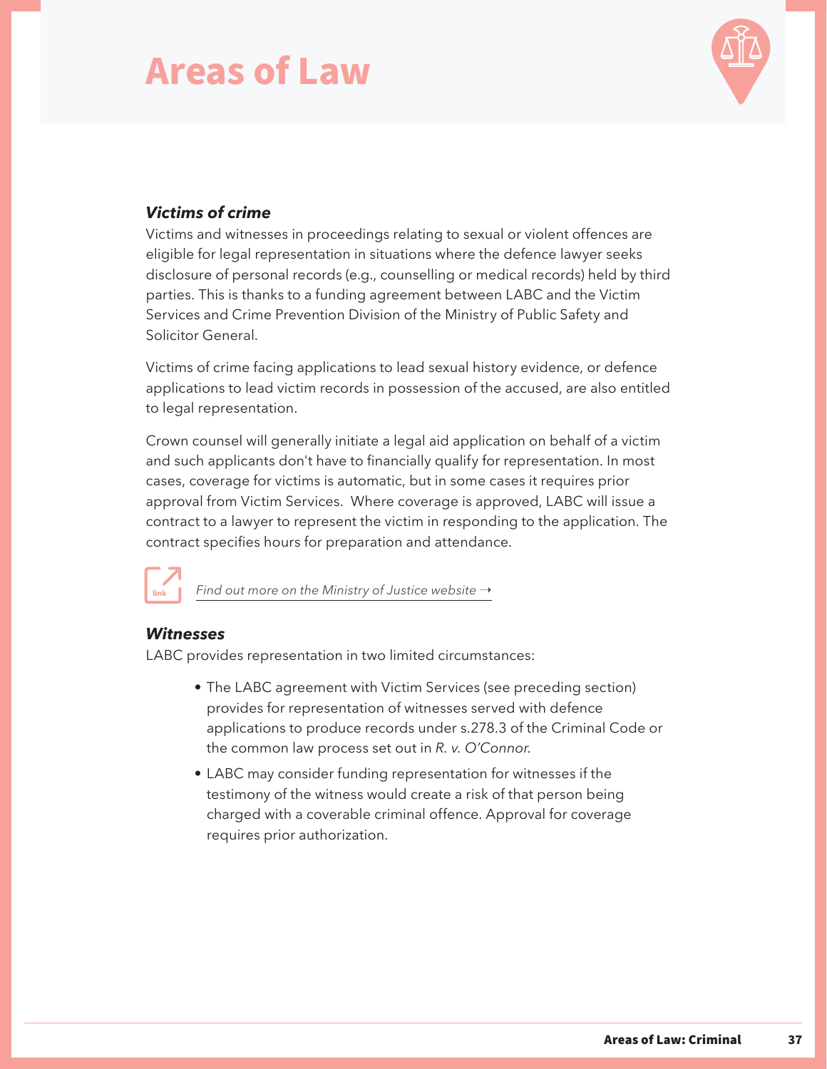# Areas of Law

### *Victims of crime*

Victims and witnesses in proceedings relating to sexual or violent offences are eligible for legal representation in situations where the defence lawyer seeks disclosure of personal records (e.g., counselling or medical records) held by third parties. This is thanks to a funding agreement between LABC and the Victim Services and Crime Prevention Division of the Ministry of Public Safety and Solicitor General.

Victims of crime facing applications to lead sexual history evidence, or defence applications to lead victim records in possession of the accused, are also entitled to legal representation.

Crown counsel will generally initiate a legal aid application on behalf of a victim and such applicants don't have to financially qualify for representation. In most cases, coverage for victims is automatic, but in some cases it requires prior approval from Victim Services. Where coverage is approved, LABC will issue a contract to a lawyer to represent the victim in responding to the application. The contract specifies hours for preparation and attendance.

link *Find out more on the Ministry of Justice website →*

### *Witnesses*

LABC provides representation in two limited circumstances:

- The LABC agreement with Victim Services (see preceding section) provides for representation of witnesses served with defence applications to produce records under s.278.3 of the Criminal Code or the common law process set out in *R. v. O'Connor*.
- LABC may consider funding representation for witnesses if the testimony of the witness would create a risk of that person being charged with a coverable criminal offence. Approval for coverage requires prior authorization.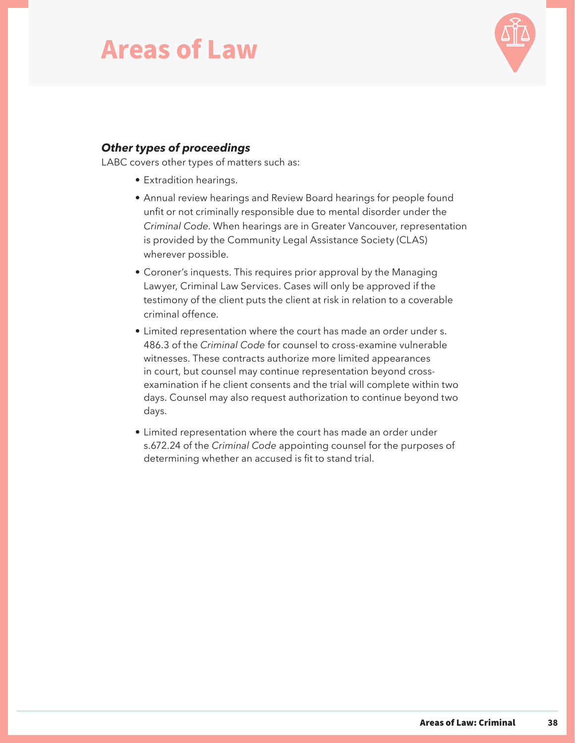# Areas of Law

***Other types of proceedings***

LABC covers other types of matters such as:

- Extradition hearings.
- Annual review hearings and Review Board hearings for people found unfit or not criminally responsible due to mental disorder under the *Criminal Code*. When hearings are in Greater Vancouver, representation is provided by the Community Legal Assistance Society (CLAS) wherever possible.
- Coroner's inquests. This requires prior approval by the Managing Lawyer, Criminal Law Services. Cases will only be approved if the testimony of the client puts the client at risk in relation to a coverable criminal offence.
- Limited representation where the court has made an order under s. 486.3 of the *Criminal Code* for counsel to cross-examine vulnerable witnesses. These contracts authorize more limited appearances in court, but counsel may continue representation beyond cross-examination if he client consents and the trial will complete within two days. Counsel may also request authorization to continue beyond two days.
- Limited representation where the court has made an order under s.672.24 of the *Criminal Code* appointing counsel for the purposes of determining whether an accused is fit to stand trial.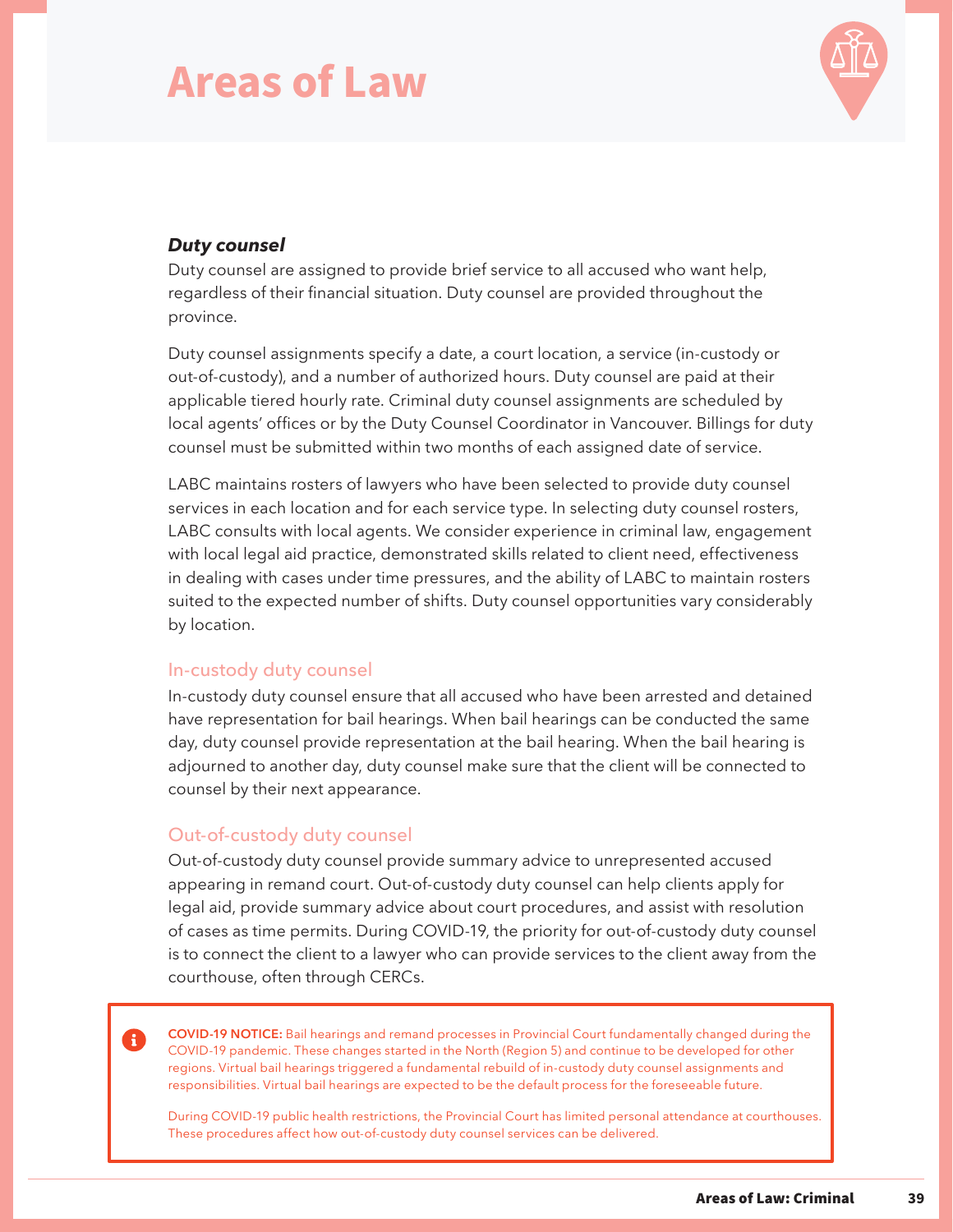# Areas of Law

***Duty counsel***

Duty counsel are assigned to provide brief service to all accused who want help, regardless of their financial situation. Duty counsel are provided throughout the province.

Duty counsel assignments specify a date, a court location, a service (in-custody or out-of-custody), and a number of authorized hours. Duty counsel are paid at their applicable tiered hourly rate. Criminal duty counsel assignments are scheduled by local agents' offices or by the Duty Counsel Coordinator in Vancouver. Billings for duty counsel must be submitted within two months of each assigned date of service.

LABC maintains rosters of lawyers who have been selected to provide duty counsel services in each location and for each service type. In selecting duty counsel rosters, LABC consults with local agents. We consider experience in criminal law, engagement with local legal aid practice, demonstrated skills related to client need, effectiveness in dealing with cases under time pressures, and the ability of LABC to maintain rosters suited to the expected number of shifts. Duty counsel opportunities vary considerably by location.

### In-custody duty counsel

In-custody duty counsel ensure that all accused who have been arrested and detained have representation for bail hearings. When bail hearings can be conducted the same day, duty counsel provide representation at the bail hearing. When the bail hearing is adjourned to another day, duty counsel make sure that the client will be connected to counsel by their next appearance.

### Out-of-custody duty counsel

Out-of-custody duty counsel provide summary advice to unrepresented accused appearing in remand court. Out-of-custody duty counsel can help clients apply for legal aid, provide summary advice about court procedures, and assist with resolution of cases as time permits. During COVID-19, the priority for out-of-custody duty counsel is to connect the client to a lawyer who can provide services to the client away from the courthouse, often through CERCs.

> **COVID-19 NOTICE:** Bail hearings and remand processes in Provincial Court fundamentally changed during the COVID-19 pandemic. These changes started in the North (Region 5) and continue to be developed for other regions. Virtual bail hearings triggered a fundamental rebuild of in-custody duty counsel assignments and responsibilities. Virtual bail hearings are expected to be the default process for the foreseeable future.
>
> During COVID-19 public health restrictions, the Provincial Court has limited personal attendance at courthouses. These procedures affect how out-of-custody duty counsel services can be delivered.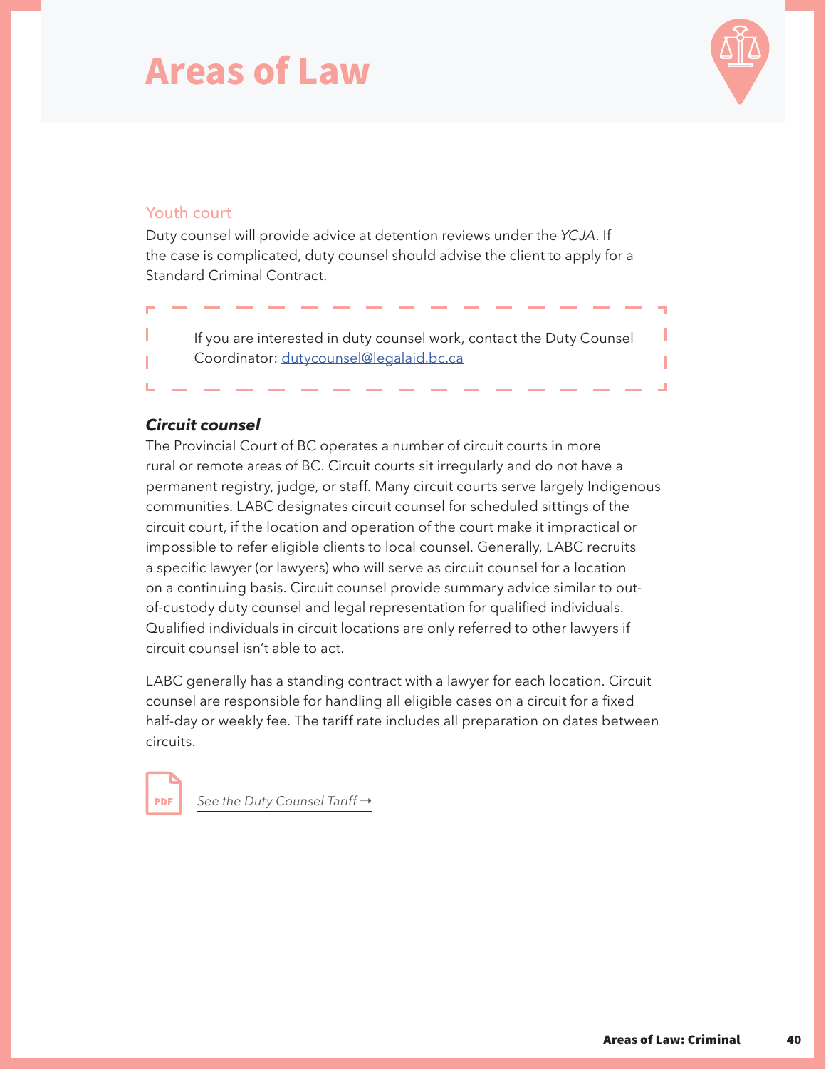# Areas of Law

### Youth court

Duty counsel will provide advice at detention reviews under the *YCJA*. If the case is complicated, duty counsel should advise the client to apply for a Standard Criminal Contract.

> If you are interested in duty counsel work, contact the Duty Counsel Coordinator: [dutycounsel@legalaid.bc.ca](mailto:dutycounsel@legalaid.bc.ca)

### *Circuit counsel*

The Provincial Court of BC operates a number of circuit courts in more rural or remote areas of BC. Circuit courts sit irregularly and do not have a permanent registry, judge, or staff. Many circuit courts serve largely Indigenous communities. LABC designates circuit counsel for scheduled sittings of the circuit court, if the location and operation of the court make it impractical or impossible to refer eligible clients to local counsel. Generally, LABC recruits a specific lawyer (or lawyers) who will serve as circuit counsel for a location on a continuing basis. Circuit counsel provide summary advice similar to out-of-custody duty counsel and legal representation for qualified individuals. Qualified individuals in circuit locations are only referred to other lawyers if circuit counsel isn't able to act.

LABC generally has a standing contract with a lawyer for each location. Circuit counsel are responsible for handling all eligible cases on a circuit for a fixed half-day or weekly fee. The tariff rate includes all preparation on dates between circuits.

*See the Duty Counsel Tariff →*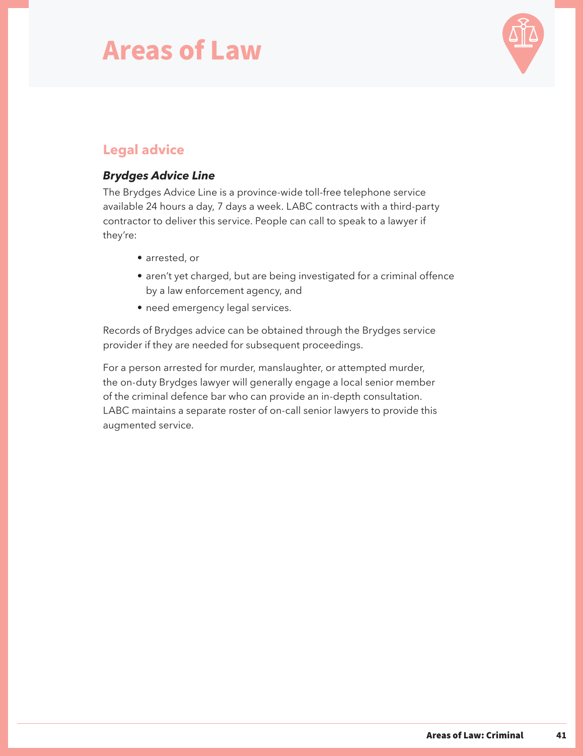# Areas of Law

## Legal advice

### *Brydges Advice Line*

The Brydges Advice Line is a province-wide toll-free telephone service available 24 hours a day, 7 days a week. LABC contracts with a third-party contractor to deliver this service. People can call to speak to a lawyer if they're:

- arrested, or
- aren't yet charged, but are being investigated for a criminal offence by a law enforcement agency, and
- need emergency legal services.

Records of Brydges advice can be obtained through the Brydges service provider if they are needed for subsequent proceedings.

For a person arrested for murder, manslaughter, or attempted murder, the on-duty Brydges lawyer will generally engage a local senior member of the criminal defence bar who can provide an in-depth consultation. LABC maintains a separate roster of on-call senior lawyers to provide this augmented service.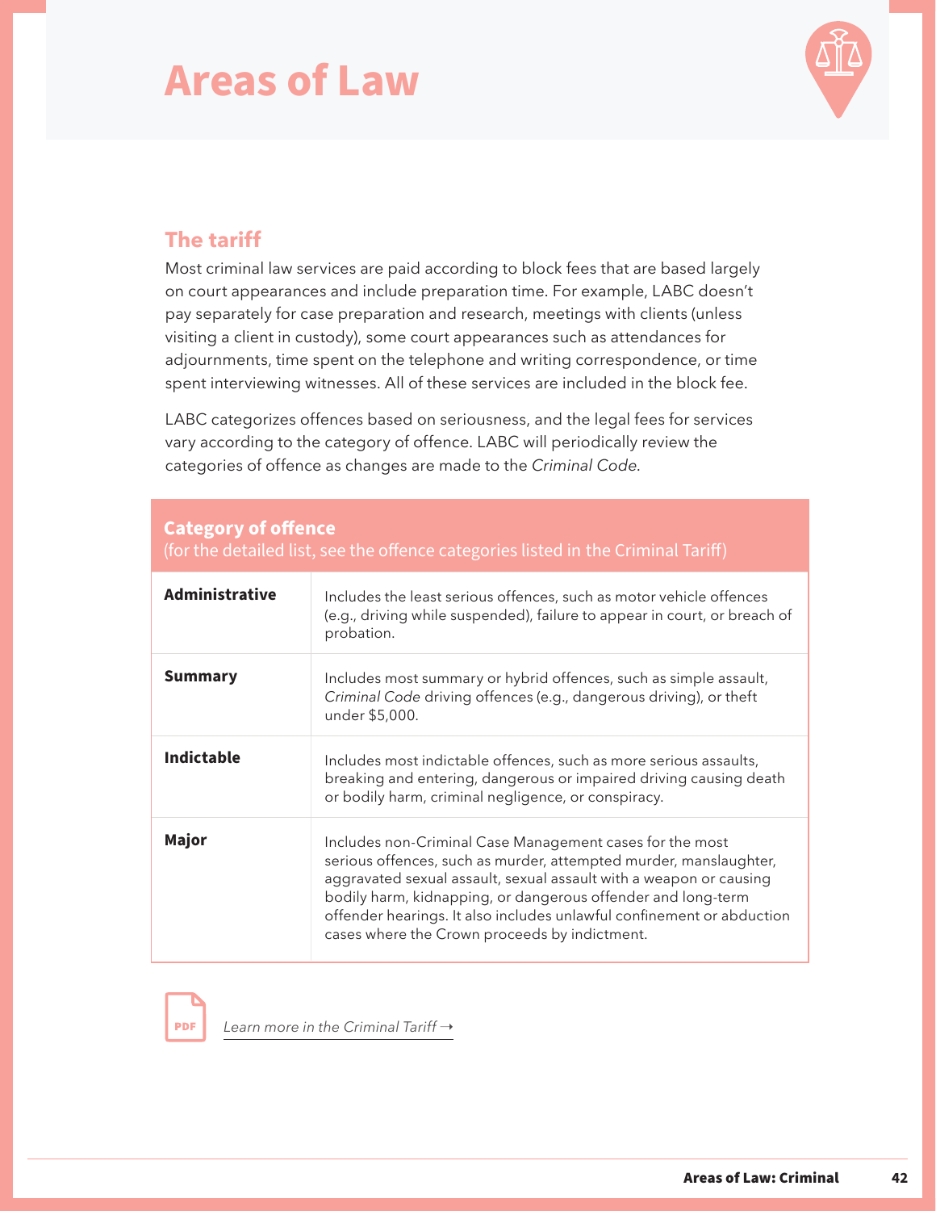# Areas of Law

## The tariff

Most criminal law services are paid according to block fees that are based largely on court appearances and include preparation time. For example, LABC doesn't pay separately for case preparation and research, meetings with clients (unless visiting a client in custody), some court appearances such as attendances for adjournments, time spent on the telephone and writing correspondence, or time spent interviewing witnesses. All of these services are included in the block fee.

LABC categorizes offences based on seriousness, and the legal fees for services vary according to the category of offence. LABC will periodically review the categories of offence as changes are made to the *Criminal Code*.

| **Category of offence** (for the detailed list, see the offence categories listed in the Criminal Tariff) | |
|---|---|
| **Administrative** | Includes the least serious offences, such as motor vehicle offences (e.g., driving while suspended), failure to appear in court, or breach of probation. |
| **Summary** | Includes most summary or hybrid offences, such as simple assault, *Criminal Code* driving offences (e.g., dangerous driving), or theft under $5,000. |
| **Indictable** | Includes most indictable offences, such as more serious assaults, breaking and entering, dangerous or impaired driving causing death or bodily harm, criminal negligence, or conspiracy. |
| **Major** | Includes non-Criminal Case Management cases for the most serious offences, such as murder, attempted murder, manslaughter, aggravated sexual assault, sexual assault with a weapon or causing bodily harm, kidnapping, or dangerous offender and long-term offender hearings. It also includes unlawful confinement or abduction cases where the Crown proceeds by indictment. |

PDF *Learn more in the Criminal Tariff →*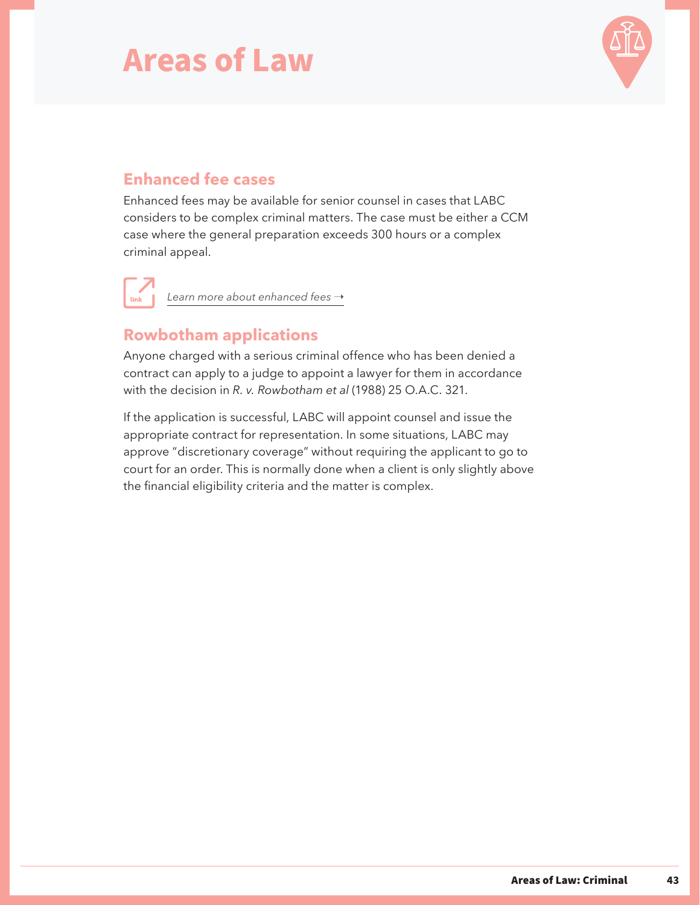# Areas of Law

## Enhanced fee cases

Enhanced fees may be available for senior counsel in cases that LABC considers to be complex criminal matters. The case must be either a CCM case where the general preparation exceeds 300 hours or a complex criminal appeal.

link *Learn more about enhanced fees →*

## Rowbotham applications

Anyone charged with a serious criminal offence who has been denied a contract can apply to a judge to appoint a lawyer for them in accordance with the decision in *R. v. Rowbotham et al* (1988) 25 O.A.C. 321.

If the application is successful, LABC will appoint counsel and issue the appropriate contract for representation. In some situations, LABC may approve "discretionary coverage" without requiring the applicant to go to court for an order. This is normally done when a client is only slightly above the financial eligibility criteria and the matter is complex.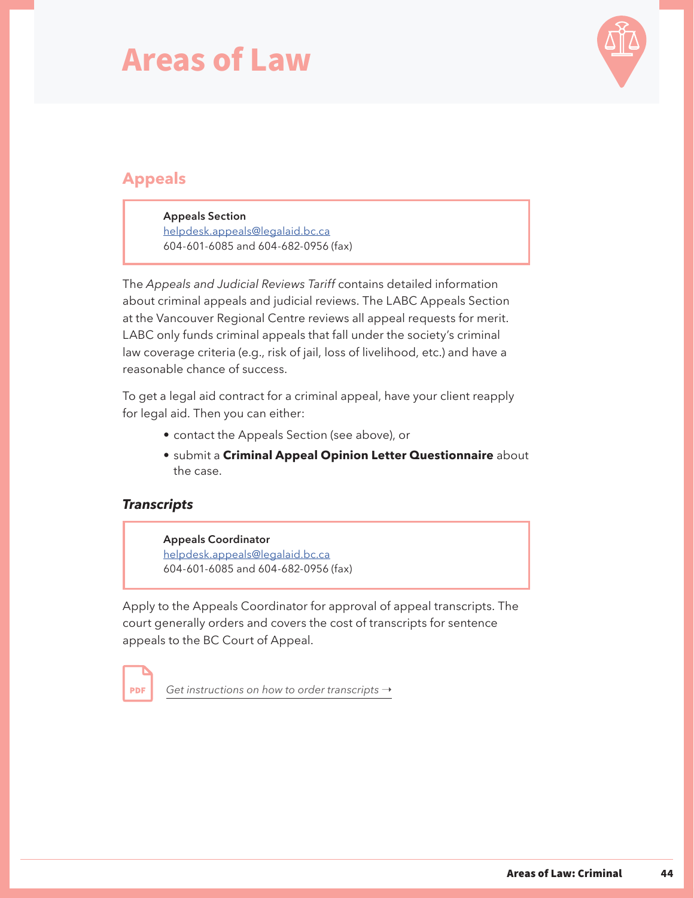# Areas of Law

## Appeals

**Appeals Section**
helpdesk.appeals@legalaid.bc.ca
604-601-6085 and 604-682-0956 (fax)

The *Appeals and Judicial Reviews Tariff* contains detailed information about criminal appeals and judicial reviews. The LABC Appeals Section at the Vancouver Regional Centre reviews all appeal requests for merit. LABC only funds criminal appeals that fall under the society's criminal law coverage criteria (e.g., risk of jail, loss of livelihood, etc.) and have a reasonable chance of success.

To get a legal aid contract for a criminal appeal, have your client reapply for legal aid. Then you can either:

- contact the Appeals Section (see above), or
- submit a **Criminal Appeal Opinion Letter Questionnaire** about the case.

### *Transcripts*

**Appeals Coordinator**
helpdesk.appeals@legalaid.bc.ca
604-601-6085 and 604-682-0956 (fax)

Apply to the Appeals Coordinator for approval of appeal transcripts. The court generally orders and covers the cost of transcripts for sentence appeals to the BC Court of Appeal.

PDF *Get instructions on how to order transcripts →*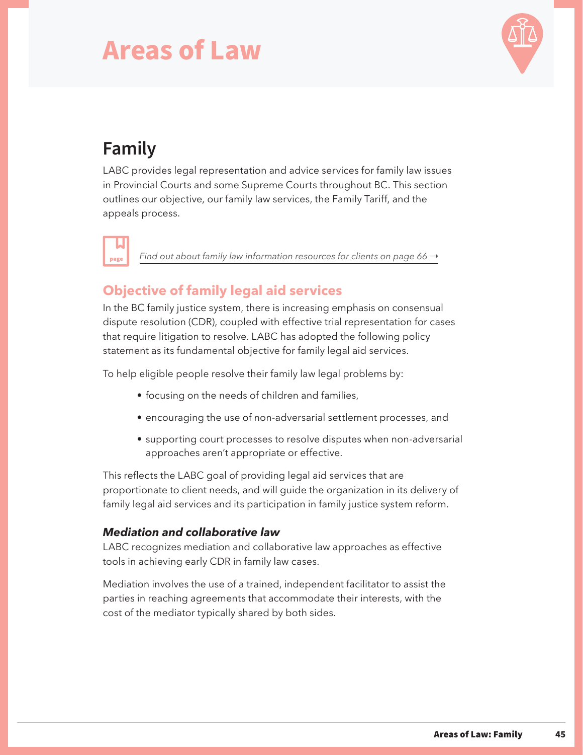# Areas of Law

## Family

LABC provides legal representation and advice services for family law issues in Provincial Courts and some Supreme Courts throughout BC. This section outlines our objective, our family law services, the Family Tariff, and the appeals process.

*Find out about family law information resources for clients on page 66 →*

### Objective of family legal aid services

In the BC family justice system, there is increasing emphasis on consensual dispute resolution (CDR), coupled with effective trial representation for cases that require litigation to resolve. LABC has adopted the following policy statement as its fundamental objective for family legal aid services.

To help eligible people resolve their family law legal problems by:

- focusing on the needs of children and families,
- encouraging the use of non-adversarial settlement processes, and
- supporting court processes to resolve disputes when non-adversarial approaches aren't appropriate or effective.

This reflects the LABC goal of providing legal aid services that are proportionate to client needs, and will guide the organization in its delivery of family legal aid services and its participation in family justice system reform.

#### *Mediation and collaborative law*

LABC recognizes mediation and collaborative law approaches as effective tools in achieving early CDR in family law cases.

Mediation involves the use of a trained, independent facilitator to assist the parties in reaching agreements that accommodate their interests, with the cost of the mediator typically shared by both sides.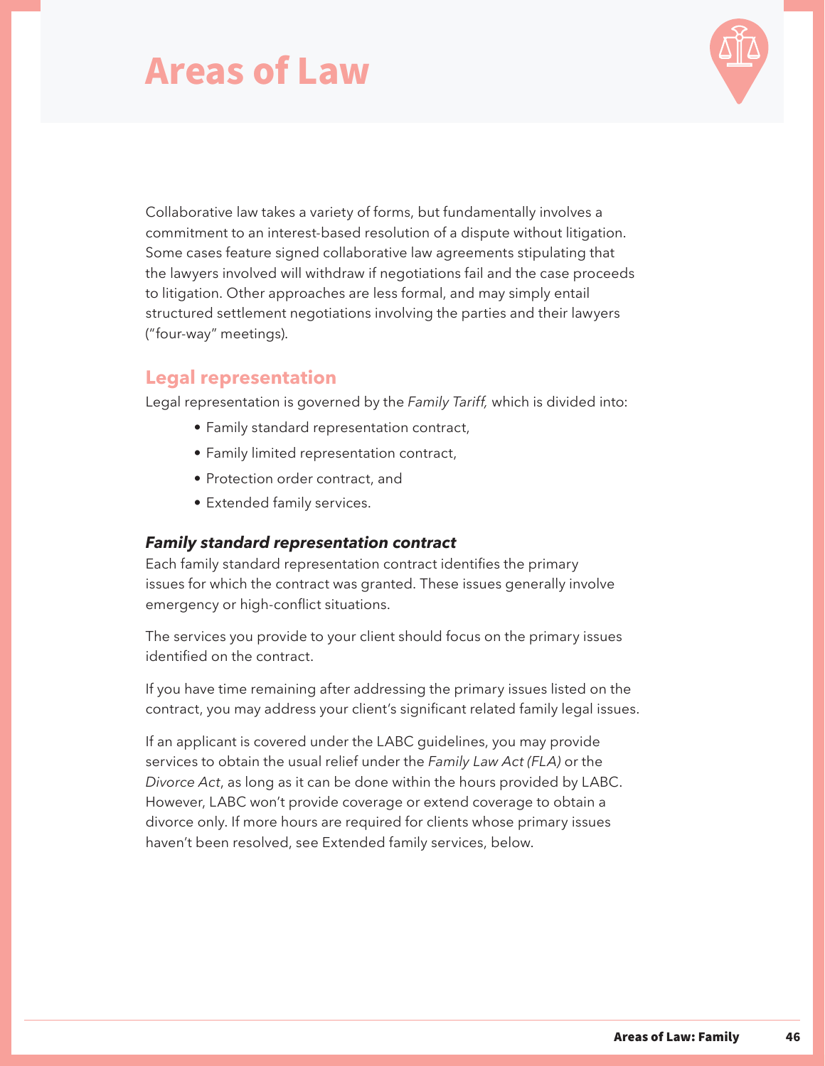# Areas of Law

Collaborative law takes a variety of forms, but fundamentally involves a commitment to an interest-based resolution of a dispute without litigation. Some cases feature signed collaborative law agreements stipulating that the lawyers involved will withdraw if negotiations fail and the case proceeds to litigation. Other approaches are less formal, and may simply entail structured settlement negotiations involving the parties and their lawyers ("four-way" meetings).

## Legal representation

Legal representation is governed by the *Family Tariff,* which is divided into:

- Family standard representation contract,
- Family limited representation contract,
- Protection order contract, and
- Extended family services.

### *Family standard representation contract*

Each family standard representation contract identifies the primary issues for which the contract was granted. These issues generally involve emergency or high-conflict situations.

The services you provide to your client should focus on the primary issues identified on the contract.

If you have time remaining after addressing the primary issues listed on the contract, you may address your client's significant related family legal issues.

If an applicant is covered under the LABC guidelines, you may provide services to obtain the usual relief under the *Family Law Act (FLA)* or the *Divorce Act*, as long as it can be done within the hours provided by LABC. However, LABC won't provide coverage or extend coverage to obtain a divorce only. If more hours are required for clients whose primary issues haven't been resolved, see Extended family services, below.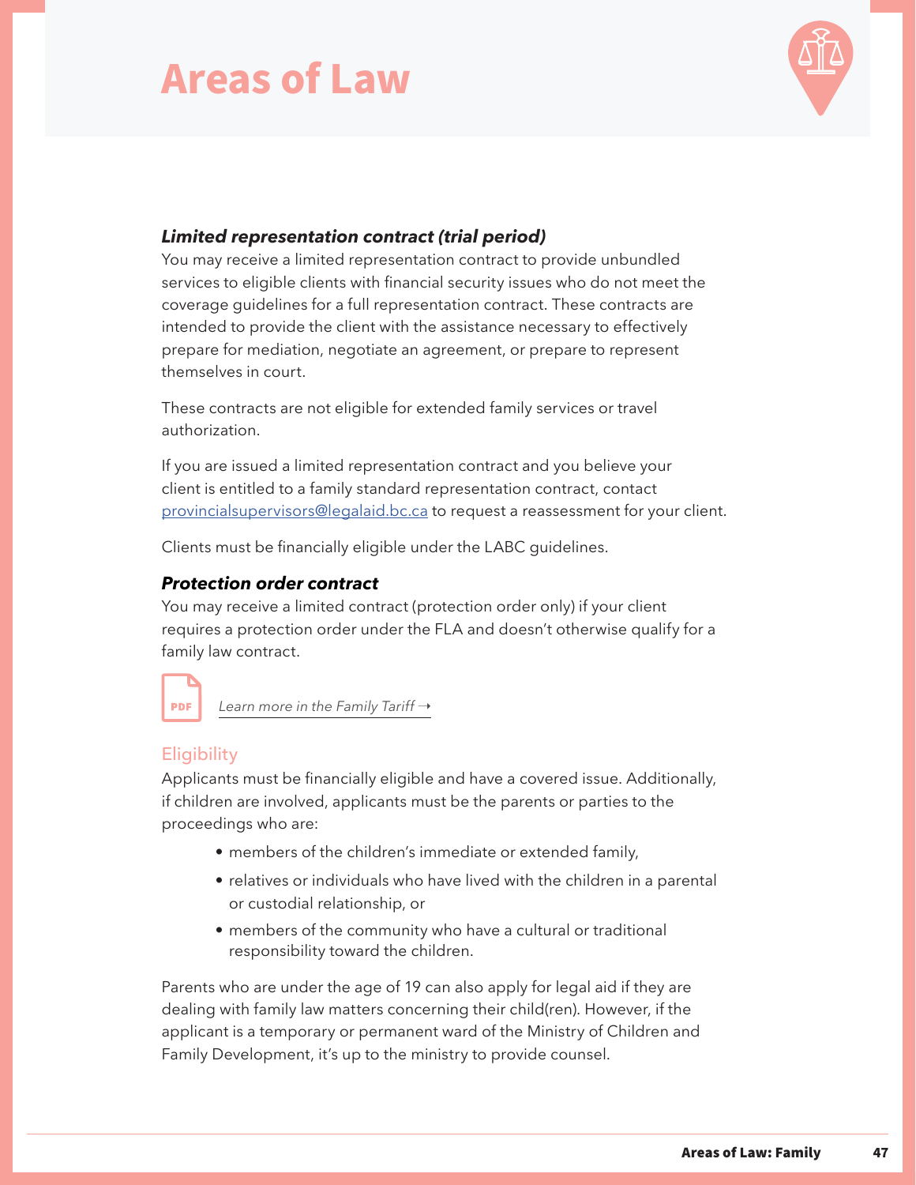# Areas of Law

***Limited representation contract (trial period)***

You may receive a limited representation contract to provide unbundled services to eligible clients with financial security issues who do not meet the coverage guidelines for a full representation contract. These contracts are intended to provide the client with the assistance necessary to effectively prepare for mediation, negotiate an agreement, or prepare to represent themselves in court.

These contracts are not eligible for extended family services or travel authorization.

If you are issued a limited representation contract and you believe your client is entitled to a family standard representation contract, contact provincialsupervisors@legalaid.bc.ca to request a reassessment for your client.

Clients must be financially eligible under the LABC guidelines.

***Protection order contract***

You may receive a limited contract (protection order only) if your client requires a protection order under the FLA and doesn't otherwise qualify for a family law contract.

*Learn more in the Family Tariff →*

## Eligibility

Applicants must be financially eligible and have a covered issue. Additionally, if children are involved, applicants must be the parents or parties to the proceedings who are:

- members of the children's immediate or extended family,
- relatives or individuals who have lived with the children in a parental or custodial relationship, or
- members of the community who have a cultural or traditional responsibility toward the children.

Parents who are under the age of 19 can also apply for legal aid if they are dealing with family law matters concerning their child(ren). However, if the applicant is a temporary or permanent ward of the Ministry of Children and Family Development, it's up to the ministry to provide counsel.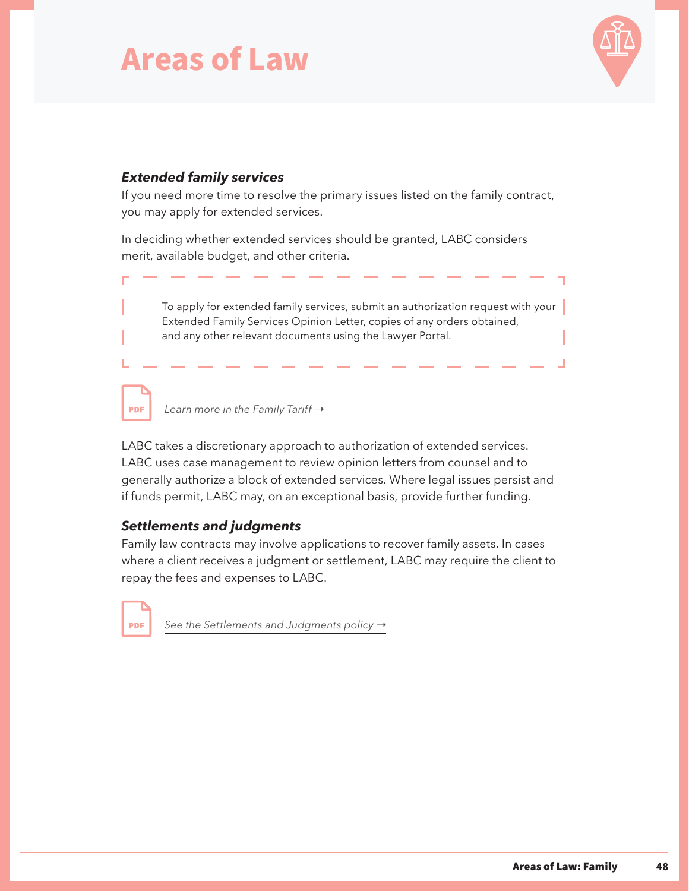# Areas of Law

### *Extended family services*

If you need more time to resolve the primary issues listed on the family contract, you may apply for extended services.

In deciding whether extended services should be granted, LABC considers merit, available budget, and other criteria.

> To apply for extended family services, submit an authorization request with your Extended Family Services Opinion Letter, copies of any orders obtained, and any other relevant documents using the Lawyer Portal.

PDF *Learn more in the Family Tariff →*

LABC takes a discretionary approach to authorization of extended services. LABC uses case management to review opinion letters from counsel and to generally authorize a block of extended services. Where legal issues persist and if funds permit, LABC may, on an exceptional basis, provide further funding.

### *Settlements and judgments*

Family law contracts may involve applications to recover family assets. In cases where a client receives a judgment or settlement, LABC may require the client to repay the fees and expenses to LABC.

PDF *See the Settlements and Judgments policy →*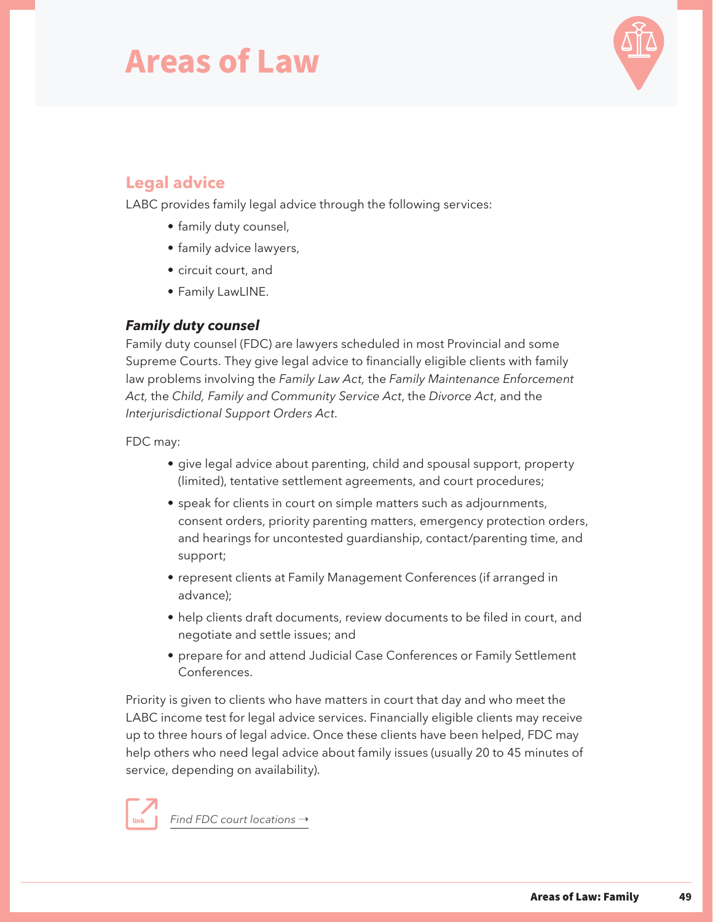# Areas of Law

## Legal advice

LABC provides family legal advice through the following services:

- family duty counsel,
- family advice lawyers,
- circuit court, and
- Family LawLINE.

### *Family duty counsel*

Family duty counsel (FDC) are lawyers scheduled in most Provincial and some Supreme Courts. They give legal advice to financially eligible clients with family law problems involving the *Family Law Act,* the *Family Maintenance Enforcement Act,* the *Child, Family and Community Service Act*, the *Divorce Act*, and the *Interjurisdictional Support Orders Act*.

FDC may:

- give legal advice about parenting, child and spousal support, property (limited), tentative settlement agreements, and court procedures;
- speak for clients in court on simple matters such as adjournments, consent orders, priority parenting matters, emergency protection orders, and hearings for uncontested guardianship, contact/parenting time, and support;
- represent clients at Family Management Conferences (if arranged in advance);
- help clients draft documents, review documents to be filed in court, and negotiate and settle issues; and
- prepare for and attend Judicial Case Conferences or Family Settlement Conferences.

Priority is given to clients who have matters in court that day and who meet the LABC income test for legal advice services. Financially eligible clients may receive up to three hours of legal advice. Once these clients have been helped, FDC may help others who need legal advice about family issues (usually 20 to 45 minutes of service, depending on availability).

*Find FDC court locations →*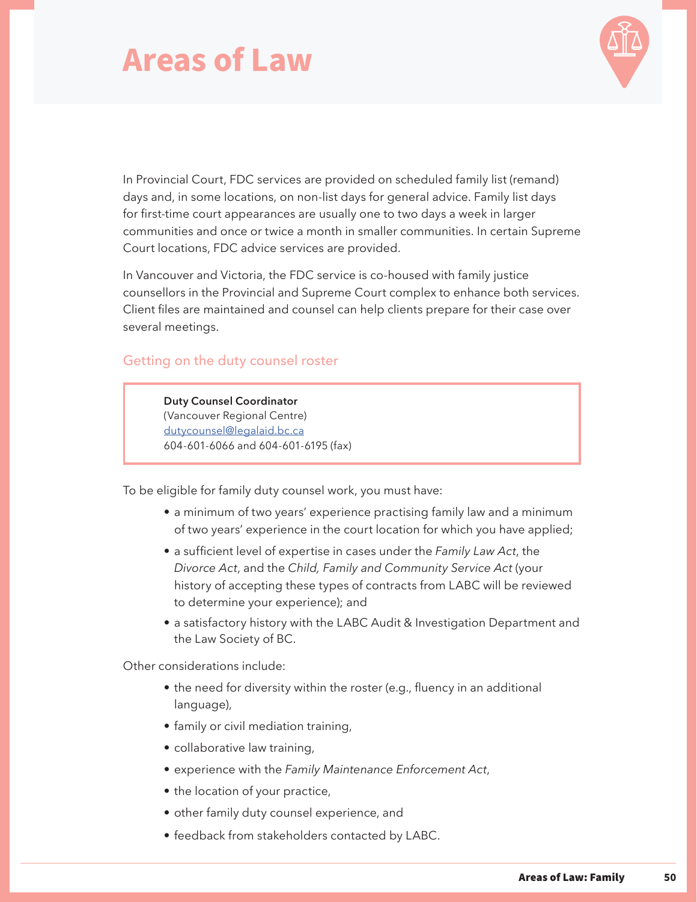# Areas of Law

In Provincial Court, FDC services are provided on scheduled family list (remand) days and, in some locations, on non-list days for general advice. Family list days for first-time court appearances are usually one to two days a week in larger communities and once or twice a month in smaller communities. In certain Supreme Court locations, FDC advice services are provided.

In Vancouver and Victoria, the FDC service is co-housed with family justice counsellors in the Provincial and Supreme Court complex to enhance both services. Client files are maintained and counsel can help clients prepare for their case over several meetings.

### Getting on the duty counsel roster

**Duty Counsel Coordinator**
(Vancouver Regional Centre)
dutycounsel@legalaid.bc.ca
604-601-6066 and 604-601-6195 (fax)

To be eligible for family duty counsel work, you must have:

- a minimum of two years' experience practising family law and a minimum of two years' experience in the court location for which you have applied;
- a sufficient level of expertise in cases under the *Family Law Act*, the *Divorce Act*, and the *Child, Family and Community Service Act* (your history of accepting these types of contracts from LABC will be reviewed to determine your experience); and
- a satisfactory history with the LABC Audit & Investigation Department and the Law Society of BC.

Other considerations include:

- the need for diversity within the roster (e.g., fluency in an additional language),
- family or civil mediation training,
- collaborative law training,
- experience with the *Family Maintenance Enforcement Act*,
- the location of your practice,
- other family duty counsel experience, and
- feedback from stakeholders contacted by LABC.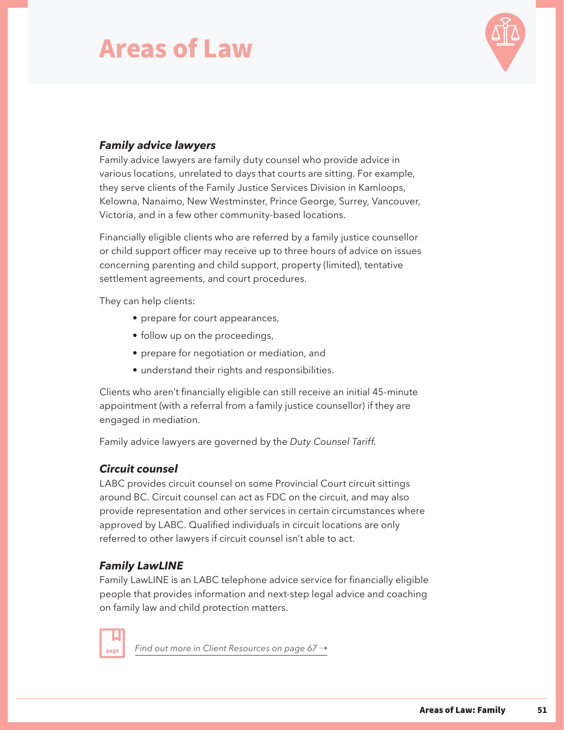# Areas of Law

### *Family advice lawyers*

Family advice lawyers are family duty counsel who provide advice in various locations, unrelated to days that courts are sitting. For example, they serve clients of the Family Justice Services Division in Kamloops, Kelowna, Nanaimo, New Westminster, Prince George, Surrey, Vancouver, Victoria, and in a few other community-based locations.

Financially eligible clients who are referred by a family justice counsellor or child support officer may receive up to three hours of advice on issues concerning parenting and child support, property (limited), tentative settlement agreements, and court procedures.

They can help clients:

- prepare for court appearances,
- follow up on the proceedings,
- prepare for negotiation or mediation, and
- understand their rights and responsibilities.

Clients who aren't financially eligible can still receive an initial 45-minute appointment (with a referral from a family justice counsellor) if they are engaged in mediation.

Family advice lawyers are governed by the *Duty Counsel Tariff*.

### *Circuit counsel*

LABC provides circuit counsel on some Provincial Court circuit sittings around BC. Circuit counsel can act as FDC on the circuit, and may also provide representation and other services in certain circumstances where approved by LABC. Qualified individuals in circuit locations are only referred to other lawyers if circuit counsel isn't able to act.

### *Family LawLINE*

Family LawLINE is an LABC telephone advice service for financially eligible people that provides information and next-step legal advice and coaching on family law and child protection matters.

*Find out more in Client Resources on page 67 →*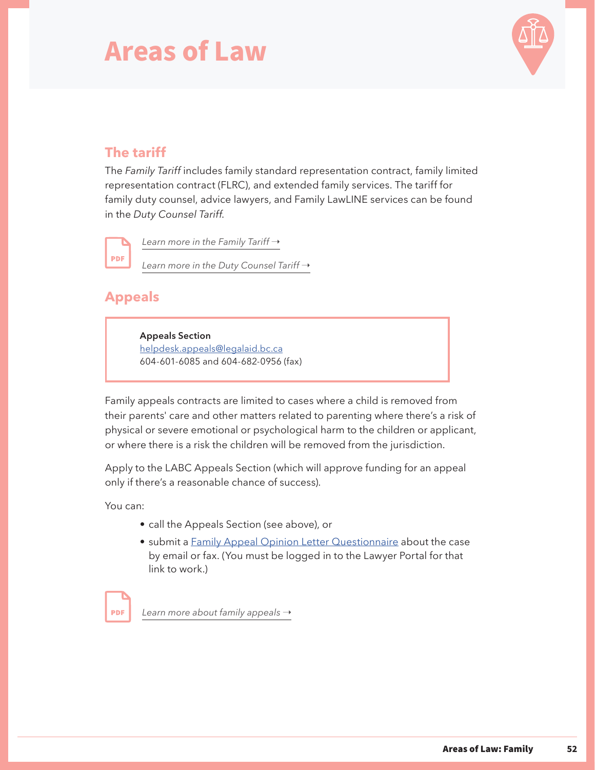# Areas of Law

## The tariff

The *Family Tariff* includes family standard representation contract, family limited representation contract (FLRC), and extended family services. The tariff for family duty counsel, advice lawyers, and Family LawLINE services can be found in the *Duty Counsel Tariff*.

*Learn more in the Family Tariff →*

*Learn more in the Duty Counsel Tariff →*

## Appeals

**Appeals Section**
helpdesk.appeals@legalaid.bc.ca
604-601-6085 and 604-682-0956 (fax)

Family appeals contracts are limited to cases where a child is removed from their parents' care and other matters related to parenting where there's a risk of physical or severe emotional or psychological harm to the children or applicant, or where there is a risk the children will be removed from the jurisdiction.

Apply to the LABC Appeals Section (which will approve funding for an appeal only if there's a reasonable chance of success).

You can:

- call the Appeals Section (see above), or
- submit a Family Appeal Opinion Letter Questionnaire about the case by email or fax. (You must be logged in to the Lawyer Portal for that link to work.)

*Learn more about family appeals →*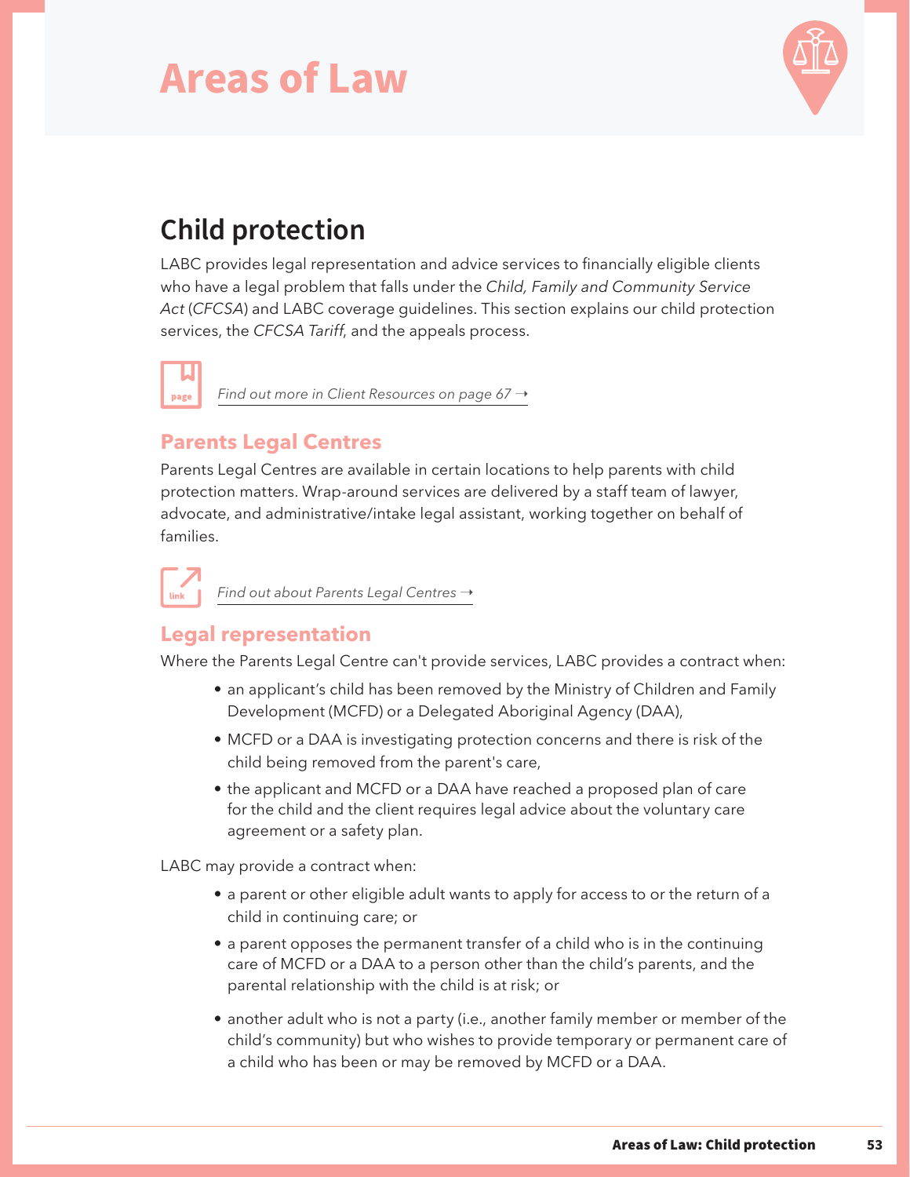# Areas of Law

## Child protection

LABC provides legal representation and advice services to financially eligible clients who have a legal problem that falls under the *Child, Family and Community Service Act* (*CFCSA*) and LABC coverage guidelines. This section explains our child protection services, the *CFCSA Tariff*, and the appeals process.

*Find out more in Client Resources on page 67 →*

### Parents Legal Centres

Parents Legal Centres are available in certain locations to help parents with child protection matters. Wrap-around services are delivered by a staff team of lawyer, advocate, and administrative/intake legal assistant, working together on behalf of families.

*Find out about Parents Legal Centres →*

### Legal representation

Where the Parents Legal Centre can't provide services, LABC provides a contract when:

- an applicant's child has been removed by the Ministry of Children and Family Development (MCFD) or a Delegated Aboriginal Agency (DAA),
- MCFD or a DAA is investigating protection concerns and there is risk of the child being removed from the parent's care,
- the applicant and MCFD or a DAA have reached a proposed plan of care for the child and the client requires legal advice about the voluntary care agreement or a safety plan.

LABC may provide a contract when:

- a parent or other eligible adult wants to apply for access to or the return of a child in continuing care; or
- a parent opposes the permanent transfer of a child who is in the continuing care of MCFD or a DAA to a person other than the child's parents, and the parental relationship with the child is at risk; or
- another adult who is not a party (i.e., another family member or member of the child's community) but who wishes to provide temporary or permanent care of a child who has been or may be removed by MCFD or a DAA.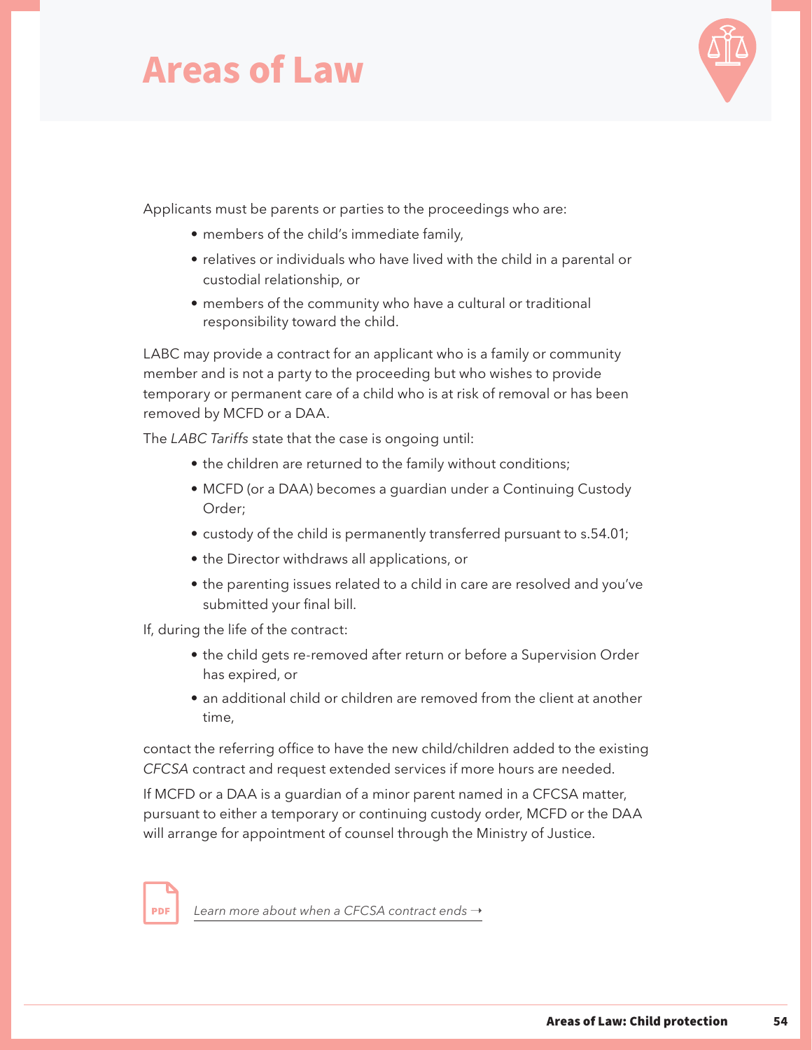# Areas of Law

Applicants must be parents or parties to the proceedings who are:

- members of the child's immediate family,
- relatives or individuals who have lived with the child in a parental or custodial relationship, or
- members of the community who have a cultural or traditional responsibility toward the child.

LABC may provide a contract for an applicant who is a family or community member and is not a party to the proceeding but who wishes to provide temporary or permanent care of a child who is at risk of removal or has been removed by MCFD or a DAA.

The *LABC Tariffs* state that the case is ongoing until:

- the children are returned to the family without conditions;
- MCFD (or a DAA) becomes a guardian under a Continuing Custody Order;
- custody of the child is permanently transferred pursuant to s.54.01;
- the Director withdraws all applications, or
- the parenting issues related to a child in care are resolved and you've submitted your final bill.

If, during the life of the contract:

- the child gets re-removed after return or before a Supervision Order has expired, or
- an additional child or children are removed from the client at another time,

contact the referring office to have the new child/children added to the existing *CFCSA* contract and request extended services if more hours are needed.

If MCFD or a DAA is a guardian of a minor parent named in a CFCSA matter, pursuant to either a temporary or continuing custody order, MCFD or the DAA will arrange for appointment of counsel through the Ministry of Justice.

PDF *Learn more about when a CFCSA contract ends →*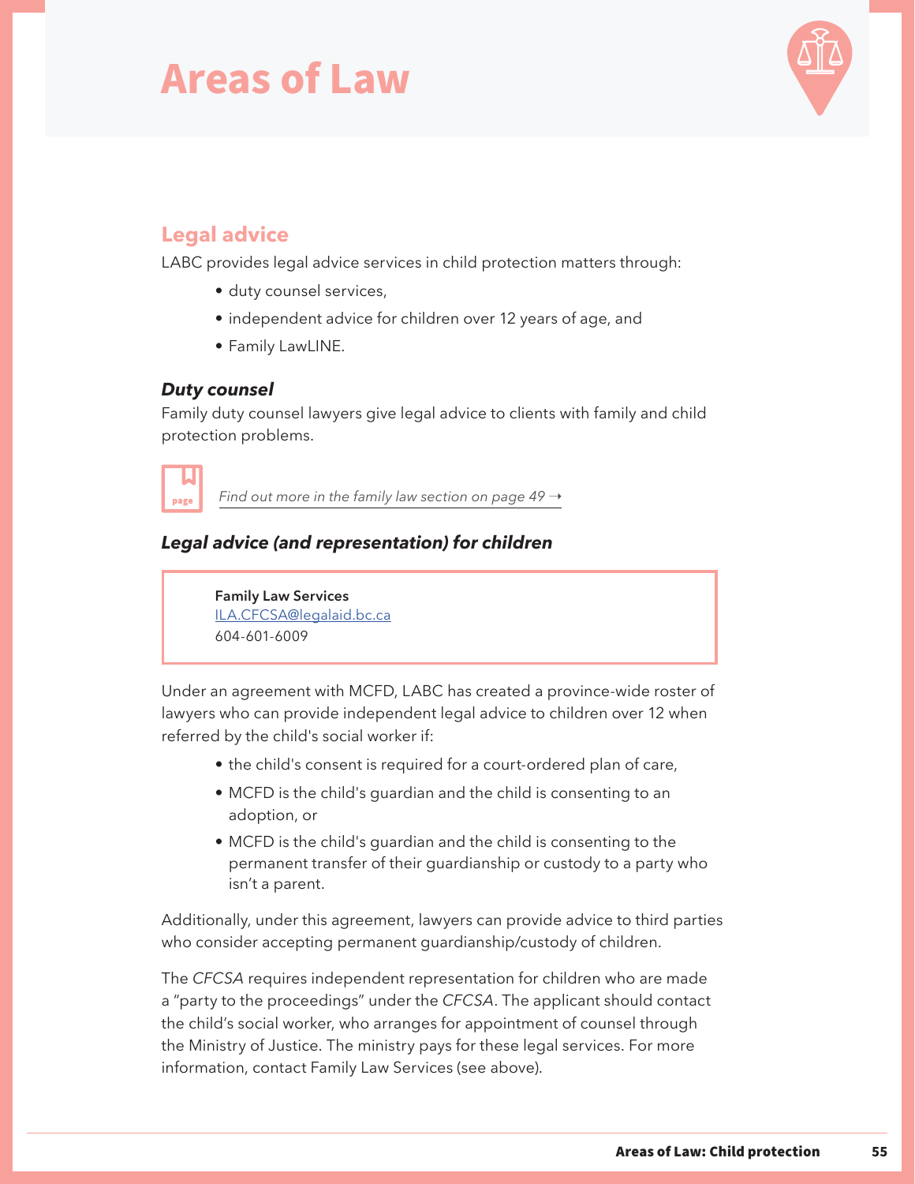# Areas of Law

## Legal advice

LABC provides legal advice services in child protection matters through:

- duty counsel services,
- independent advice for children over 12 years of age, and
- Family LawLINE.

### *Duty counsel*

Family duty counsel lawyers give legal advice to clients with family and child protection problems.

*Find out more in the family law section on page 49 →*

### *Legal advice (and representation) for children*

> **Family Law Services**
> ILA.CFCSA@legalaid.bc.ca
> 604-601-6009

Under an agreement with MCFD, LABC has created a province-wide roster of lawyers who can provide independent legal advice to children over 12 when referred by the child's social worker if:

- the child's consent is required for a court-ordered plan of care,
- MCFD is the child's guardian and the child is consenting to an adoption, or
- MCFD is the child's guardian and the child is consenting to the permanent transfer of their guardianship or custody to a party who isn't a parent.

Additionally, under this agreement, lawyers can provide advice to third parties who consider accepting permanent guardianship/custody of children.

The *CFCSA* requires independent representation for children who are made a "party to the proceedings" under the *CFCSA*. The applicant should contact the child's social worker, who arranges for appointment of counsel through the Ministry of Justice. The ministry pays for these legal services. For more information, contact Family Law Services (see above).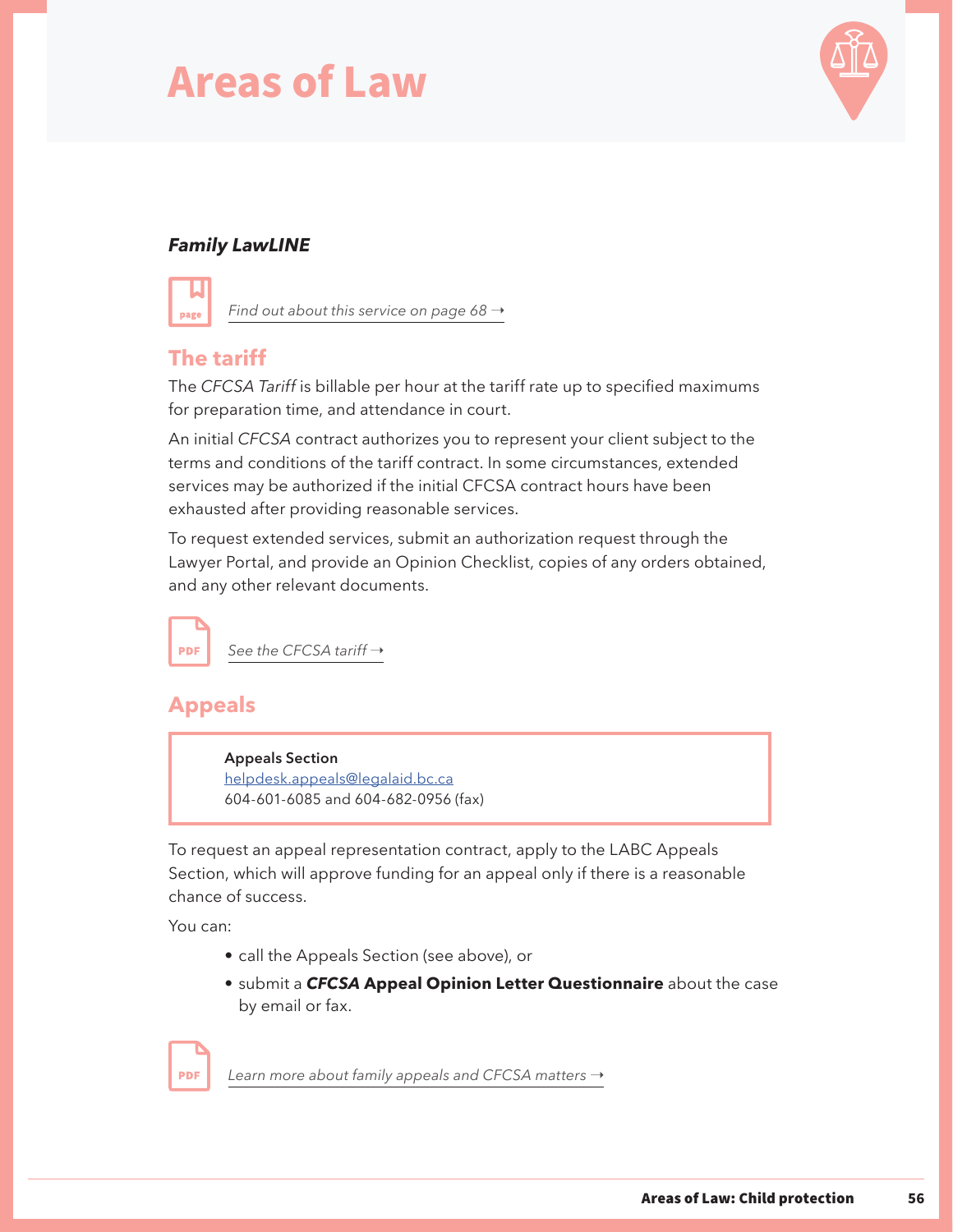# Areas of Law

***Family LawLINE***

*Find out about this service on page 68 →*

## The tariff

The *CFCSA Tariff* is billable per hour at the tariff rate up to specified maximums for preparation time, and attendance in court.

An initial *CFCSA* contract authorizes you to represent your client subject to the terms and conditions of the tariff contract. In some circumstances, extended services may be authorized if the initial CFCSA contract hours have been exhausted after providing reasonable services.

To request extended services, submit an authorization request through the Lawyer Portal, and provide an Opinion Checklist, copies of any orders obtained, and any other relevant documents.

*See the CFCSA tariff →*

## Appeals

**Appeals Section**
helpdesk.appeals@legalaid.bc.ca
604-601-6085 and 604-682-0956 (fax)

To request an appeal representation contract, apply to the LABC Appeals Section, which will approve funding for an appeal only if there is a reasonable chance of success.

You can:

- call the Appeals Section (see above), or
- submit a ***CFCSA*** **Appeal Opinion Letter Questionnaire** about the case by email or fax.

*Learn more about family appeals and CFCSA matters →*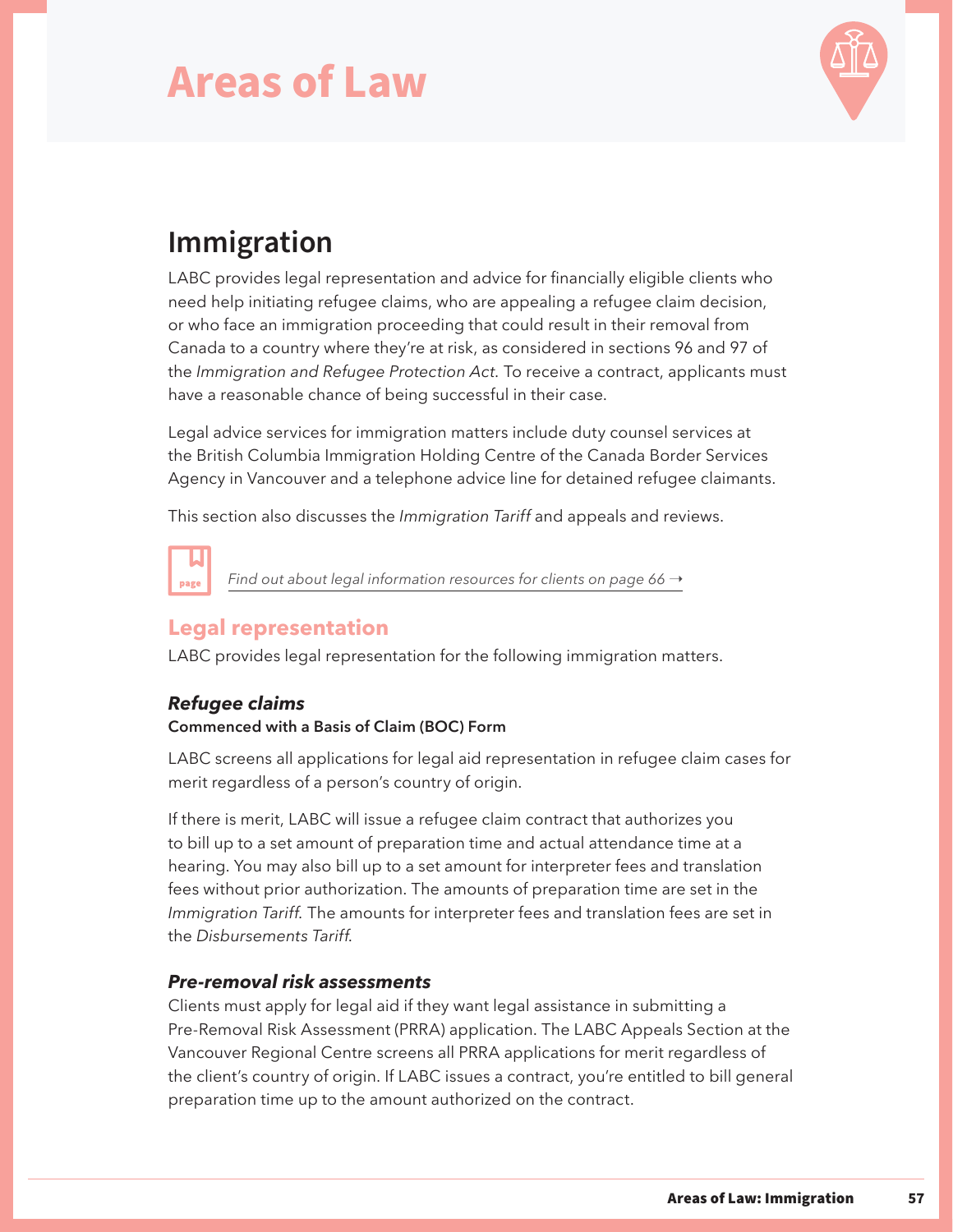# Areas of Law

## Immigration

LABC provides legal representation and advice for financially eligible clients who need help initiating refugee claims, who are appealing a refugee claim decision, or who face an immigration proceeding that could result in their removal from Canada to a country where they're at risk, as considered in sections 96 and 97 of the *Immigration and Refugee Protection Act.* To receive a contract, applicants must have a reasonable chance of being successful in their case.

Legal advice services for immigration matters include duty counsel services at the British Columbia Immigration Holding Centre of the Canada Border Services Agency in Vancouver and a telephone advice line for detained refugee claimants.

This section also discusses the *Immigration Tariff* and appeals and reviews.

*Find out about legal information resources for clients on page 66 →*

### Legal representation

LABC provides legal representation for the following immigration matters.

#### *Refugee claims*

**Commenced with a Basis of Claim (BOC) Form**

LABC screens all applications for legal aid representation in refugee claim cases for merit regardless of a person's country of origin.

If there is merit, LABC will issue a refugee claim contract that authorizes you to bill up to a set amount of preparation time and actual attendance time at a hearing. You may also bill up to a set amount for interpreter fees and translation fees without prior authorization. The amounts of preparation time are set in the *Immigration Tariff.* The amounts for interpreter fees and translation fees are set in the *Disbursements Tariff.*

#### *Pre-removal risk assessments*

Clients must apply for legal aid if they want legal assistance in submitting a Pre-Removal Risk Assessment (PRRA) application. The LABC Appeals Section at the Vancouver Regional Centre screens all PRRA applications for merit regardless of the client's country of origin. If LABC issues a contract, you're entitled to bill general preparation time up to the amount authorized on the contract.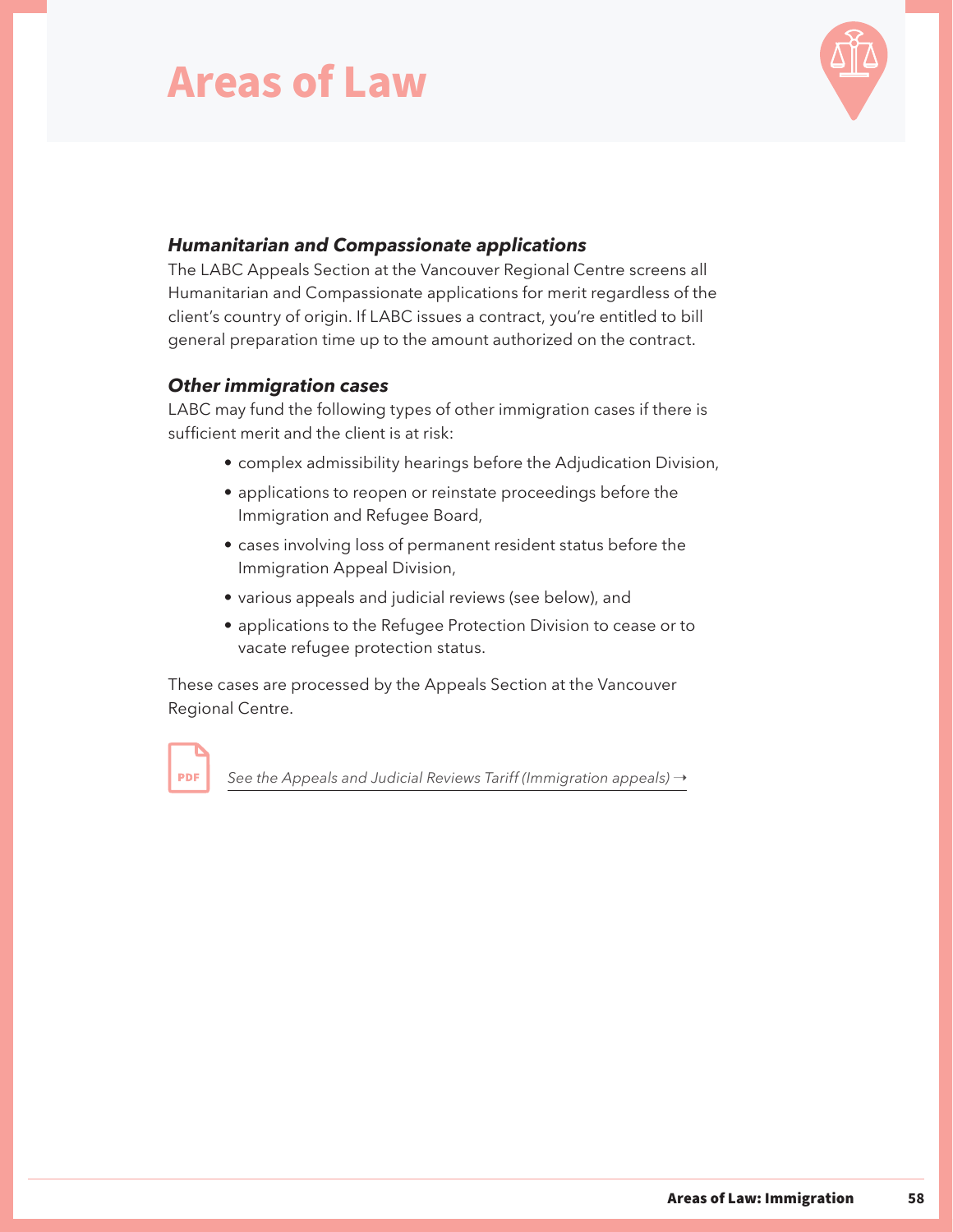# Areas of Law

### *Humanitarian and Compassionate applications*

The LABC Appeals Section at the Vancouver Regional Centre screens all Humanitarian and Compassionate applications for merit regardless of the client's country of origin. If LABC issues a contract, you're entitled to bill general preparation time up to the amount authorized on the contract.

### *Other immigration cases*

LABC may fund the following types of other immigration cases if there is sufficient merit and the client is at risk:

- complex admissibility hearings before the Adjudication Division,
- applications to reopen or reinstate proceedings before the Immigration and Refugee Board,
- cases involving loss of permanent resident status before the Immigration Appeal Division,
- various appeals and judicial reviews (see below), and
- applications to the Refugee Protection Division to cease or to vacate refugee protection status.

These cases are processed by the Appeals Section at the Vancouver Regional Centre.

*See the Appeals and Judicial Reviews Tariff (Immigration appeals) →*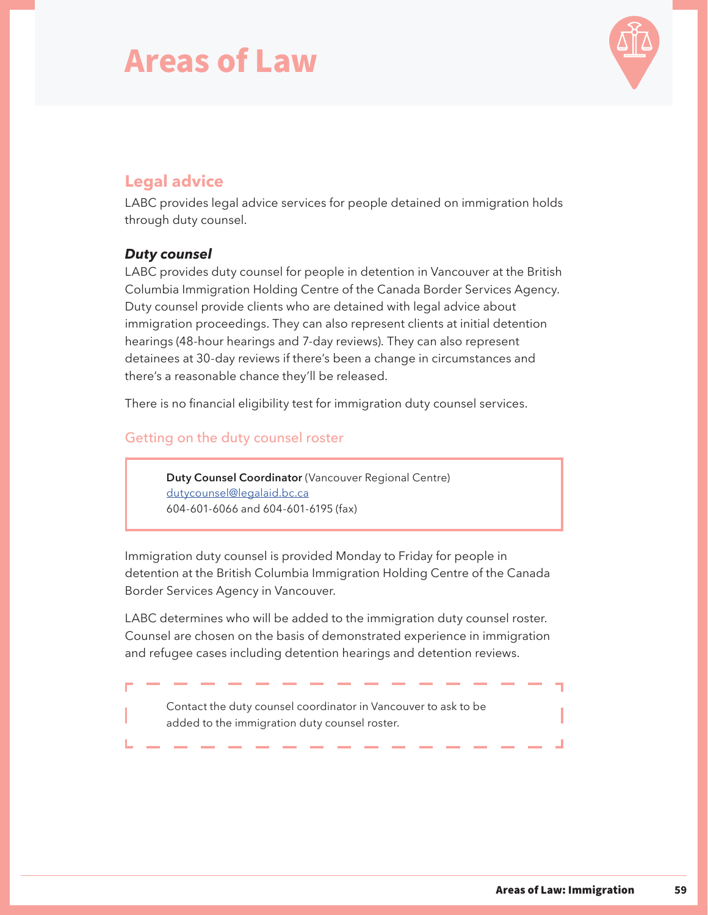# Areas of Law

## Legal advice

LABC provides legal advice services for people detained on immigration holds through duty counsel.

### *Duty counsel*

LABC provides duty counsel for people in detention in Vancouver at the British Columbia Immigration Holding Centre of the Canada Border Services Agency. Duty counsel provide clients who are detained with legal advice about immigration proceedings. They can also represent clients at initial detention hearings (48-hour hearings and 7-day reviews). They can also represent detainees at 30-day reviews if there's been a change in circumstances and there's a reasonable chance they'll be released.

There is no financial eligibility test for immigration duty counsel services.

#### Getting on the duty counsel roster

> **Duty Counsel Coordinator** (Vancouver Regional Centre)
> dutycounsel@legalaid.bc.ca
> 604-601-6066 and 604-601-6195 (fax)

Immigration duty counsel is provided Monday to Friday for people in detention at the British Columbia Immigration Holding Centre of the Canada Border Services Agency in Vancouver.

LABC determines who will be added to the immigration duty counsel roster. Counsel are chosen on the basis of demonstrated experience in immigration and refugee cases including detention hearings and detention reviews.

> Contact the duty counsel coordinator in Vancouver to ask to be added to the immigration duty counsel roster.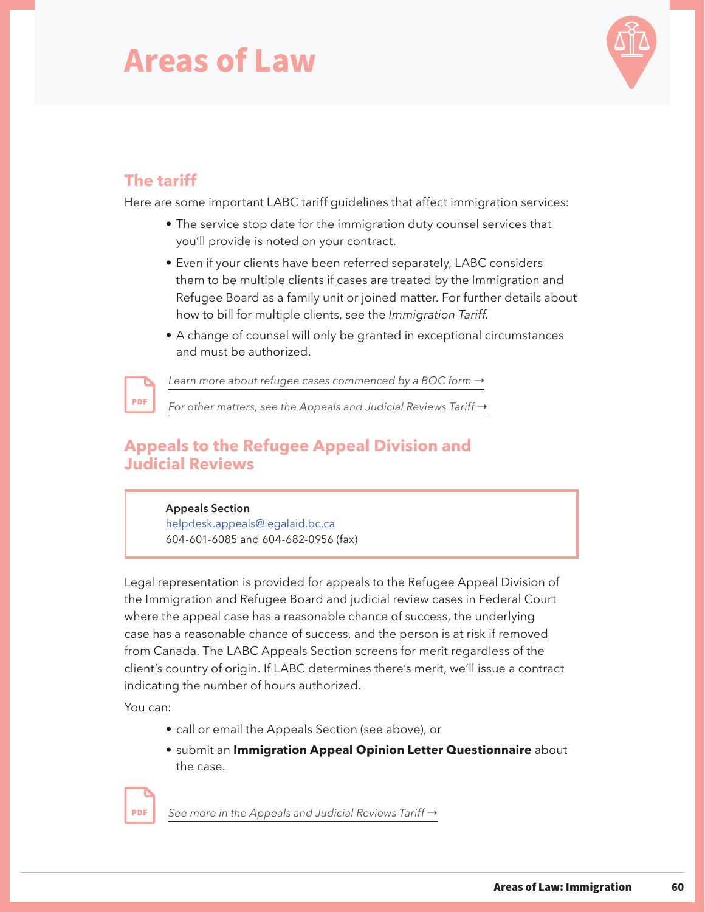# Areas of Law

## The tariff

Here are some important LABC tariff guidelines that affect immigration services:

- The service stop date for the immigration duty counsel services that you'll provide is noted on your contract.
- Even if your clients have been referred separately, LABC considers them to be multiple clients if cases are treated by the Immigration and Refugee Board as a family unit or joined matter. For further details about how to bill for multiple clients, see the *Immigration Tariff*.
- A change of counsel will only be granted in exceptional circumstances and must be authorized.

*Learn more about refugee cases commenced by a BOC form →*

*For other matters, see the Appeals and Judicial Reviews Tariff →*

## Appeals to the Refugee Appeal Division and Judicial Reviews

**Appeals Section**
helpdesk.appeals@legalaid.bc.ca
604-601-6085 and 604-682-0956 (fax)

Legal representation is provided for appeals to the Refugee Appeal Division of the Immigration and Refugee Board and judicial review cases in Federal Court where the appeal case has a reasonable chance of success, the underlying case has a reasonable chance of success, and the person is at risk if removed from Canada. The LABC Appeals Section screens for merit regardless of the client's country of origin. If LABC determines there's merit, we'll issue a contract indicating the number of hours authorized.

You can:

- call or email the Appeals Section (see above), or
- submit an **Immigration Appeal Opinion Letter Questionnaire** about the case.

*See more in the Appeals and Judicial Reviews Tariff →*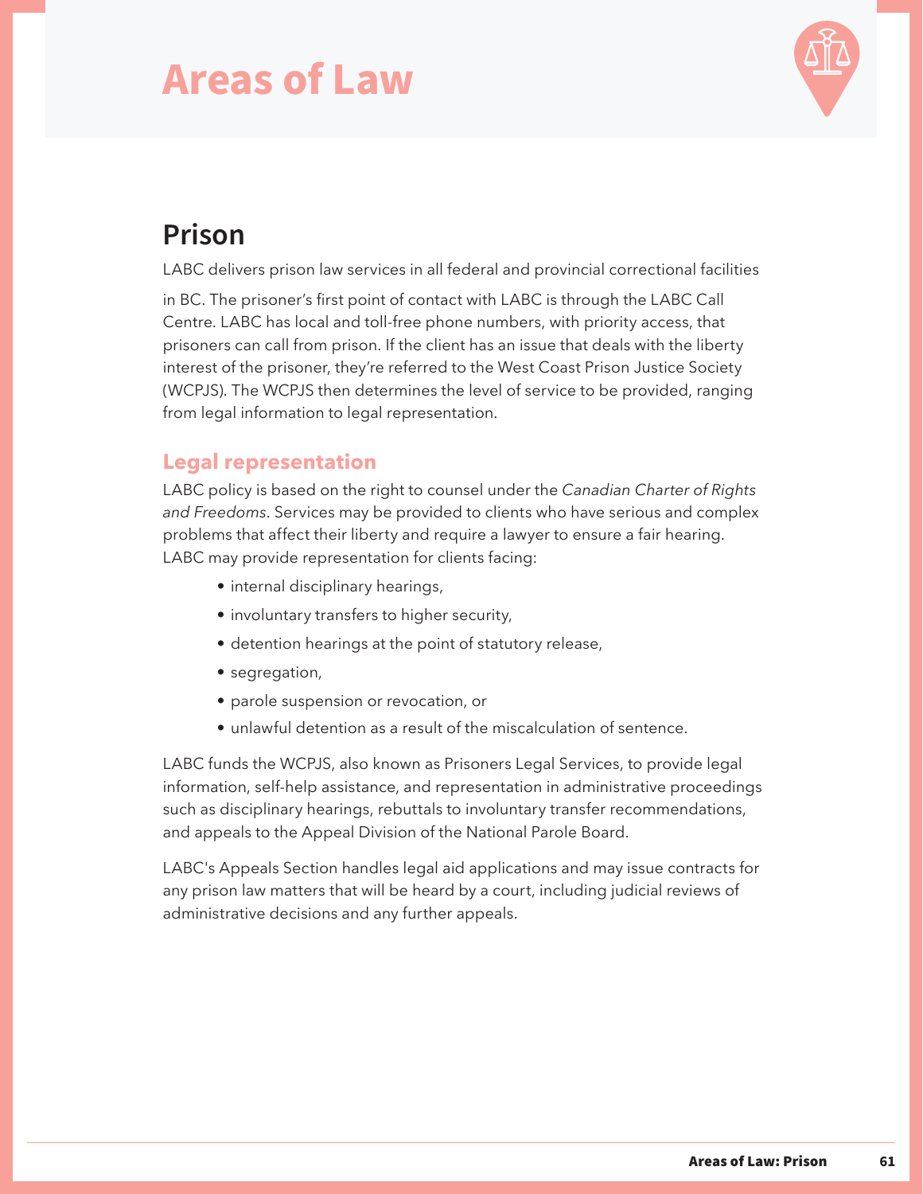# Areas of Law

## Prison

LABC delivers prison law services in all federal and provincial correctional facilities in BC. The prisoner's first point of contact with LABC is through the LABC Call Centre. LABC has local and toll-free phone numbers, with priority access, that prisoners can call from prison. If the client has an issue that deals with the liberty interest of the prisoner, they're referred to the West Coast Prison Justice Society (WCPJS). The WCPJS then determines the level of service to be provided, ranging from legal information to legal representation.

### Legal representation

LABC policy is based on the right to counsel under the *Canadian Charter of Rights and Freedoms*. Services may be provided to clients who have serious and complex problems that affect their liberty and require a lawyer to ensure a fair hearing. LABC may provide representation for clients facing:

- internal disciplinary hearings,
- involuntary transfers to higher security,
- detention hearings at the point of statutory release,
- segregation,
- parole suspension or revocation, or
- unlawful detention as a result of the miscalculation of sentence.

LABC funds the WCPJS, also known as Prisoners Legal Services, to provide legal information, self-help assistance, and representation in administrative proceedings such as disciplinary hearings, rebuttals to involuntary transfer recommendations, and appeals to the Appeal Division of the National Parole Board.

LABC's Appeals Section handles legal aid applications and may issue contracts for any prison law matters that will be heard by a court, including judicial reviews of administrative decisions and any further appeals.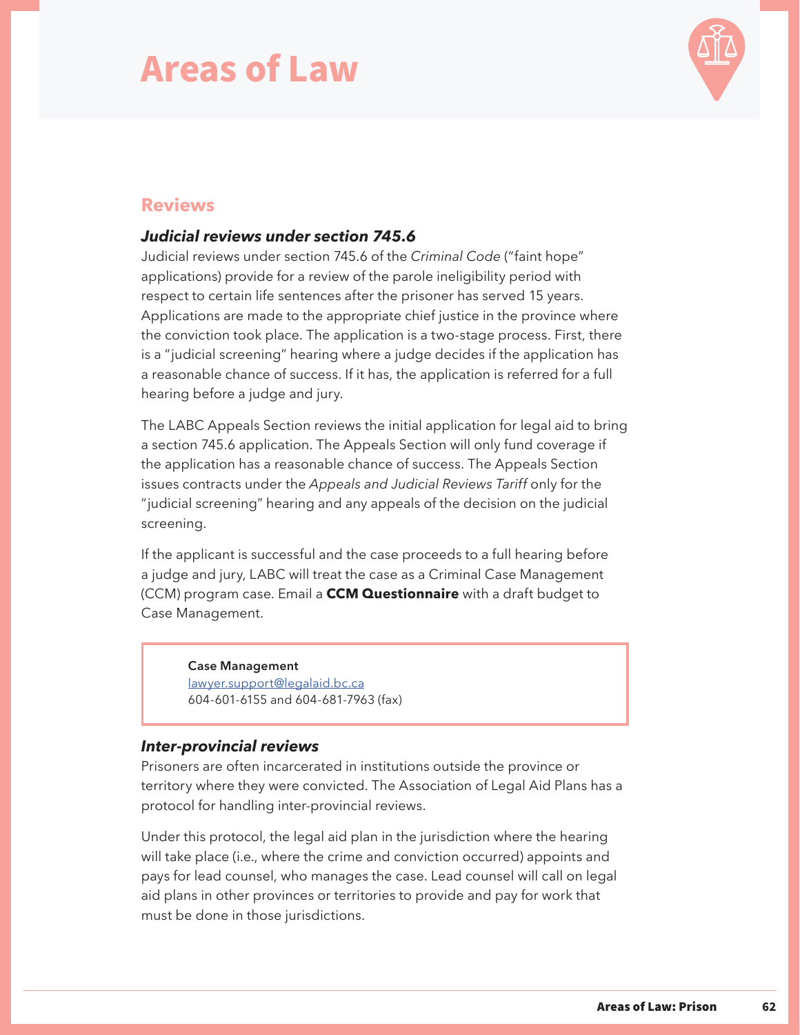# Areas of Law

## Reviews

### *Judicial reviews under section 745.6*

Judicial reviews under section 745.6 of the *Criminal Code* ("faint hope" applications) provide for a review of the parole ineligibility period with respect to certain life sentences after the prisoner has served 15 years. Applications are made to the appropriate chief justice in the province where the conviction took place. The application is a two-stage process. First, there is a "judicial screening" hearing where a judge decides if the application has a reasonable chance of success. If it has, the application is referred for a full hearing before a judge and jury.

The LABC Appeals Section reviews the initial application for legal aid to bring a section 745.6 application. The Appeals Section will only fund coverage if the application has a reasonable chance of success. The Appeals Section issues contracts under the *Appeals and Judicial Reviews Tariff* only for the "judicial screening" hearing and any appeals of the decision on the judicial screening.

If the applicant is successful and the case proceeds to a full hearing before a judge and jury, LABC will treat the case as a Criminal Case Management (CCM) program case. Email a **CCM Questionnaire** with a draft budget to Case Management.

> **Case Management**
> lawyer.support@legalaid.bc.ca
> 604-601-6155 and 604-681-7963 (fax)

### *Inter-provincial reviews*

Prisoners are often incarcerated in institutions outside the province or territory where they were convicted. The Association of Legal Aid Plans has a protocol for handling inter-provincial reviews.

Under this protocol, the legal aid plan in the jurisdiction where the hearing will take place (i.e., where the crime and conviction occurred) appoints and pays for lead counsel, who manages the case. Lead counsel will call on legal aid plans in other provinces or territories to provide and pay for work that must be done in those jurisdictions.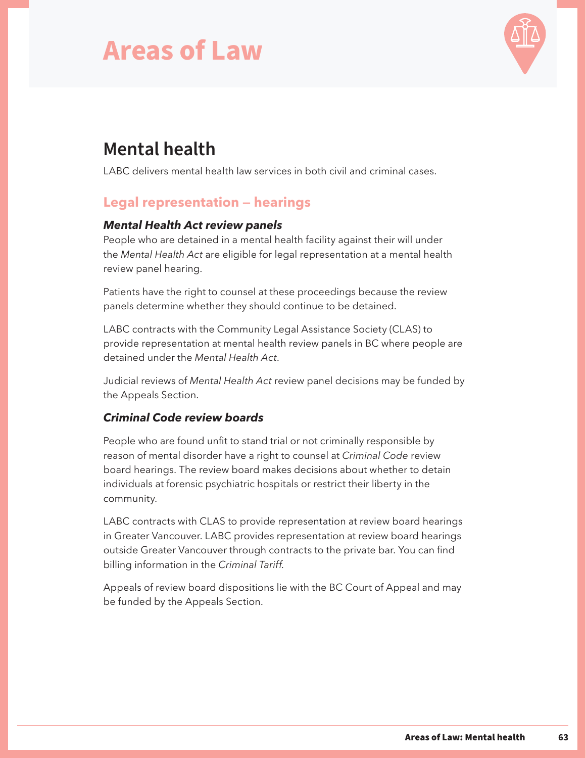# Areas of Law

## Mental health

LABC delivers mental health law services in both civil and criminal cases.

### Legal representation — hearings

#### *Mental Health Act review panels*

People who are detained in a mental health facility against their will under the *Mental Health Act* are eligible for legal representation at a mental health review panel hearing.

Patients have the right to counsel at these proceedings because the review panels determine whether they should continue to be detained.

LABC contracts with the Community Legal Assistance Society (CLAS) to provide representation at mental health review panels in BC where people are detained under the *Mental Health Act*.

Judicial reviews of *Mental Health Act* review panel decisions may be funded by the Appeals Section.

#### *Criminal Code review boards*

People who are found unfit to stand trial or not criminally responsible by reason of mental disorder have a right to counsel at *Criminal Code* review board hearings. The review board makes decisions about whether to detain individuals at forensic psychiatric hospitals or restrict their liberty in the community.

LABC contracts with CLAS to provide representation at review board hearings in Greater Vancouver. LABC provides representation at review board hearings outside Greater Vancouver through contracts to the private bar. You can find billing information in the *Criminal Tariff*.

Appeals of review board dispositions lie with the BC Court of Appeal and may be funded by the Appeals Section.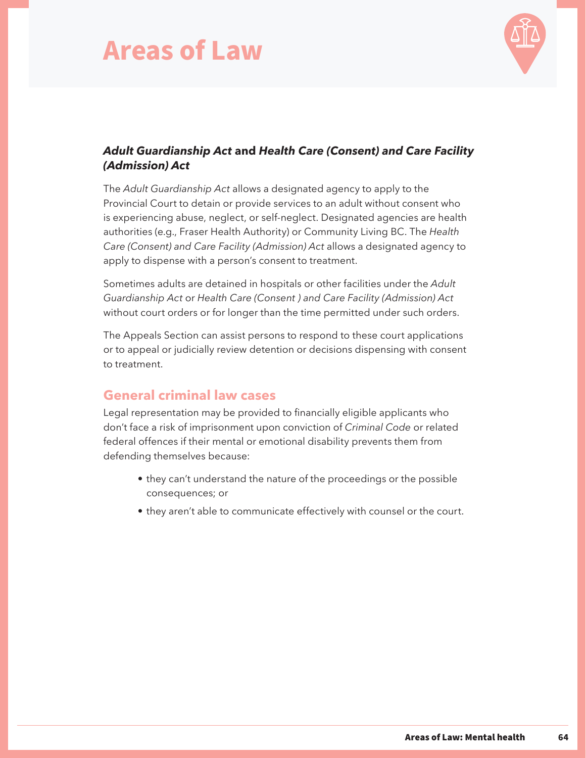# Areas of Law

### ***Adult Guardianship Act*** **and** ***Health Care (Consent) and Care Facility (Admission) Act***

The *Adult Guardianship Act* allows a designated agency to apply to the Provincial Court to detain or provide services to an adult without consent who is experiencing abuse, neglect, or self-neglect. Designated agencies are health authorities (e.g., Fraser Health Authority) or Community Living BC. The *Health Care (Consent) and Care Facility (Admission) Act* allows a designated agency to apply to dispense with a person's consent to treatment.

Sometimes adults are detained in hospitals or other facilities under the *Adult Guardianship Act* or *Health Care (Consent ) and Care Facility (Admission) Act* without court orders or for longer than the time permitted under such orders.

The Appeals Section can assist persons to respond to these court applications or to appeal or judicially review detention or decisions dispensing with consent to treatment.

## General criminal law cases

Legal representation may be provided to financially eligible applicants who don't face a risk of imprisonment upon conviction of *Criminal Code* or related federal offences if their mental or emotional disability prevents them from defending themselves because:

- they can't understand the nature of the proceedings or the possible consequences; or
- they aren't able to communicate effectively with counsel or the court.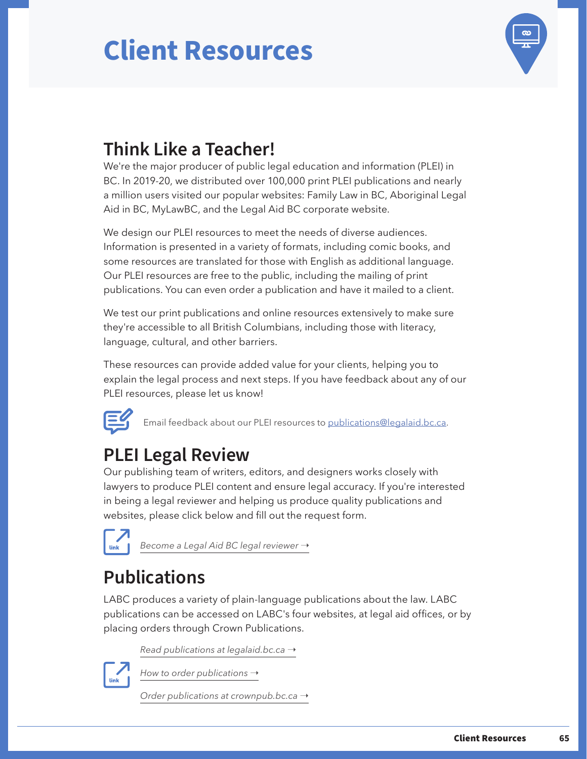# Client Resources

## Think Like a Teacher!

We're the major producer of public legal education and information (PLEI) in BC. In 2019-20, we distributed over 100,000 print PLEI publications and nearly a million users visited our popular websites: Family Law in BC, Aboriginal Legal Aid in BC, MyLawBC, and the Legal Aid BC corporate website.

We design our PLEI resources to meet the needs of diverse audiences. Information is presented in a variety of formats, including comic books, and some resources are translated for those with English as additional language. Our PLEI resources are free to the public, including the mailing of print publications. You can even order a publication and have it mailed to a client.

We test our print publications and online resources extensively to make sure they're accessible to all British Columbians, including those with literacy, language, cultural, and other barriers.

These resources can provide added value for your clients, helping you to explain the legal process and next steps. If you have feedback about any of our PLEI resources, please let us know!

Email feedback about our PLEI resources to publications@legalaid.bc.ca.

## PLEI Legal Review

Our publishing team of writers, editors, and designers works closely with lawyers to produce PLEI content and ensure legal accuracy. If you're interested in being a legal reviewer and helping us produce quality publications and websites, please click below and fill out the request form.

*Become a Legal Aid BC legal reviewer →*

## Publications

LABC produces a variety of plain-language publications about the law. LABC publications can be accessed on LABC's four websites, at legal aid offices, or by placing orders through Crown Publications.

*Read publications at legalaid.bc.ca →*

*How to order publications →*

*Order publications at crownpub.bc.ca →*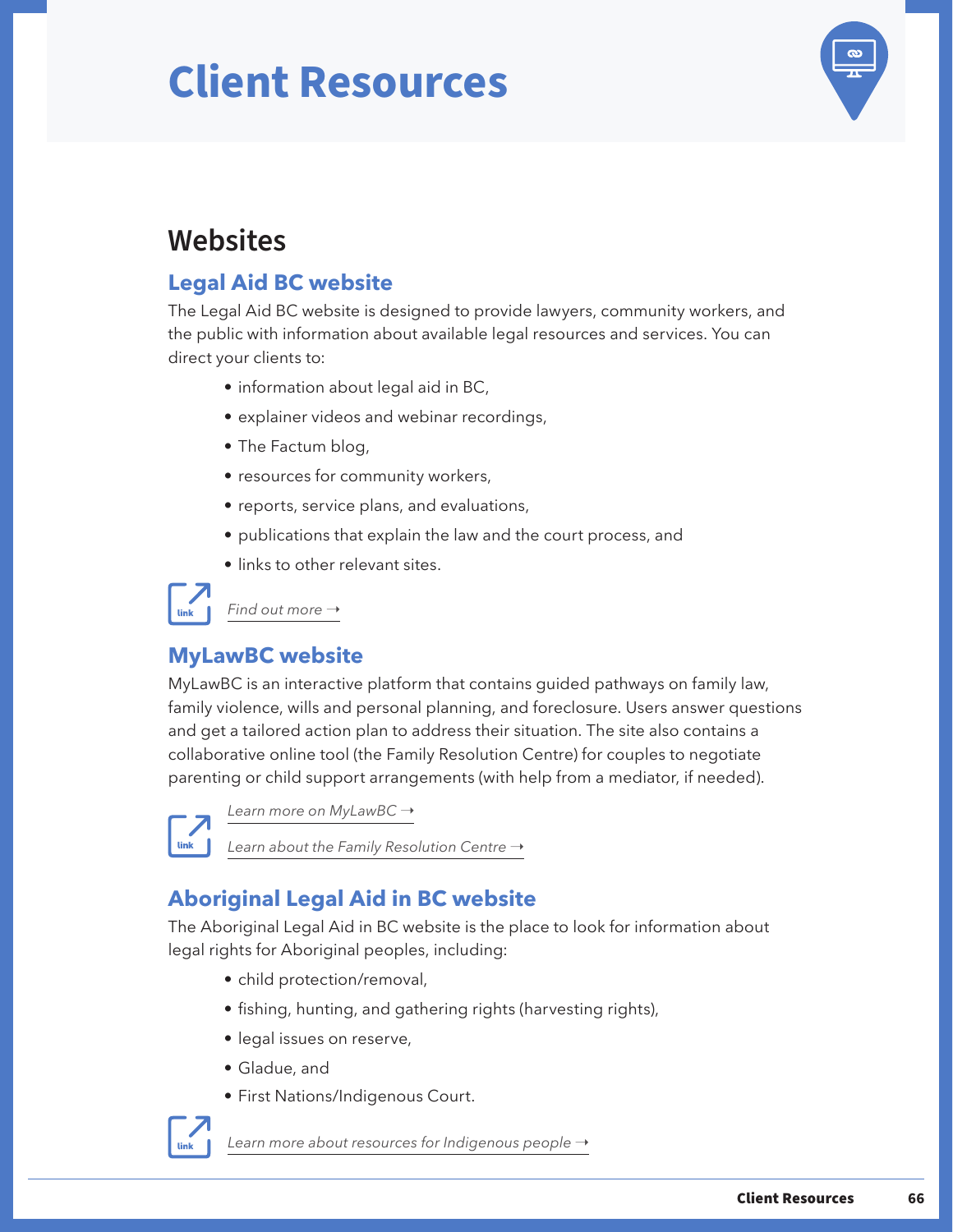# Client Resources

## Websites

### Legal Aid BC website

The Legal Aid BC website is designed to provide lawyers, community workers, and the public with information about available legal resources and services. You can direct your clients to:

- information about legal aid in BC,
- explainer videos and webinar recordings,
- The Factum blog,
- resources for community workers,
- reports, service plans, and evaluations,
- publications that explain the law and the court process, and
- links to other relevant sites.

*Find out more →*

### MyLawBC website

MyLawBC is an interactive platform that contains guided pathways on family law, family violence, wills and personal planning, and foreclosure. Users answer questions and get a tailored action plan to address their situation. The site also contains a collaborative online tool (the Family Resolution Centre) for couples to negotiate parenting or child support arrangements (with help from a mediator, if needed).

*Learn more on MyLawBC →*

*Learn about the Family Resolution Centre →*

### Aboriginal Legal Aid in BC website

The Aboriginal Legal Aid in BC website is the place to look for information about legal rights for Aboriginal peoples, including:

- child protection/removal,
- fishing, hunting, and gathering rights (harvesting rights),
- legal issues on reserve,
- Gladue, and
- First Nations/Indigenous Court.

*Learn more about resources for Indigenous people →*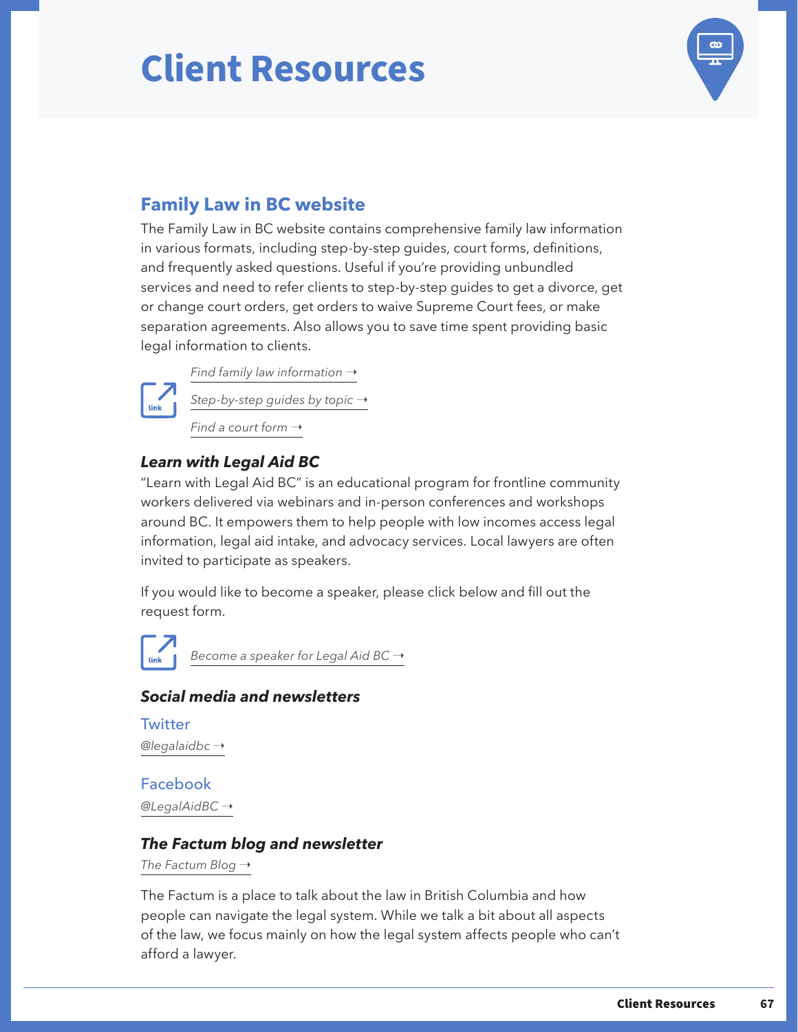# Client Resources

## Family Law in BC website

The Family Law in BC website contains comprehensive family law information in various formats, including step-by-step guides, court forms, definitions, and frequently asked questions. Useful if you're providing unbundled services and need to refer clients to step-by-step guides to get a divorce, get or change court orders, get orders to waive Supreme Court fees, or make separation agreements. Also allows you to save time spent providing basic legal information to clients.

link

*Find family law information →*

*Step-by-step guides by topic →*

*Find a court form →*

### *Learn with Legal Aid BC*

"Learn with Legal Aid BC" is an educational program for frontline community workers delivered via webinars and in-person conferences and workshops around BC. It empowers them to help people with low incomes access legal information, legal aid intake, and advocacy services. Local lawyers are often invited to participate as speakers.

If you would like to become a speaker, please click below and fill out the request form.

link

*Become a speaker for Legal Aid BC →*

### *Social media and newsletters*

Twitter

*@legalaidbc →*

Facebook

*@LegalAidBC →*

### *The Factum blog and newsletter*

*The Factum Blog →*

The Factum is a place to talk about the law in British Columbia and how people can navigate the legal system. While we talk a bit about all aspects of the law, we focus mainly on how the legal system affects people who can't afford a lawyer.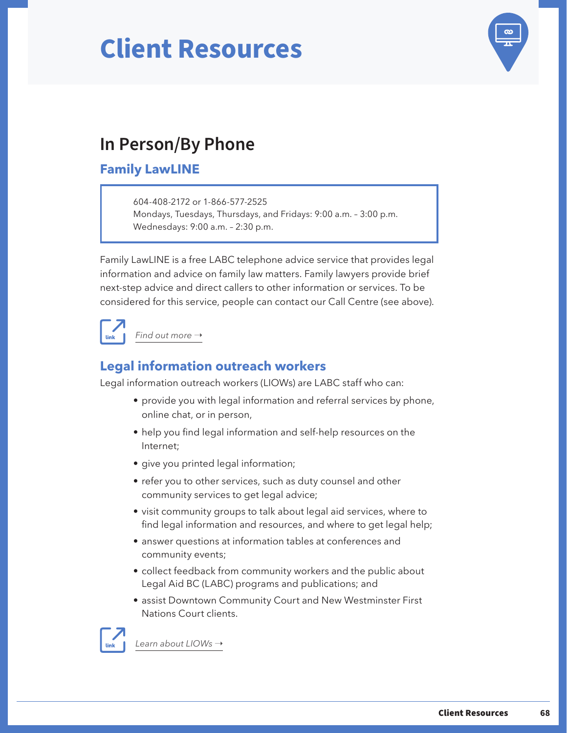# Client Resources

## In Person/By Phone

### Family LawLINE

604-408-2172 or 1-866-577-2525
Mondays, Tuesdays, Thursdays, and Fridays: 9:00 a.m. – 3:00 p.m.
Wednesdays: 9:00 a.m. – 2:30 p.m.

Family LawLINE is a free LABC telephone advice service that provides legal information and advice on family law matters. Family lawyers provide brief next-step advice and direct callers to other information or services. To be considered for this service, people can contact our Call Centre (see above).

*Find out more →*

### Legal information outreach workers

Legal information outreach workers (LIOWs) are LABC staff who can:

- provide you with legal information and referral services by phone, online chat, or in person,
- help you find legal information and self-help resources on the Internet;
- give you printed legal information;
- refer you to other services, such as duty counsel and other community services to get legal advice;
- visit community groups to talk about legal aid services, where to find legal information and resources, and where to get legal help;
- answer questions at information tables at conferences and community events;
- collect feedback from community workers and the public about Legal Aid BC (LABC) programs and publications; and
- assist Downtown Community Court and New Westminster First Nations Court clients.

*Learn about LIOWs →*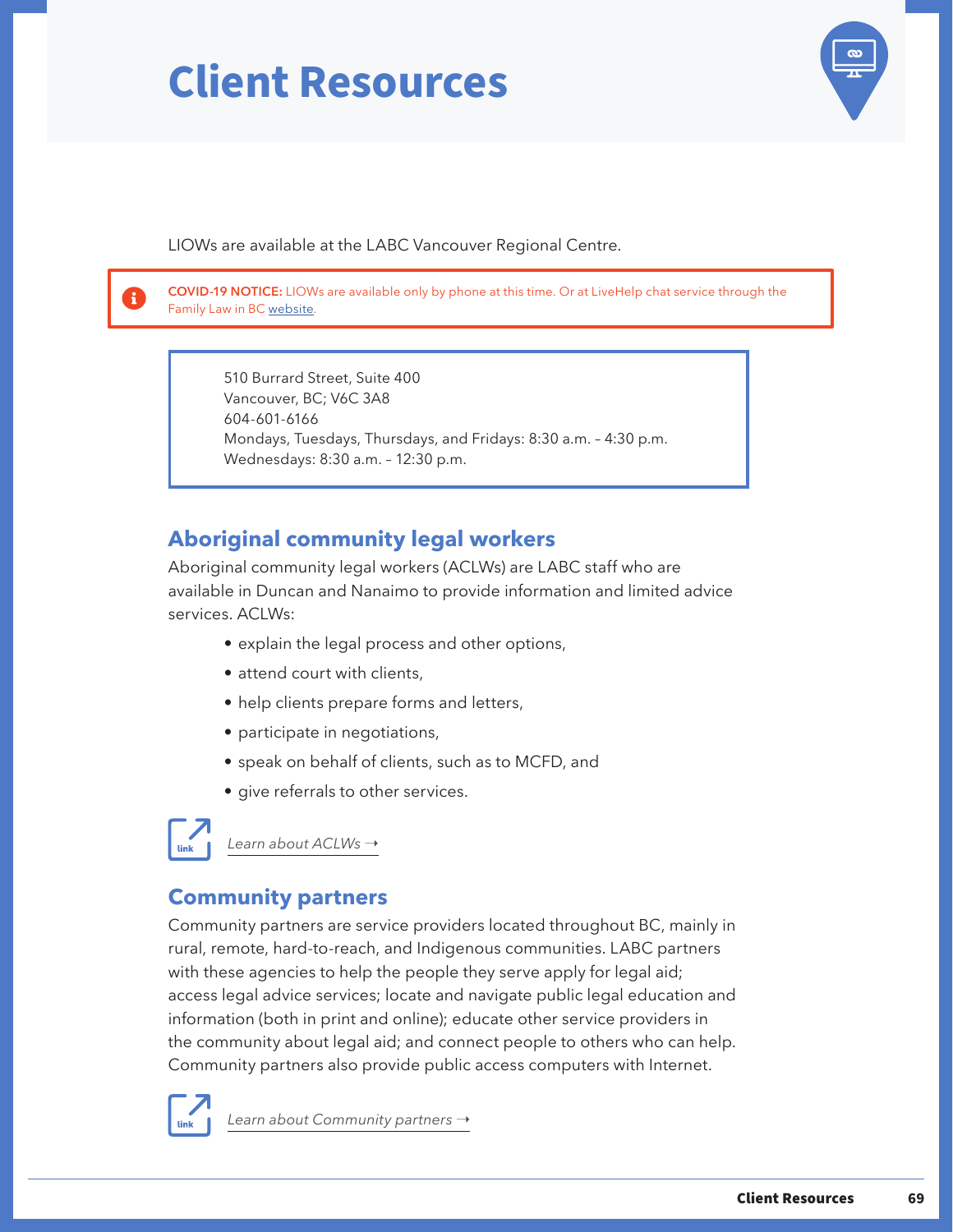# Client Resources

LIOWs are available at the LABC Vancouver Regional Centre.

**COVID-19 NOTICE:** LIOWs are available only by phone at this time. Or at LiveHelp chat service through the Family Law in BC website.

510 Burrard Street, Suite 400
Vancouver, BC; V6C 3A8
604-601-6166
Mondays, Tuesdays, Thursdays, and Fridays: 8:30 a.m. – 4:30 p.m.
Wednesdays: 8:30 a.m. – 12:30 p.m.

## Aboriginal community legal workers

Aboriginal community legal workers (ACLWs) are LABC staff who are available in Duncan and Nanaimo to provide information and limited advice services. ACLWs:

- explain the legal process and other options,
- attend court with clients,
- help clients prepare forms and letters,
- participate in negotiations,
- speak on behalf of clients, such as to MCFD, and
- give referrals to other services.

*Learn about ACLWs →*

## Community partners

Community partners are service providers located throughout BC, mainly in rural, remote, hard-to-reach, and Indigenous communities. LABC partners with these agencies to help the people they serve apply for legal aid; access legal advice services; locate and navigate public legal education and information (both in print and online); educate other service providers in the community about legal aid; and connect people to others who can help. Community partners also provide public access computers with Internet.

*Learn about Community partners →*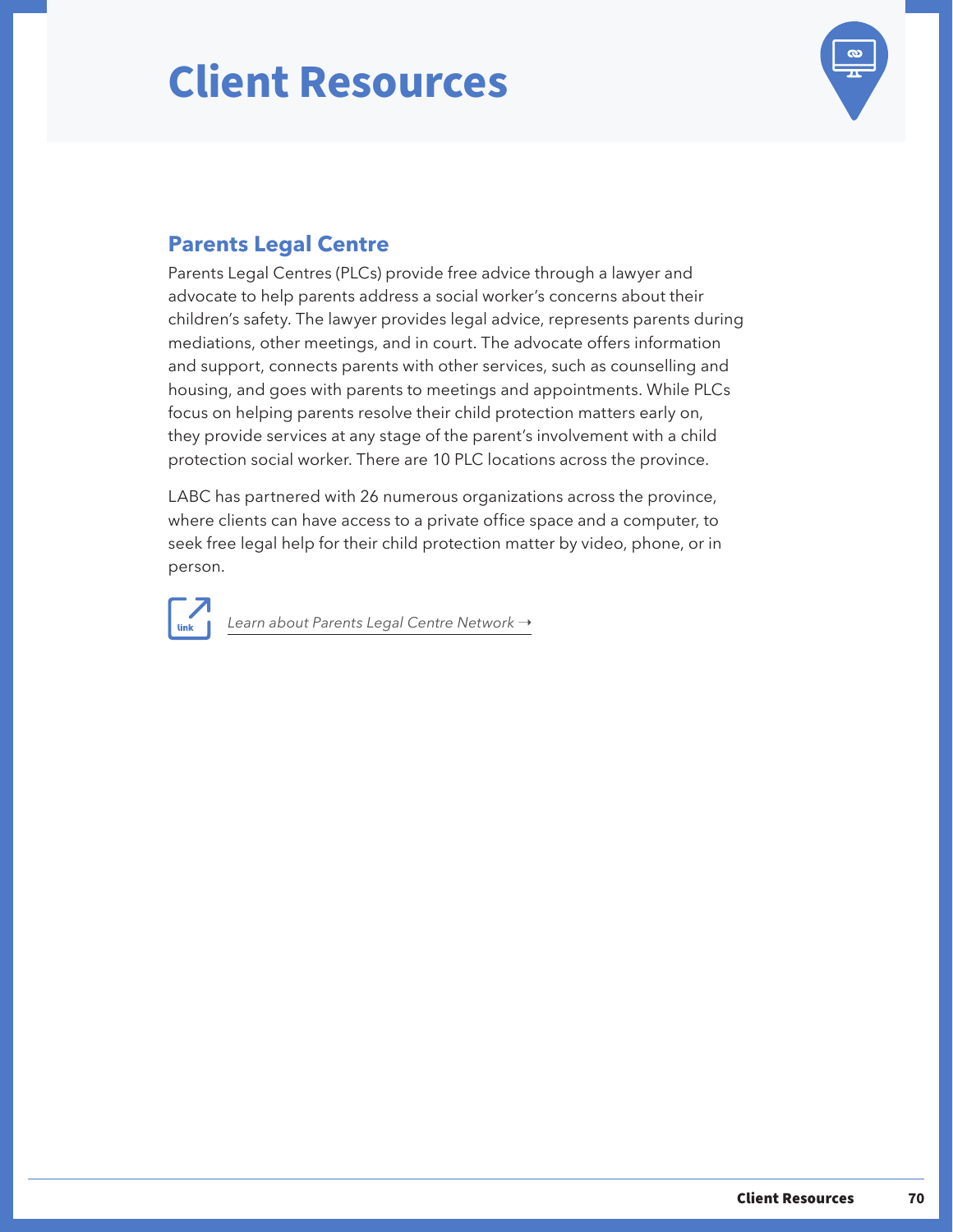# Client Resources

## Parents Legal Centre

Parents Legal Centres (PLCs) provide free advice through a lawyer and advocate to help parents address a social worker's concerns about their children's safety. The lawyer provides legal advice, represents parents during mediations, other meetings, and in court. The advocate offers information and support, connects parents with other services, such as counselling and housing, and goes with parents to meetings and appointments. While PLCs focus on helping parents resolve their child protection matters early on, they provide services at any stage of the parent's involvement with a child protection social worker. There are 10 PLC locations across the province.

LABC has partnered with 26 numerous organizations across the province, where clients can have access to a private office space and a computer, to seek free legal help for their child protection matter by video, phone, or in person.

link *Learn about Parents Legal Centre Network →*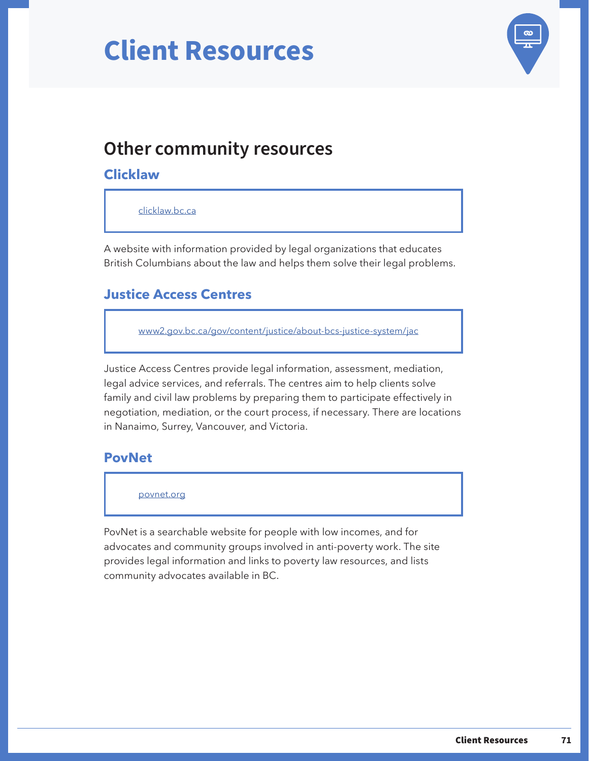# Client Resources

## Other community resources

### Clicklaw

clicklaw.bc.ca

A website with information provided by legal organizations that educates British Columbians about the law and helps them solve their legal problems.

### Justice Access Centres

www2.gov.bc.ca/gov/content/justice/about-bcs-justice-system/jac

Justice Access Centres provide legal information, assessment, mediation, legal advice services, and referrals. The centres aim to help clients solve family and civil law problems by preparing them to participate effectively in negotiation, mediation, or the court process, if necessary. There are locations in Nanaimo, Surrey, Vancouver, and Victoria.

### PovNet

povnet.org

PovNet is a searchable website for people with low incomes, and for advocates and community groups involved in anti-poverty work. The site provides legal information and links to poverty law resources, and lists community advocates available in BC.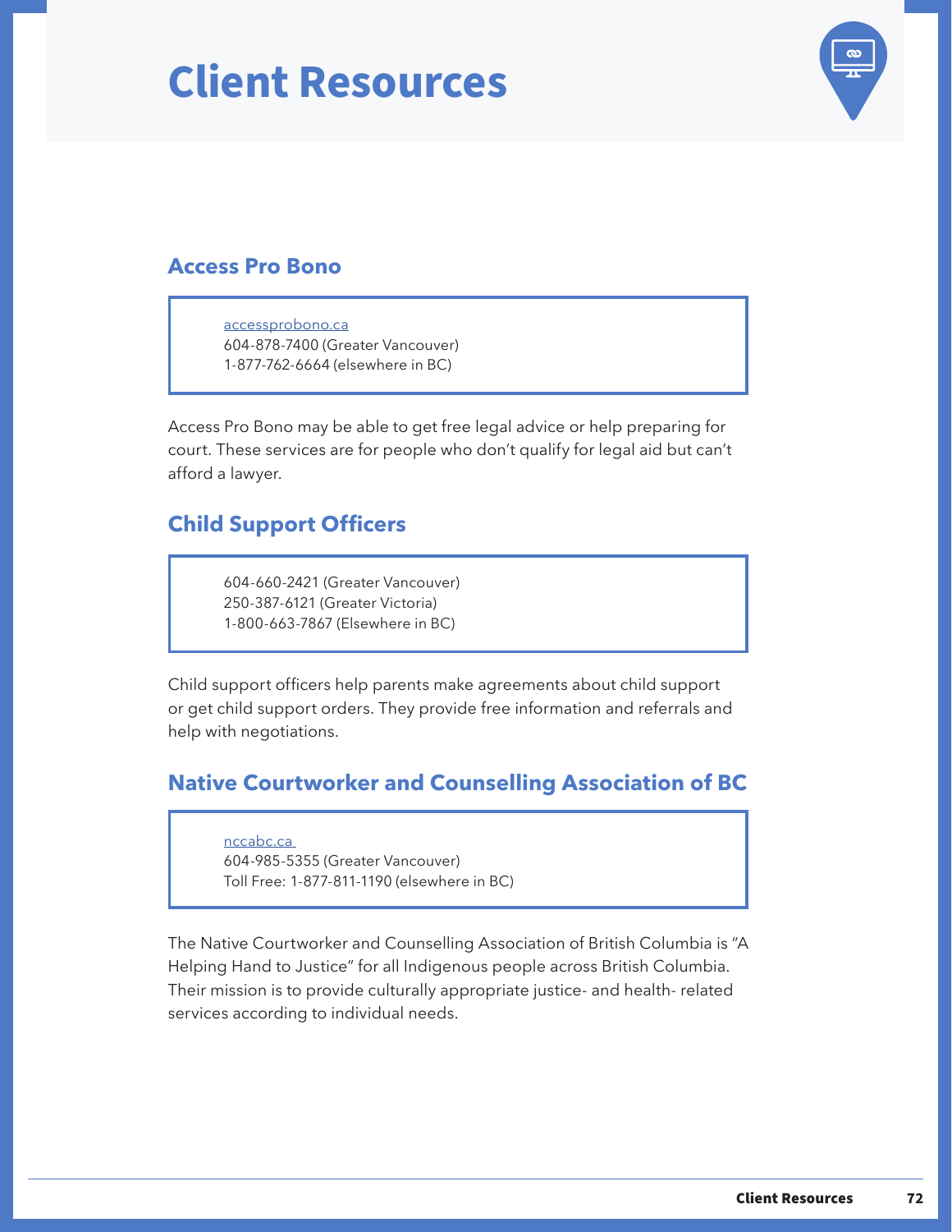# Client Resources

## Access Pro Bono

[accessprobono.ca](accessprobono.ca)
604-878-7400 (Greater Vancouver)
1-877-762-6664 (elsewhere in BC)

Access Pro Bono may be able to get free legal advice or help preparing for court. These services are for people who don't qualify for legal aid but can't afford a lawyer.

## Child Support Officers

604-660-2421 (Greater Vancouver)
250-387-6121 (Greater Victoria)
1-800-663-7867 (Elsewhere in BC)

Child support officers help parents make agreements about child support or get child support orders. They provide free information and referrals and help with negotiations.

## Native Courtworker and Counselling Association of BC

[nccabc.ca](nccabc.ca)
604-985-5355 (Greater Vancouver)
Toll Free: 1-877-811-1190 (elsewhere in BC)

The Native Courtworker and Counselling Association of British Columbia is "A Helping Hand to Justice" for all Indigenous people across British Columbia. Their mission is to provide culturally appropriate justice- and health- related services according to individual needs.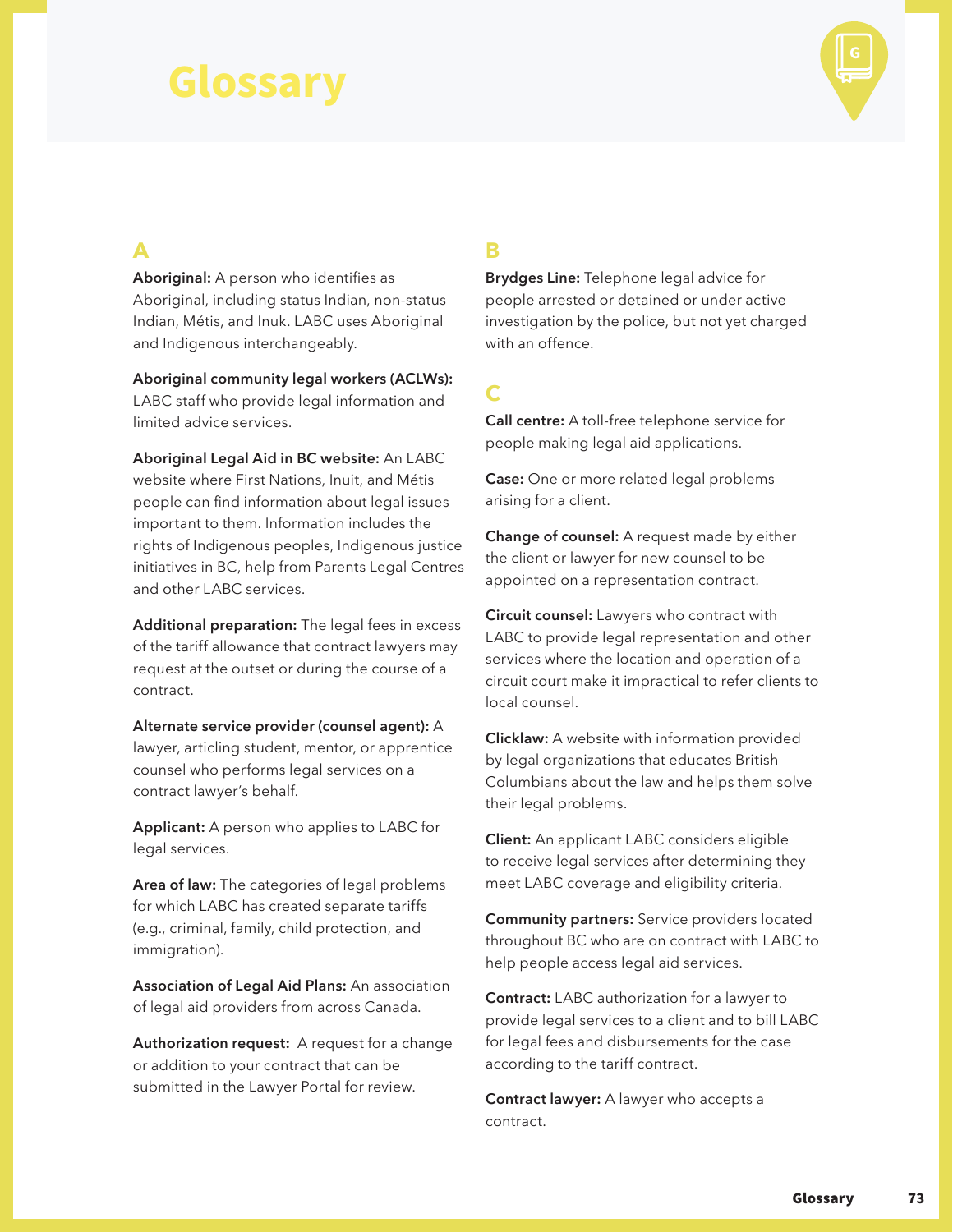# Glossary

## A

**Aboriginal:** A person who identifies as Aboriginal, including status Indian, non-status Indian, Métis, and Inuk. LABC uses Aboriginal and Indigenous interchangeably.

**Aboriginal community legal workers (ACLWs):** LABC staff who provide legal information and limited advice services.

**Aboriginal Legal Aid in BC website:** An LABC website where First Nations, Inuit, and Métis people can find information about legal issues important to them. Information includes the rights of Indigenous peoples, Indigenous justice initiatives in BC, help from Parents Legal Centres and other LABC services.

**Additional preparation:** The legal fees in excess of the tariff allowance that contract lawyers may request at the outset or during the course of a contract.

**Alternate service provider (counsel agent):** A lawyer, articling student, mentor, or apprentice counsel who performs legal services on a contract lawyer's behalf.

**Applicant:** A person who applies to LABC for legal services.

**Area of law:** The categories of legal problems for which LABC has created separate tariffs (e.g., criminal, family, child protection, and immigration).

**Association of Legal Aid Plans:** An association of legal aid providers from across Canada.

**Authorization request:** A request for a change or addition to your contract that can be submitted in the Lawyer Portal for review.

## B

**Brydges Line:** Telephone legal advice for people arrested or detained or under active investigation by the police, but not yet charged with an offence.

## C

**Call centre:** A toll-free telephone service for people making legal aid applications.

**Case:** One or more related legal problems arising for a client.

**Change of counsel:** A request made by either the client or lawyer for new counsel to be appointed on a representation contract.

**Circuit counsel:** Lawyers who contract with LABC to provide legal representation and other services where the location and operation of a circuit court make it impractical to refer clients to local counsel.

**Clicklaw:** A website with information provided by legal organizations that educates British Columbians about the law and helps them solve their legal problems.

**Client:** An applicant LABC considers eligible to receive legal services after determining they meet LABC coverage and eligibility criteria.

**Community partners:** Service providers located throughout BC who are on contract with LABC to help people access legal aid services.

**Contract:** LABC authorization for a lawyer to provide legal services to a client and to bill LABC for legal fees and disbursements for the case according to the tariff contract.

**Contract lawyer:** A lawyer who accepts a contract.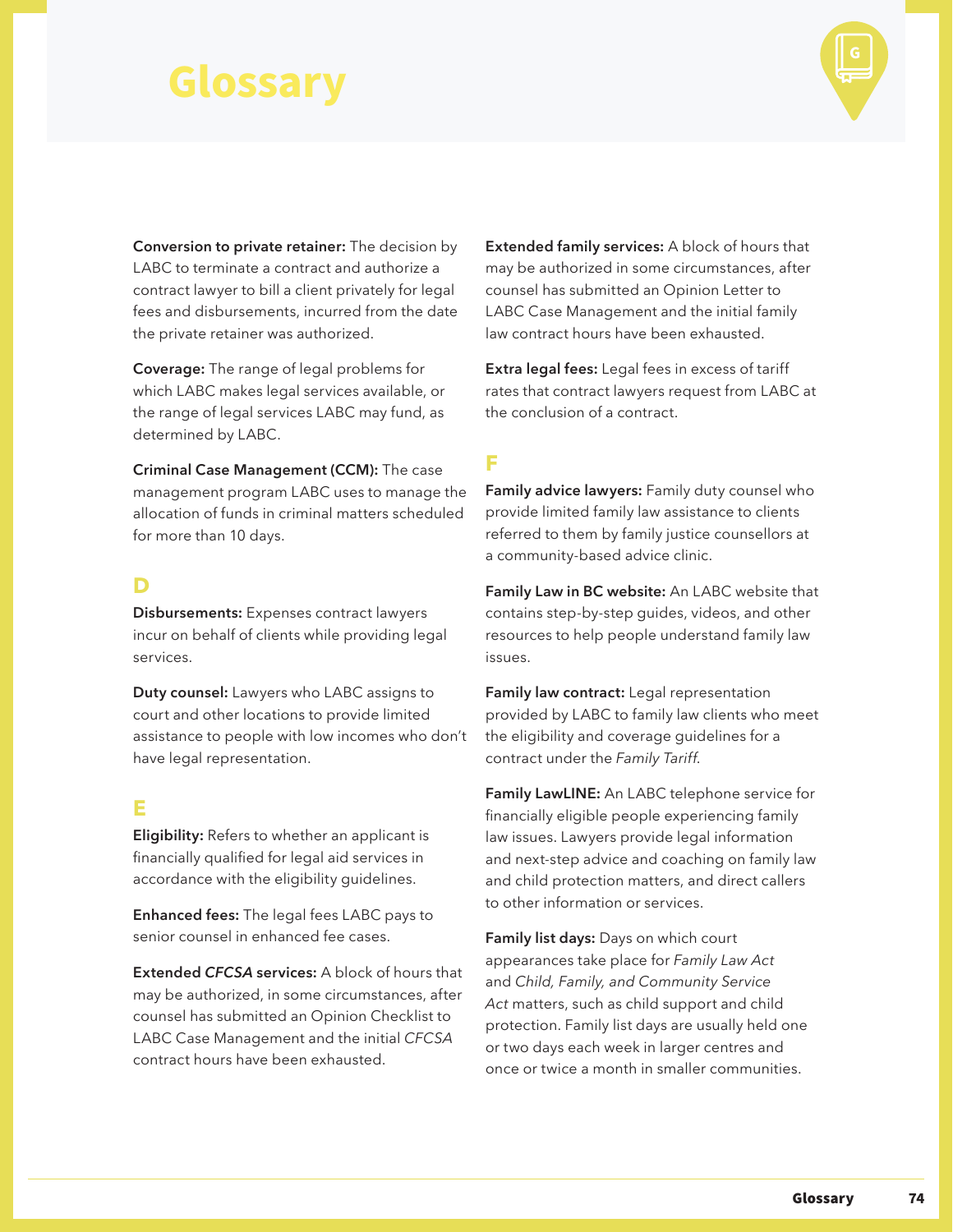# Glossary

**Conversion to private retainer:** The decision by LABC to terminate a contract and authorize a contract lawyer to bill a client privately for legal fees and disbursements, incurred from the date the private retainer was authorized.

**Coverage:** The range of legal problems for which LABC makes legal services available, or the range of legal services LABC may fund, as determined by LABC.

**Criminal Case Management (CCM):** The case management program LABC uses to manage the allocation of funds in criminal matters scheduled for more than 10 days.

## D

**Disbursements:** Expenses contract lawyers incur on behalf of clients while providing legal services.

**Duty counsel:** Lawyers who LABC assigns to court and other locations to provide limited assistance to people with low incomes who don't have legal representation.

## E

**Eligibility:** Refers to whether an applicant is financially qualified for legal aid services in accordance with the eligibility guidelines.

**Enhanced fees:** The legal fees LABC pays to senior counsel in enhanced fee cases.

**Extended *CFCSA* services:** A block of hours that may be authorized, in some circumstances, after counsel has submitted an Opinion Checklist to LABC Case Management and the initial *CFCSA* contract hours have been exhausted.

**Extended family services:** A block of hours that may be authorized in some circumstances, after counsel has submitted an Opinion Letter to LABC Case Management and the initial family law contract hours have been exhausted.

**Extra legal fees:** Legal fees in excess of tariff rates that contract lawyers request from LABC at the conclusion of a contract.

## F

**Family advice lawyers:** Family duty counsel who provide limited family law assistance to clients referred to them by family justice counsellors at a community-based advice clinic.

**Family Law in BC website:** An LABC website that contains step-by-step guides, videos, and other resources to help people understand family law issues.

**Family law contract:** Legal representation provided by LABC to family law clients who meet the eligibility and coverage guidelines for a contract under the *Family Tariff*.

**Family LawLINE:** An LABC telephone service for financially eligible people experiencing family law issues. Lawyers provide legal information and next-step advice and coaching on family law and child protection matters, and direct callers to other information or services.

**Family list days:** Days on which court appearances take place for *Family Law Act* and *Child, Family, and Community Service Act* matters, such as child support and child protection. Family list days are usually held one or two days each week in larger centres and once or twice a month in smaller communities.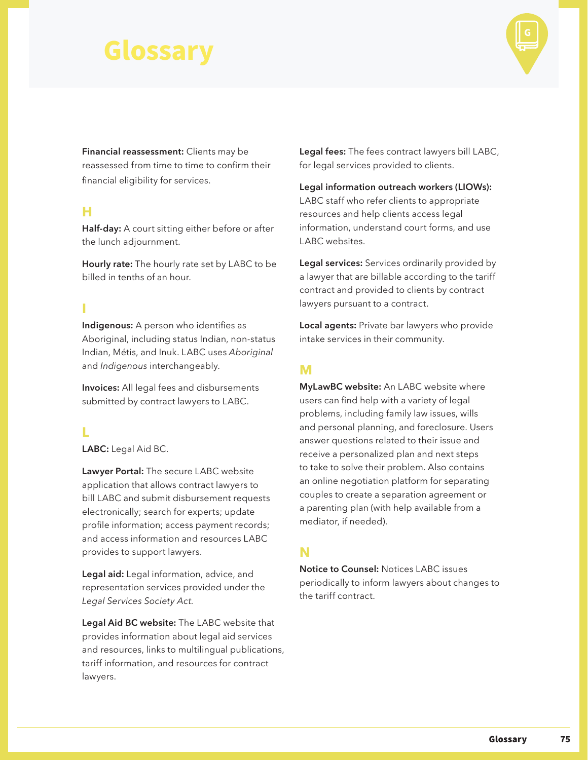# Glossary

**Financial reassessment:** Clients may be reassessed from time to time to confirm their financial eligibility for services.

## H

**Half-day:** A court sitting either before or after the lunch adjournment.

**Hourly rate:** The hourly rate set by LABC to be billed in tenths of an hour.

## I

**Indigenous:** A person who identifies as Aboriginal, including status Indian, non-status Indian, Métis, and Inuk. LABC uses *Aboriginal* and *Indigenous* interchangeably.

**Invoices:** All legal fees and disbursements submitted by contract lawyers to LABC.

## L

**LABC:** Legal Aid BC.

**Lawyer Portal:** The secure LABC website application that allows contract lawyers to bill LABC and submit disbursement requests electronically; search for experts; update profile information; access payment records; and access information and resources LABC provides to support lawyers.

**Legal aid:** Legal information, advice, and representation services provided under the *Legal Services Society Act*.

**Legal Aid BC website:** The LABC website that provides information about legal aid services and resources, links to multilingual publications, tariff information, and resources for contract lawyers.

**Legal fees:** The fees contract lawyers bill LABC, for legal services provided to clients.

**Legal information outreach workers (LIOWs):** LABC staff who refer clients to appropriate resources and help clients access legal information, understand court forms, and use LABC websites.

**Legal services:** Services ordinarily provided by a lawyer that are billable according to the tariff contract and provided to clients by contract lawyers pursuant to a contract.

**Local agents:** Private bar lawyers who provide intake services in their community.

## M

**MyLawBC website:** An LABC website where users can find help with a variety of legal problems, including family law issues, wills and personal planning, and foreclosure. Users answer questions related to their issue and receive a personalized plan and next steps to take to solve their problem. Also contains an online negotiation platform for separating couples to create a separation agreement or a parenting plan (with help available from a mediator, if needed).

## N

**Notice to Counsel:** Notices LABC issues periodically to inform lawyers about changes to the tariff contract.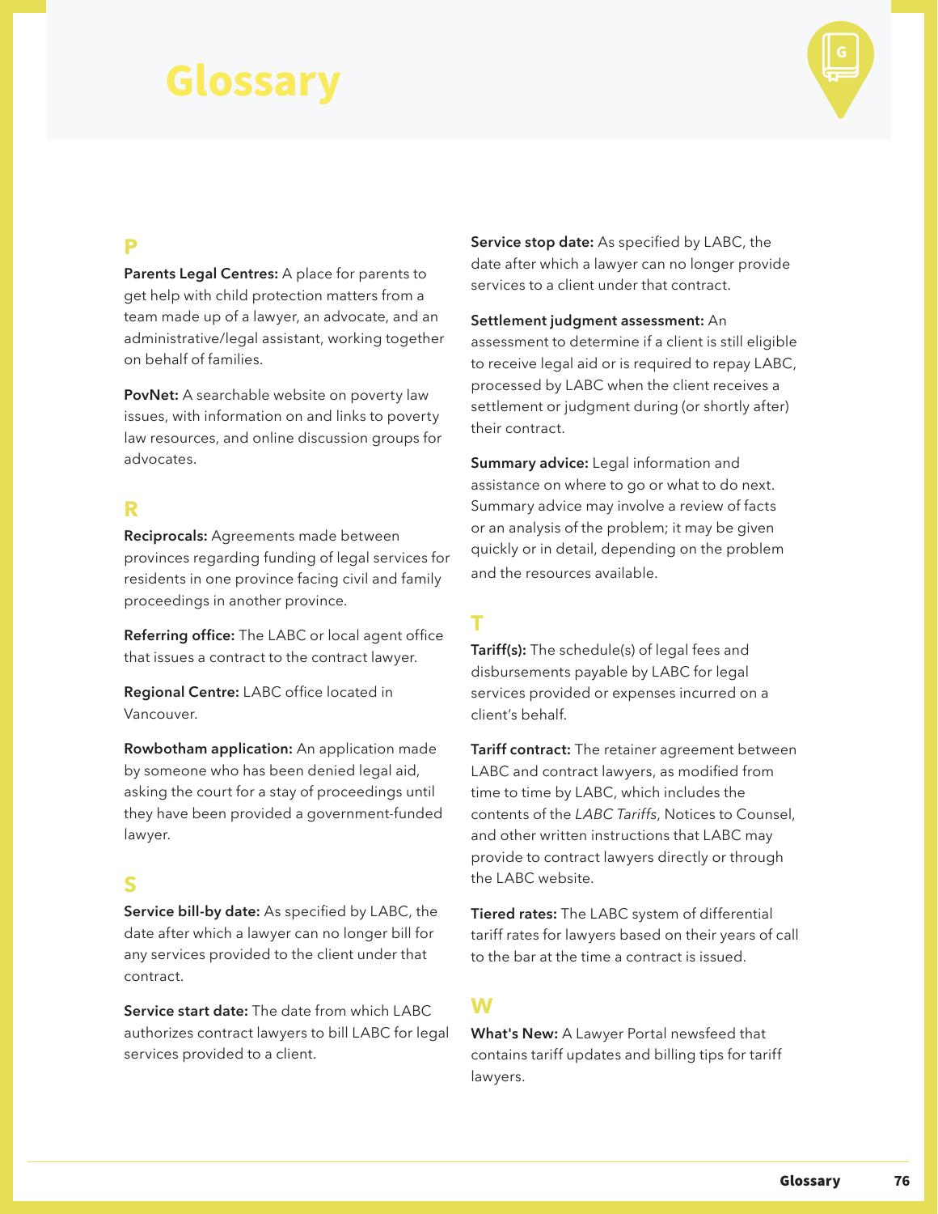# Glossary

## P

**Parents Legal Centres:** A place for parents to get help with child protection matters from a team made up of a lawyer, an advocate, and an administrative/legal assistant, working together on behalf of families.

**PovNet:** A searchable website on poverty law issues, with information on and links to poverty law resources, and online discussion groups for advocates.

## R

**Reciprocals:** Agreements made between provinces regarding funding of legal services for residents in one province facing civil and family proceedings in another province.

**Referring office:** The LABC or local agent office that issues a contract to the contract lawyer.

**Regional Centre:** LABC office located in Vancouver.

**Rowbotham application:** An application made by someone who has been denied legal aid, asking the court for a stay of proceedings until they have been provided a government-funded lawyer.

## S

**Service bill-by date:** As specified by LABC, the date after which a lawyer can no longer bill for any services provided to the client under that contract.

**Service start date:** The date from which LABC authorizes contract lawyers to bill LABC for legal services provided to a client.

**Service stop date:** As specified by LABC, the date after which a lawyer can no longer provide services to a client under that contract.

**Settlement judgment assessment:** An assessment to determine if a client is still eligible to receive legal aid or is required to repay LABC, processed by LABC when the client receives a settlement or judgment during (or shortly after) their contract.

**Summary advice:** Legal information and assistance on where to go or what to do next. Summary advice may involve a review of facts or an analysis of the problem; it may be given quickly or in detail, depending on the problem and the resources available.

## T

**Tariff(s):** The schedule(s) of legal fees and disbursements payable by LABC for legal services provided or expenses incurred on a client's behalf.

**Tariff contract:** The retainer agreement between LABC and contract lawyers, as modified from time to time by LABC, which includes the contents of the *LABC Tariffs*, Notices to Counsel, and other written instructions that LABC may provide to contract lawyers directly or through the LABC website.

**Tiered rates:** The LABC system of differential tariff rates for lawyers based on their years of call to the bar at the time a contract is issued.

## W

**What's New:** A Lawyer Portal newsfeed that contains tariff updates and billing tips for tariff lawyers.